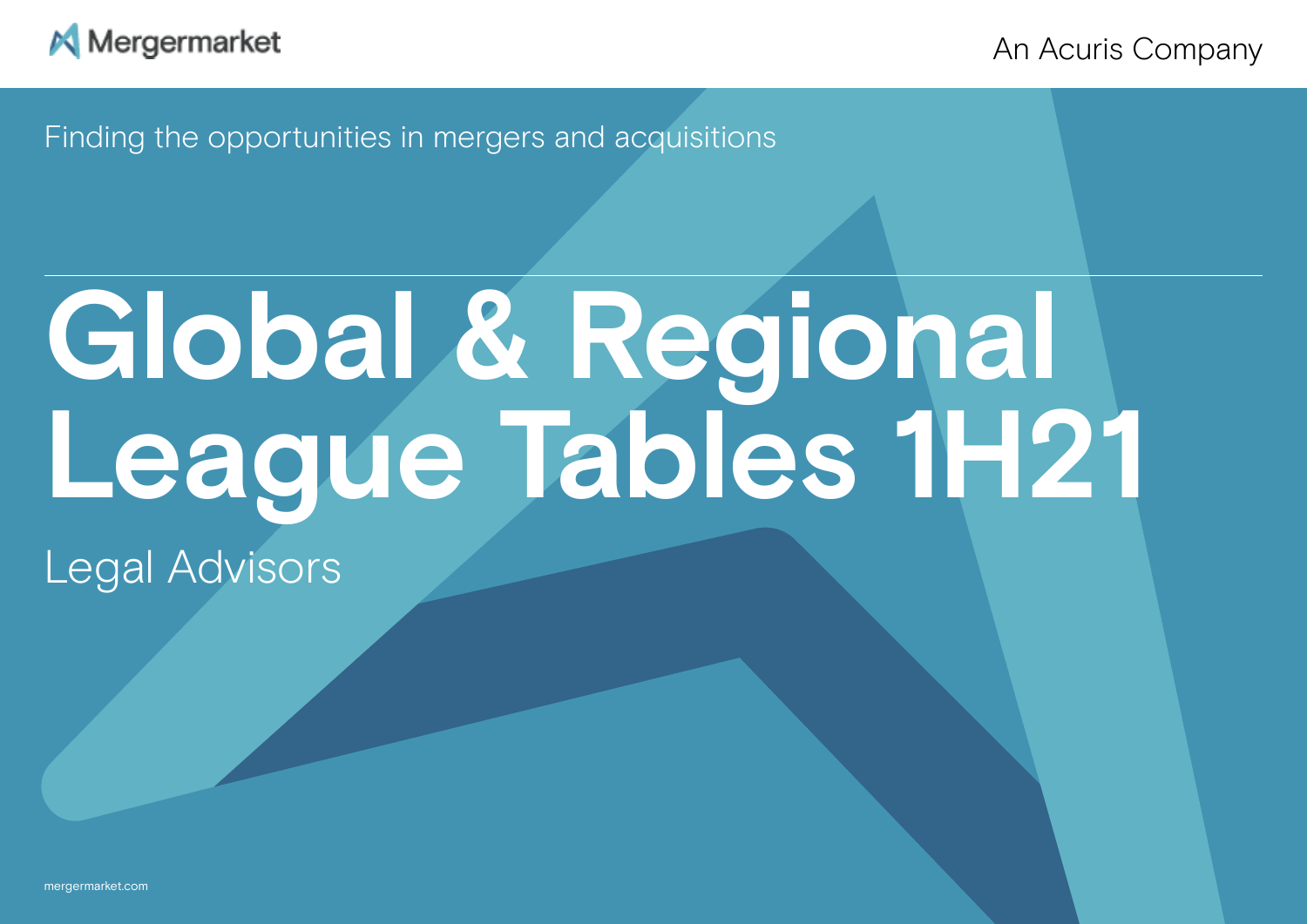Mergermarket

An Acuris Company

Finding the opportunities in mergers and acquisitions

# Global & Regional League Tables 1H21

## Legal Advisors

mergermarket.com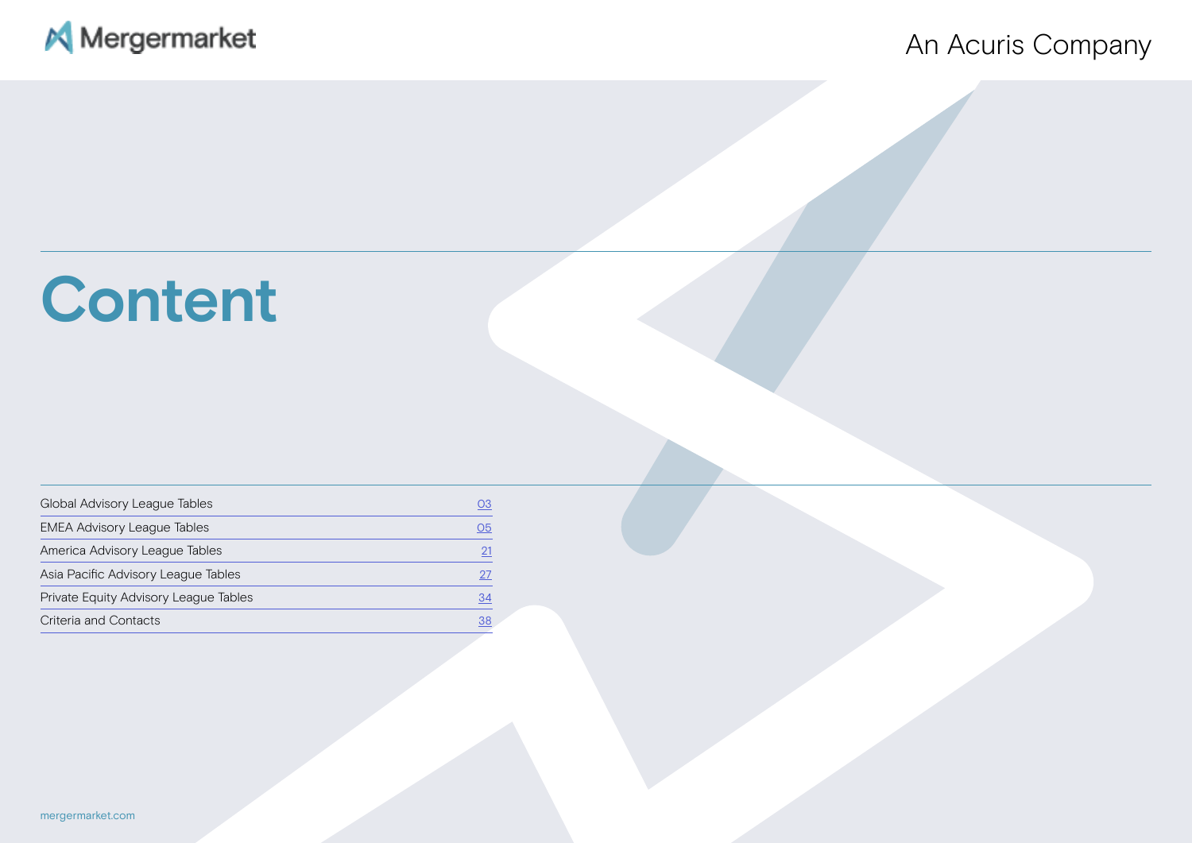# Content

| | |
|---|---|
| Global Advisory League Tables | 03 |
| EMEA Advisory League Tables | 05 |
| America Advisory League Tables | 21 |
| Asia Pacific Advisory League Tables | 27 |
| Private Equity Advisory League Tables | 34 |
| Criteria and Contacts | 38 |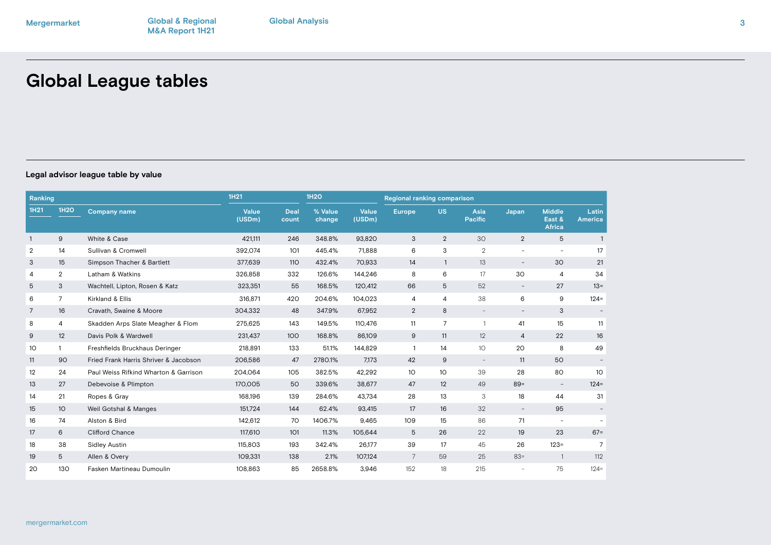# Global League tables

## Legal advisor league table by value

| Ranking | | | 1H21 | | 1H20 | | Regional ranking comparison | | | | | |
|---|---|---|---|---|---|---|---|---|---|---|---|---|
| 1H21 | 1H20 | Company name | Value (USDm) | Deal count | % Value change | Value (USDm) | Europe | US | Asia Pacific | Japan | Middle East & Africa | Latin America |
| 1 | 9 | White & Case | 421,111 | 246 | 348.8% | 93,820 | 3 | 2 | 30 | 2 | 5 | 1 |
| 2 | 14 | Sullivan & Cromwell | 392,074 | 101 | 445.4% | 71,888 | 6 | 3 | 2 | - | - | 17 |
| 3 | 15 | Simpson Thacher & Bartlett | 377,639 | 110 | 432.4% | 70,933 | 14 | 1 | 13 | - | 30 | 21 |
| 4 | 2 | Latham & Watkins | 326,858 | 332 | 126.6% | 144,246 | 8 | 6 | 17 | 30 | 4 | 34 |
| 5 | 3 | Wachtell, Lipton, Rosen & Katz | 323,351 | 55 | 168.5% | 120,412 | 66 | 5 | 52 | - | 27 | 13= |
| 6 | 7 | Kirkland & Ellis | 316,871 | 420 | 204.6% | 104,023 | 4 | 4 | 38 | 6 | 9 | 124= |
| 7 | 16 | Cravath, Swaine & Moore | 304,332 | 48 | 347.9% | 67,952 | 2 | 8 | - | - | 3 | - |
| 8 | 4 | Skadden Arps Slate Meagher & Flom | 275,625 | 143 | 149.5% | 110,476 | 11 | 7 | 1 | 41 | 15 | 11 |
| 9 | 12 | Davis Polk & Wardwell | 231,437 | 100 | 168.8% | 86,109 | 9 | 11 | 12 | 4 | 22 | 16 |
| 10 | 1 | Freshfields Bruckhaus Deringer | 218,891 | 133 | 51.1% | 144,829 | 1 | 14 | 10 | 20 | 8 | 49 |
| 11 | 90 | Fried Frank Harris Shriver & Jacobson | 206,586 | 47 | 2780.1% | 7,173 | 42 | 9 | - | 11 | 50 | - |
| 12 | 24 | Paul Weiss Rifkind Wharton & Garrison | 204,064 | 105 | 382.5% | 42,292 | 10 | 10 | 39 | 28 | 80 | 10 |
| 13 | 27 | Debevoise & Plimpton | 170,005 | 50 | 339.6% | 38,677 | 47 | 12 | 49 | 89= | - | 124= |
| 14 | 21 | Ropes & Gray | 168,196 | 139 | 284.6% | 43,734 | 28 | 13 | 3 | 18 | 44 | 31 |
| 15 | 10 | Weil Gotshal & Manges | 151,724 | 144 | 62.4% | 93,415 | 17 | 16 | 32 | - | 95 | - |
| 16 | 74 | Alston & Bird | 142,612 | 70 | 1406.7% | 9,465 | 109 | 15 | 86 | 71 | - | - |
| 17 | 6 | Clifford Chance | 117,610 | 101 | 11.3% | 105,644 | 5 | 26 | 22 | 19 | 23 | 67= |
| 18 | 38 | Sidley Austin | 115,803 | 193 | 342.4% | 26,177 | 39 | 17 | 45 | 26 | 123= | 7 |
| 19 | 5 | Allen & Overy | 109,331 | 138 | 2.1% | 107,124 | 7 | 59 | 25 | 83= | 1 | 112 |
| 20 | 130 | Fasken Martineau Dumoulin | 108,863 | 85 | 2658.8% | 3,946 | 152 | 18 | 215 | - | 75 | 124= |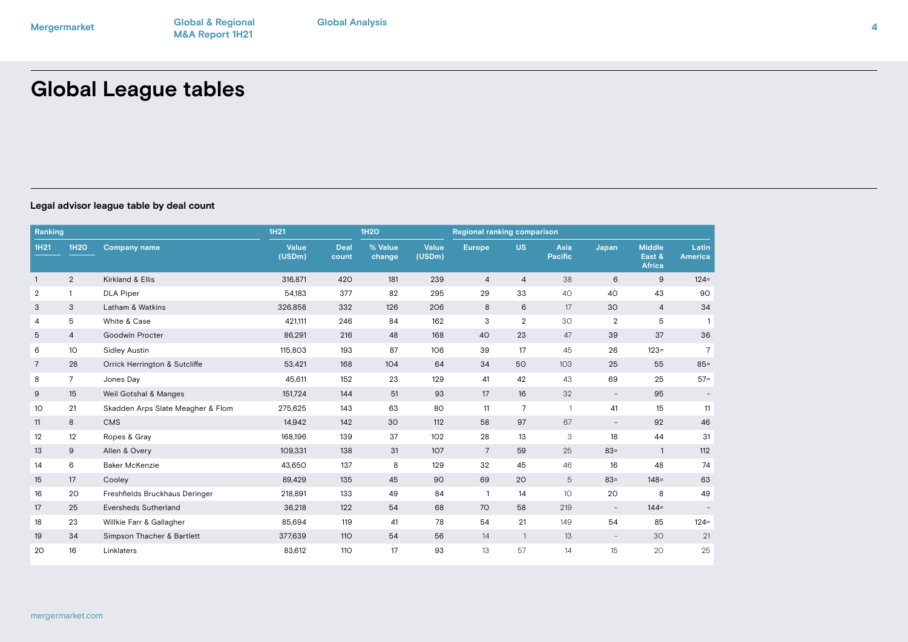# Global League tables

### Legal advisor league table by deal count

| Ranking | | | 1H21 | | 1H20 | | Regional ranking comparison | | | | | |
|---|---|---|---|---|---|---|---|---|---|---|---|---|
| 1H21 | 1H20 | Company name | Value (USDm) | Deal count | % Value change | Value (USDm) | Europe | US | Asia Pacific | Japan | Middle East & Africa | Latin America |
| 1 | 2 | Kirkland & Ellis | 316,871 | 420 | 181 | 239 | 4 | 4 | 38 | 6 | 9 | 124= |
| 2 | 1 | DLA Piper | 54,183 | 377 | 82 | 295 | 29 | 33 | 40 | 40 | 43 | 90 |
| 3 | 3 | Latham & Watkins | 326,858 | 332 | 126 | 206 | 8 | 6 | 17 | 30 | 4 | 34 |
| 4 | 5 | White & Case | 421,111 | 246 | 84 | 162 | 3 | 2 | 30 | 2 | 5 | 1 |
| 5 | 4 | Goodwin Procter | 86,291 | 216 | 48 | 168 | 40 | 23 | 47 | 39 | 37 | 36 |
| 6 | 10 | Sidley Austin | 115,803 | 193 | 87 | 106 | 39 | 17 | 45 | 26 | 123= | 7 |
| 7 | 28 | Orrick Herrington & Sutcliffe | 53,421 | 168 | 104 | 64 | 34 | 50 | 103 | 25 | 55 | 85= |
| 8 | 7 | Jones Day | 45,611 | 152 | 23 | 129 | 41 | 42 | 43 | 69 | 25 | 57= |
| 9 | 15 | Weil Gotshal & Manges | 151,724 | 144 | 51 | 93 | 17 | 16 | 32 | - | 95 | - |
| 10 | 21 | Skadden Arps Slate Meagher & Flom | 275,625 | 143 | 63 | 80 | 11 | 7 | 1 | 41 | 15 | 11 |
| 11 | 8 | CMS | 14,942 | 142 | 30 | 112 | 58 | 97 | 67 | - | 92 | 46 |
| 12 | 12 | Ropes & Gray | 168,196 | 139 | 37 | 102 | 28 | 13 | 3 | 18 | 44 | 31 |
| 13 | 9 | Allen & Overy | 109,331 | 138 | 31 | 107 | 7 | 59 | 25 | 83= | 1 | 112 |
| 14 | 6 | Baker McKenzie | 43,650 | 137 | 8 | 129 | 32 | 45 | 46 | 16 | 48 | 74 |
| 15 | 17 | Cooley | 89,429 | 135 | 45 | 90 | 69 | 20 | 5 | 83= | 148= | 63 |
| 16 | 20 | Freshfields Bruckhaus Deringer | 218,891 | 133 | 49 | 84 | 1 | 14 | 10 | 20 | 8 | 49 |
| 17 | 25 | Eversheds Sutherland | 36,218 | 122 | 54 | 68 | 70 | 58 | 219 | - | 144= | - |
| 18 | 23 | Willkie Farr & Gallagher | 85,694 | 119 | 41 | 78 | 54 | 21 | 149 | 54 | 85 | 124= |
| 19 | 34 | Simpson Thacher & Bartlett | 377,639 | 110 | 54 | 56 | 14 | 1 | 13 | - | 30 | 21 |
| 20 | 16 | Linklaters | 83,612 | 110 | 17 | 93 | 13 | 57 | 14 | 15 | 20 | 25 |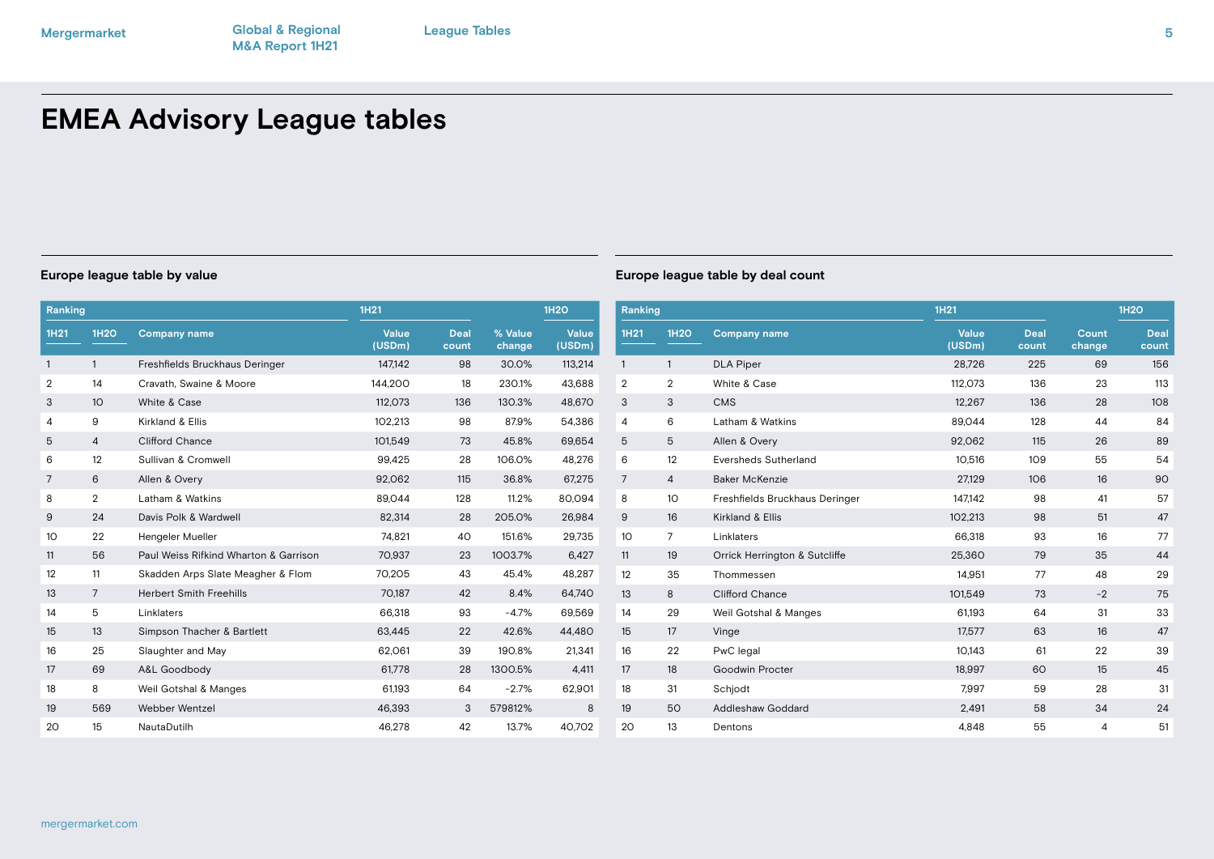# EMEA Advisory League tables

### Europe league table by value

| Ranking | | | 1H21 | | | 1H20 |
|---|---|---|---|---|---|---|
| 1H21 | 1H20 | Company name | Value (USDm) | Deal count | % Value change | Value (USDm) |
| 1 | 1 | Freshfields Bruckhaus Deringer | 147,142 | 98 | 30.0% | 113,214 |
| 2 | 14 | Cravath, Swaine & Moore | 144,200 | 18 | 230.1% | 43,688 |
| 3 | 10 | White & Case | 112,073 | 136 | 130.3% | 48,670 |
| 4 | 9 | Kirkland & Ellis | 102,213 | 98 | 87.9% | 54,386 |
| 5 | 4 | Clifford Chance | 101,549 | 73 | 45.8% | 69,654 |
| 6 | 12 | Sullivan & Cromwell | 99,425 | 28 | 106.0% | 48,276 |
| 7 | 6 | Allen & Overy | 92,062 | 115 | 36.8% | 67,275 |
| 8 | 2 | Latham & Watkins | 89,044 | 128 | 11.2% | 80,094 |
| 9 | 24 | Davis Polk & Wardwell | 82,314 | 28 | 205.0% | 26,984 |
| 10 | 22 | Hengeler Mueller | 74,821 | 40 | 151.6% | 29,735 |
| 11 | 56 | Paul Weiss Rifkind Wharton & Garrison | 70,937 | 23 | 1003.7% | 6,427 |
| 12 | 11 | Skadden Arps Slate Meagher & Flom | 70,205 | 43 | 45.4% | 48,287 |
| 13 | 7 | Herbert Smith Freehills | 70,187 | 42 | 8.4% | 64,740 |
| 14 | 5 | Linklaters | 66,318 | 93 | -4.7% | 69,569 |
| 15 | 13 | Simpson Thacher & Bartlett | 63,445 | 22 | 42.6% | 44,480 |
| 16 | 25 | Slaughter and May | 62,061 | 39 | 190.8% | 21,341 |
| 17 | 69 | A&L Goodbody | 61,778 | 28 | 1300.5% | 4,411 |
| 18 | 8 | Weil Gotshal & Manges | 61,193 | 64 | -2.7% | 62,901 |
| 19 | 569 | Webber Wentzel | 46,393 | 3 | 579812% | 8 |
| 20 | 15 | NautaDutilh | 46,278 | 42 | 13.7% | 40,702 |

### Europe league table by deal count

| Ranking | | | 1H21 | | | 1H20 |
|---|---|---|---|---|---|---|
| 1H21 | 1H20 | Company name | Value (USDm) | Deal count | Count change | Deal count |
| 1 | 1 | DLA Piper | 28,726 | 225 | 69 | 156 |
| 2 | 2 | White & Case | 112,073 | 136 | 23 | 113 |
| 3 | 3 | CMS | 12,267 | 136 | 28 | 108 |
| 4 | 6 | Latham & Watkins | 89,044 | 128 | 44 | 84 |
| 5 | 5 | Allen & Overy | 92,062 | 115 | 26 | 89 |
| 6 | 12 | Eversheds Sutherland | 10,516 | 109 | 55 | 54 |
| 7 | 4 | Baker McKenzie | 27,129 | 106 | 16 | 90 |
| 8 | 10 | Freshfields Bruckhaus Deringer | 147,142 | 98 | 41 | 57 |
| 9 | 16 | Kirkland & Ellis | 102,213 | 98 | 51 | 47 |
| 10 | 7 | Linklaters | 66,318 | 93 | 16 | 77 |
| 11 | 19 | Orrick Herrington & Sutcliffe | 25,360 | 79 | 35 | 44 |
| 12 | 35 | Thommessen | 14,951 | 77 | 48 | 29 |
| 13 | 8 | Clifford Chance | 101,549 | 73 | -2 | 75 |
| 14 | 29 | Weil Gotshal & Manges | 61,193 | 64 | 31 | 33 |
| 15 | 17 | Vinge | 17,577 | 63 | 16 | 47 |
| 16 | 22 | PwC legal | 10,143 | 61 | 22 | 39 |
| 17 | 18 | Goodwin Procter | 18,997 | 60 | 15 | 45 |
| 18 | 31 | Schjodt | 7,997 | 59 | 28 | 31 |
| 19 | 50 | Addleshaw Goddard | 2,491 | 58 | 34 | 24 |
| 20 | 13 | Dentons | 4,848 | 55 | 4 | 51 |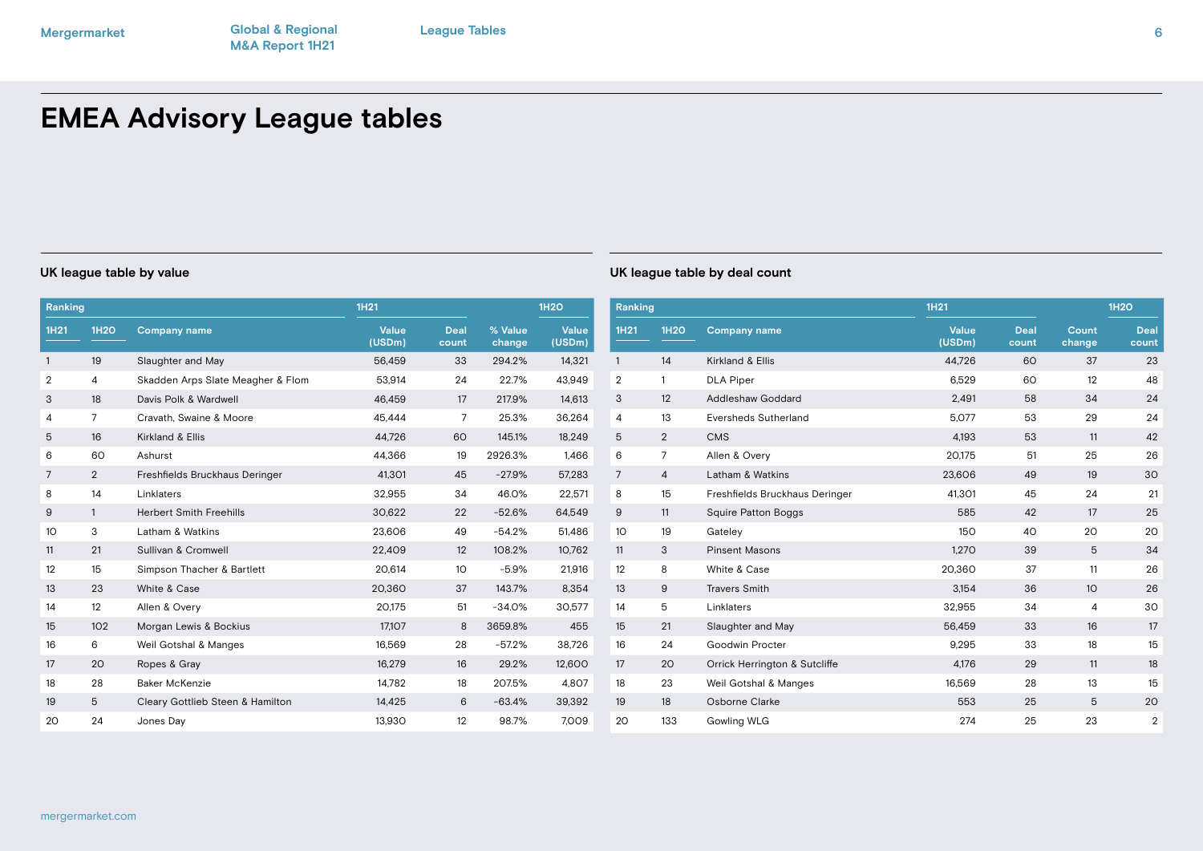# EMEA Advisory League tables

## UK league table by value

| Ranking | | | 1H21 | | | 1H20 |
|---|---|---|---|---|---|---|
| 1H21 | 1H20 | Company name | Value (USDm) | Deal count | % Value change | Value (USDm) |
| 1 | 19 | Slaughter and May | 56,459 | 33 | 294.2% | 14,321 |
| 2 | 4 | Skadden Arps Slate Meagher & Flom | 53,914 | 24 | 22.7% | 43,949 |
| 3 | 18 | Davis Polk & Wardwell | 46,459 | 17 | 217.9% | 14,613 |
| 4 | 7 | Cravath, Swaine & Moore | 45,444 | 7 | 25.3% | 36,264 |
| 5 | 16 | Kirkland & Ellis | 44,726 | 60 | 145.1% | 18,249 |
| 6 | 60 | Ashurst | 44,366 | 19 | 2926.3% | 1,466 |
| 7 | 2 | Freshfields Bruckhaus Deringer | 41,301 | 45 | -27.9% | 57,283 |
| 8 | 14 | Linklaters | 32,955 | 34 | 46.0% | 22,571 |
| 9 | 1 | Herbert Smith Freehills | 30,622 | 22 | -52.6% | 64,549 |
| 10 | 3 | Latham & Watkins | 23,606 | 49 | -54.2% | 51,486 |
| 11 | 21 | Sullivan & Cromwell | 22,409 | 12 | 108.2% | 10,762 |
| 12 | 15 | Simpson Thacher & Bartlett | 20,614 | 10 | -5.9% | 21,916 |
| 13 | 23 | White & Case | 20,360 | 37 | 143.7% | 8,354 |
| 14 | 12 | Allen & Overy | 20,175 | 51 | -34.0% | 30,577 |
| 15 | 102 | Morgan Lewis & Bockius | 17,107 | 8 | 3659.8% | 455 |
| 16 | 6 | Weil Gotshal & Manges | 16,569 | 28 | -57.2% | 38,726 |
| 17 | 20 | Ropes & Gray | 16,279 | 16 | 29.2% | 12,600 |
| 18 | 28 | Baker McKenzie | 14,782 | 18 | 207.5% | 4,807 |
| 19 | 5 | Cleary Gottlieb Steen & Hamilton | 14,425 | 6 | -63.4% | 39,392 |
| 20 | 24 | Jones Day | 13,930 | 12 | 98.7% | 7,009 |

## UK league table by deal count

| Ranking | | | 1H21 | | | 1H20 |
|---|---|---|---|---|---|---|
| 1H21 | 1H20 | Company name | Value (USDm) | Deal count | Count change | Deal count |
| 1 | 14 | Kirkland & Ellis | 44,726 | 60 | 37 | 23 |
| 2 | 1 | DLA Piper | 6,529 | 60 | 12 | 48 |
| 3 | 12 | Addleshaw Goddard | 2,491 | 58 | 34 | 24 |
| 4 | 13 | Eversheds Sutherland | 5,077 | 53 | 29 | 24 |
| 5 | 2 | CMS | 4,193 | 53 | 11 | 42 |
| 6 | 7 | Allen & Overy | 20,175 | 51 | 25 | 26 |
| 7 | 4 | Latham & Watkins | 23,606 | 49 | 19 | 30 |
| 8 | 15 | Freshfields Bruckhaus Deringer | 41,301 | 45 | 24 | 21 |
| 9 | 11 | Squire Patton Boggs | 585 | 42 | 17 | 25 |
| 10 | 19 | Gateley | 150 | 40 | 20 | 20 |
| 11 | 3 | Pinsent Masons | 1,270 | 39 | 5 | 34 |
| 12 | 8 | White & Case | 20,360 | 37 | 11 | 26 |
| 13 | 9 | Travers Smith | 3,154 | 36 | 10 | 26 |
| 14 | 5 | Linklaters | 32,955 | 34 | 4 | 30 |
| 15 | 21 | Slaughter and May | 56,459 | 33 | 16 | 17 |
| 16 | 24 | Goodwin Procter | 9,295 | 33 | 18 | 15 |
| 17 | 20 | Orrick Herrington & Sutcliffe | 4,176 | 29 | 11 | 18 |
| 18 | 23 | Weil Gotshal & Manges | 16,569 | 28 | 13 | 15 |
| 19 | 18 | Osborne Clarke | 553 | 25 | 5 | 20 |
| 20 | 133 | Gowling WLG | 274 | 25 | 23 | 2 |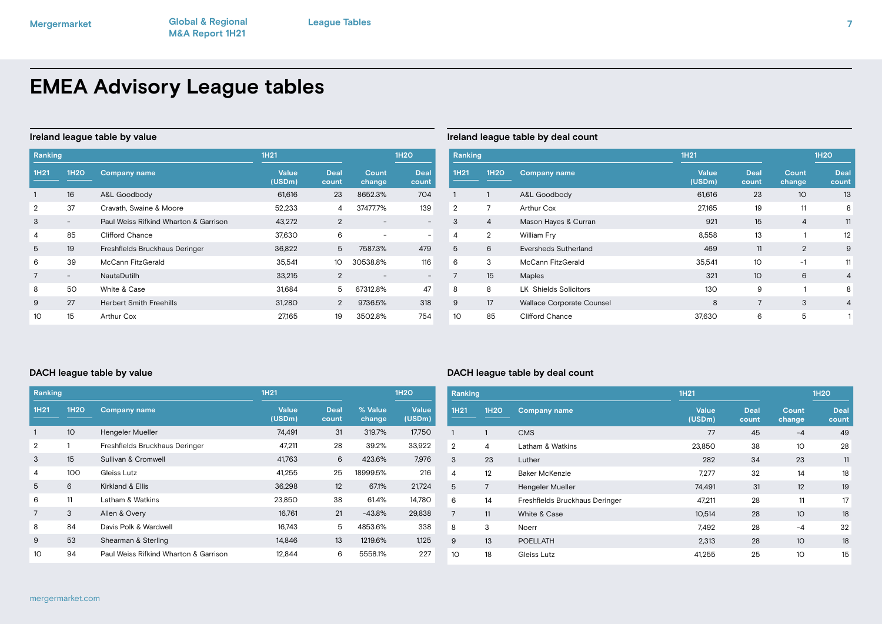# EMEA Advisory League tables

## Ireland league table by value

| Ranking | | | 1H21 | | | 1H20 |
|---|---|---|---|---|---|---|
| 1H21 | 1H20 | Company name | Value (USDm) | Deal count | Count change | Deal count |
| 1 | 16 | A&L Goodbody | 61,616 | 23 | 8652.3% | 704 |
| 2 | 37 | Cravath, Swaine & Moore | 52,233 | 4 | 37477.7% | 139 |
| 3 | - | Paul Weiss Rifkind Wharton & Garrison | 43,272 | 2 | - | - |
| 4 | 85 | Clifford Chance | 37,630 | 6 | - | - |
| 5 | 19 | Freshfields Bruckhaus Deringer | 36,822 | 5 | 7587.3% | 479 |
| 6 | 39 | McCann FitzGerald | 35,541 | 10 | 30538.8% | 116 |
| 7 | - | NautaDutilh | 33,215 | 2 | - | - |
| 8 | 50 | White & Case | 31,684 | 5 | 67312.8% | 47 |
| 9 | 27 | Herbert Smith Freehills | 31,280 | 2 | 9736.5% | 318 |
| 10 | 15 | Arthur Cox | 27,165 | 19 | 3502.8% | 754 |

## Ireland league table by deal count

| Ranking | | | 1H21 | | | 1H20 |
|---|---|---|---|---|---|---|
| 1H21 | 1H20 | Company name | Value (USDm) | Deal count | Count change | Deal count |
| 1 | 1 | A&L Goodbody | 61,616 | 23 | 10 | 13 |
| 2 | 7 | Arthur Cox | 27,165 | 19 | 11 | 8 |
| 3 | 4 | Mason Hayes & Curran | 921 | 15 | 4 | 11 |
| 4 | 2 | William Fry | 8,558 | 13 | 1 | 12 |
| 5 | 6 | Eversheds Sutherland | 469 | 11 | 2 | 9 |
| 6 | 3 | McCann FitzGerald | 35,541 | 10 | -1 | 11 |
| 7 | 15 | Maples | 321 | 10 | 6 | 4 |
| 8 | 8 | LK Shields Solicitors | 130 | 9 | 1 | 8 |
| 9 | 17 | Wallace Corporate Counsel | 8 | 7 | 3 | 4 |
| 10 | 85 | Clifford Chance | 37,630 | 6 | 5 | 1 |

## DACH league table by value

| Ranking | | | 1H21 | | | 1H20 |
|---|---|---|---|---|---|---|
| 1H21 | 1H20 | Company name | Value (USDm) | Deal count | % Value change | Value (USDm) |
| 1 | 10 | Hengeler Mueller | 74,491 | 31 | 319.7% | 17,750 |
| 2 | 1 | Freshfields Bruckhaus Deringer | 47,211 | 28 | 39.2% | 33,922 |
| 3 | 15 | Sullivan & Cromwell | 41,763 | 6 | 423.6% | 7,976 |
| 4 | 100 | Gleiss Lutz | 41,255 | 25 | 18999.5% | 216 |
| 5 | 6 | Kirkland & Ellis | 36,298 | 12 | 67.1% | 21,724 |
| 6 | 11 | Latham & Watkins | 23,850 | 38 | 61.4% | 14,780 |
| 7 | 3 | Allen & Overy | 16,761 | 21 | -43.8% | 29,838 |
| 8 | 84 | Davis Polk & Wardwell | 16,743 | 5 | 4853.6% | 338 |
| 9 | 53 | Shearman & Sterling | 14,846 | 13 | 1219.6% | 1,125 |
| 10 | 94 | Paul Weiss Rifkind Wharton & Garrison | 12,844 | 6 | 5558.1% | 227 |

## DACH league table by deal count

| Ranking | | | 1H21 | | | 1H20 |
|---|---|---|---|---|---|---|
| 1H21 | 1H20 | Company name | Value (USDm) | Deal count | Count change | Deal count |
| 1 | 1 | CMS | 77 | 45 | -4 | 49 |
| 2 | 4 | Latham & Watkins | 23,850 | 38 | 10 | 28 |
| 3 | 23 | Luther | 282 | 34 | 23 | 11 |
| 4 | 12 | Baker McKenzie | 7,277 | 32 | 14 | 18 |
| 5 | 7 | Hengeler Mueller | 74,491 | 31 | 12 | 19 |
| 6 | 14 | Freshfields Bruckhaus Deringer | 47,211 | 28 | 11 | 17 |
| 7 | 11 | White & Case | 10,514 | 28 | 10 | 18 |
| 8 | 3 | Noerr | 7,492 | 28 | -4 | 32 |
| 9 | 13 | POELLATH | 2,313 | 28 | 10 | 18 |
| 10 | 18 | Gleiss Lutz | 41,255 | 25 | 10 | 15 |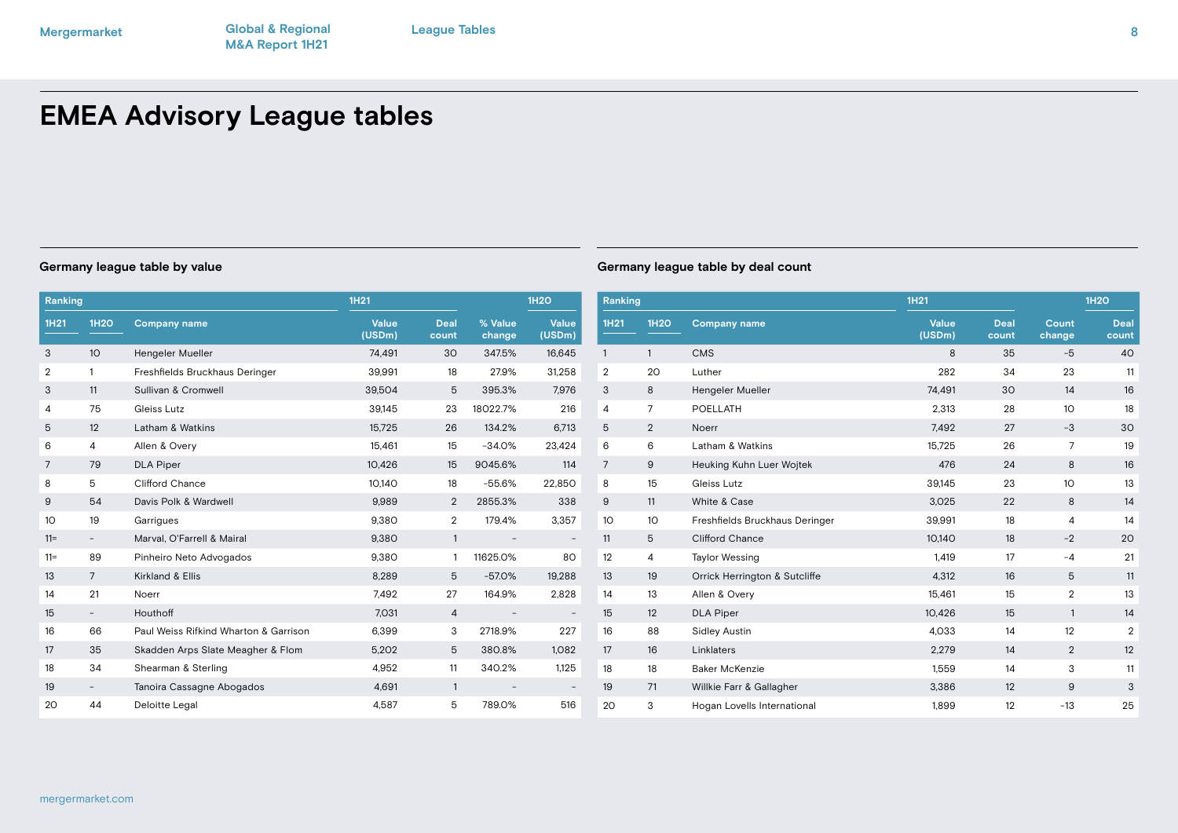# EMEA Advisory League tables

### Germany league table by value

| Ranking | | | 1H21 | | | 1H20 |
|---|---|---|---|---|---|---|
| 1H21 | 1H20 | Company name | Value (USDm) | Deal count | % Value change | Value (USDm) |
| 3 | 10 | Hengeler Mueller | 74,491 | 30 | 347.5% | 16,645 |
| 2 | 1 | Freshfields Bruckhaus Deringer | 39,991 | 18 | 27.9% | 31,258 |
| 3 | 11 | Sullivan & Cromwell | 39,504 | 5 | 395.3% | 7,976 |
| 4 | 75 | Gleiss Lutz | 39,145 | 23 | 18022.7% | 216 |
| 5 | 12 | Latham & Watkins | 15,725 | 26 | 134.2% | 6,713 |
| 6 | 4 | Allen & Overy | 15,461 | 15 | -34.0% | 23,424 |
| 7 | 79 | DLA Piper | 10,426 | 15 | 9045.6% | 114 |
| 8 | 5 | Clifford Chance | 10,140 | 18 | -55.6% | 22,850 |
| 9 | 54 | Davis Polk & Wardwell | 9,989 | 2 | 2855.3% | 338 |
| 10 | 19 | Garrigues | 9,380 | 2 | 179.4% | 3,357 |
| 11= | - | Marval, O'Farrell & Mairal | 9,380 | 1 | - | - |
| 11= | 89 | Pinheiro Neto Advogados | 9,380 | 1 | 11625.0% | 80 |
| 13 | 7 | Kirkland & Ellis | 8,289 | 5 | -57.0% | 19,288 |
| 14 | 21 | Noerr | 7,492 | 27 | 164.9% | 2,828 |
| 15 | - | Houthoff | 7,031 | 4 | - | - |
| 16 | 66 | Paul Weiss Rifkind Wharton & Garrison | 6,399 | 3 | 2718.9% | 227 |
| 17 | 35 | Skadden Arps Slate Meagher & Flom | 5,202 | 5 | 380.8% | 1,082 |
| 18 | 34 | Shearman & Sterling | 4,952 | 11 | 340.2% | 1,125 |
| 19 | - | Tanoira Cassagne Abogados | 4,691 | 1 | - | - |
| 20 | 44 | Deloitte Legal | 4,587 | 5 | 789.0% | 516 |

### Germany league table by deal count

| Ranking | | | 1H21 | | | 1H20 |
|---|---|---|---|---|---|---|
| 1H21 | 1H20 | Company name | Value (USDm) | Deal count | Count change | Deal count |
| 1 | 1 | CMS | 8 | 35 | -5 | 40 |
| 2 | 20 | Luther | 282 | 34 | 23 | 11 |
| 3 | 8 | Hengeler Mueller | 74,491 | 30 | 14 | 16 |
| 4 | 7 | POELLATH | 2,313 | 28 | 10 | 18 |
| 5 | 2 | Noerr | 7,492 | 27 | -3 | 30 |
| 6 | 6 | Latham & Watkins | 15,725 | 26 | 7 | 19 |
| 7 | 9 | Heuking Kuhn Luer Wojtek | 476 | 24 | 8 | 16 |
| 8 | 15 | Gleiss Lutz | 39,145 | 23 | 10 | 13 |
| 9 | 11 | White & Case | 3,025 | 22 | 8 | 14 |
| 10 | 10 | Freshfields Bruckhaus Deringer | 39,991 | 18 | 4 | 14 |
| 11 | 5 | Clifford Chance | 10,140 | 18 | -2 | 20 |
| 12 | 4 | Taylor Wessing | 1,419 | 17 | -4 | 21 |
| 13 | 19 | Orrick Herrington & Sutcliffe | 4,312 | 16 | 5 | 11 |
| 14 | 13 | Allen & Overy | 15,461 | 15 | 2 | 13 |
| 15 | 12 | DLA Piper | 10,426 | 15 | 1 | 14 |
| 16 | 88 | Sidley Austin | 4,033 | 14 | 12 | 2 |
| 17 | 16 | Linklaters | 2,279 | 14 | 2 | 12 |
| 18 | 18 | Baker McKenzie | 1,559 | 14 | 3 | 11 |
| 19 | 71 | Willkie Farr & Gallagher | 3,386 | 12 | 9 | 3 |
| 20 | 3 | Hogan Lovells International | 1,899 | 12 | -13 | 25 |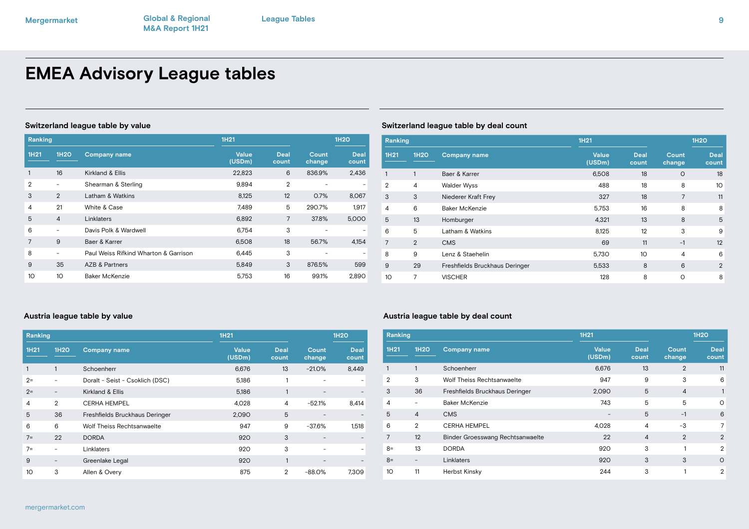# EMEA Advisory League tables

### Switzerland league table by value

| Ranking | | | 1H21 | | | 1H20 |
|---|---|---|---|---|---|---|
| 1H21 | 1H20 | Company name | Value (USDm) | Deal count | Count change | Deal count |
| 1 | 16 | Kirkland & Ellis | 22,823 | 6 | 836.9% | 2,436 |
| 2 | - | Shearman & Sterling | 9,894 | 2 | - | - |
| 3 | 2 | Latham & Watkins | 8,125 | 12 | 0.7% | 8,067 |
| 4 | 21 | White & Case | 7,489 | 5 | 290.7% | 1,917 |
| 5 | 4 | Linklaters | 6,892 | 7 | 37.8% | 5,000 |
| 6 | - | Davis Polk & Wardwell | 6,754 | 3 | - | - |
| 7 | 9 | Baer & Karrer | 6,508 | 18 | 56.7% | 4,154 |
| 8 | - | Paul Weiss Rifkind Wharton & Garrison | 6,445 | 3 | - | - |
| 9 | 35 | AZB & Partners | 5,849 | 3 | 876.5% | 599 |
| 10 | 10 | Baker McKenzie | 5,753 | 16 | 99.1% | 2,890 |

### Switzerland league table by deal count

| Ranking | | | 1H21 | | | 1H20 |
|---|---|---|---|---|---|---|
| 1H21 | 1H20 | Company name | Value (USDm) | Deal count | Count change | Deal count |
| 1 | 1 | Baer & Karrer | 6,508 | 18 | 0 | 18 |
| 2 | 4 | Walder Wyss | 488 | 18 | 8 | 10 |
| 3 | 3 | Niederer Kraft Frey | 327 | 18 | 7 | 11 |
| 4 | 6 | Baker McKenzie | 5,753 | 16 | 8 | 8 |
| 5 | 13 | Homburger | 4,321 | 13 | 8 | 5 |
| 6 | 5 | Latham & Watkins | 8,125 | 12 | 3 | 9 |
| 7 | 2 | CMS | 69 | 11 | -1 | 12 |
| 8 | 9 | Lenz & Staehelin | 5,730 | 10 | 4 | 6 |
| 9 | 29 | Freshfields Bruckhaus Deringer | 5,533 | 8 | 6 | 2 |
| 10 | 7 | VISCHER | 128 | 8 | 0 | 8 |

### Austria league table by value

| Ranking | | | 1H21 | | | 1H20 |
|---|---|---|---|---|---|---|
| 1H21 | 1H20 | Company name | Value (USDm) | Deal count | Count change | Deal count |
| 1 | 1 | Schoenherr | 6,676 | 13 | -21.0% | 8,449 |
| 2= | - | Doralt - Seist - Csoklich (DSC) | 5,186 | 1 | - | - |
| 2= | - | Kirkland & Ellis | 5,186 | 1 | - | - |
| 4 | 2 | CERHA HEMPEL | 4,028 | 4 | -52.1% | 8,414 |
| 5 | 36 | Freshfields Bruckhaus Deringer | 2,090 | 5 | - | - |
| 6 | 6 | Wolf Theiss Rechtsanwaelte | 947 | 9 | -37.6% | 1,518 |
| 7= | 22 | DORDA | 920 | 3 | - | - |
| 7= | - | Linklaters | 920 | 3 | - | - |
| 9 | - | Greenlake Legal | 920 | 1 | - | - |
| 10 | 3 | Allen & Overy | 875 | 2 | -88.0% | 7,309 |

### Austria league table by deal count

| Ranking | | | 1H21 | | | 1H20 |
|---|---|---|---|---|---|---|
| 1H21 | 1H20 | Company name | Value (USDm) | Deal count | Count change | Deal count |
| 1 | 1 | Schoenherr | 6,676 | 13 | 2 | 11 |
| 2 | 3 | Wolf Theiss Rechtsanwaelte | 947 | 9 | 3 | 6 |
| 3 | 36 | Freshfields Bruckhaus Deringer | 2,090 | 5 | 4 | 1 |
| 4 | - | Baker McKenzie | 743 | 5 | 5 | 0 |
| 5 | 4 | CMS | - | 5 | -1 | 6 |
| 6 | 2 | CERHA HEMPEL | 4,028 | 4 | -3 | 7 |
| 7 | 12 | Binder Groesswang Rechtsanwaelte | 22 | 4 | 2 | 2 |
| 8= | 13 | DORDA | 920 | 3 | 1 | 2 |
| 8= | - | Linklaters | 920 | 3 | 3 | 0 |
| 10 | 11 | Herbst Kinsky | 244 | 3 | 1 | 2 |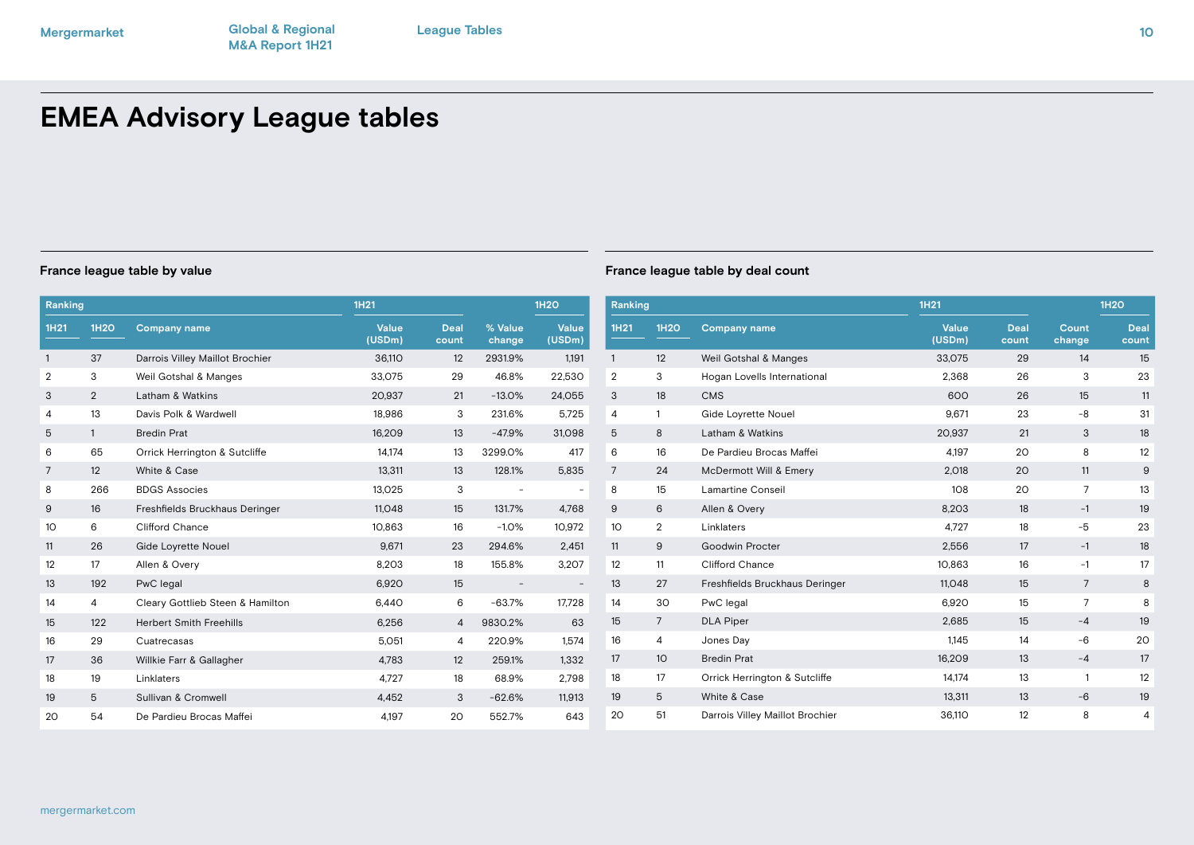# EMEA Advisory League tables

### France league table by value

| Ranking | | | 1H21 | | | 1H20 |
|---|---|---|---|---|---|---|
| 1H21 | 1H20 | Company name | Value (USDm) | Deal count | % Value change | Value (USDm) |
| 1 | 37 | Darrois Villey Maillot Brochier | 36,110 | 12 | 2931.9% | 1,191 |
| 2 | 3 | Weil Gotshal & Manges | 33,075 | 29 | 46.8% | 22,530 |
| 3 | 2 | Latham & Watkins | 20,937 | 21 | -13.0% | 24,055 |
| 4 | 13 | Davis Polk & Wardwell | 18,986 | 3 | 231.6% | 5,725 |
| 5 | 1 | Bredin Prat | 16,209 | 13 | -47.9% | 31,098 |
| 6 | 65 | Orrick Herrington & Sutcliffe | 14,174 | 13 | 3299.0% | 417 |
| 7 | 12 | White & Case | 13,311 | 13 | 128.1% | 5,835 |
| 8 | 266 | BDGS Associes | 13,025 | 3 | - | - |
| 9 | 16 | Freshfields Bruckhaus Deringer | 11,048 | 15 | 131.7% | 4,768 |
| 10 | 6 | Clifford Chance | 10,863 | 16 | -1.0% | 10,972 |
| 11 | 26 | Gide Loyrette Nouel | 9,671 | 23 | 294.6% | 2,451 |
| 12 | 17 | Allen & Overy | 8,203 | 18 | 155.8% | 3,207 |
| 13 | 192 | PwC legal | 6,920 | 15 | - | - |
| 14 | 4 | Cleary Gottlieb Steen & Hamilton | 6,440 | 6 | -63.7% | 17,728 |
| 15 | 122 | Herbert Smith Freehills | 6,256 | 4 | 9830.2% | 63 |
| 16 | 29 | Cuatrecasas | 5,051 | 4 | 220.9% | 1,574 |
| 17 | 36 | Willkie Farr & Gallagher | 4,783 | 12 | 259.1% | 1,332 |
| 18 | 19 | Linklaters | 4,727 | 18 | 68.9% | 2,798 |
| 19 | 5 | Sullivan & Cromwell | 4,452 | 3 | -62.6% | 11,913 |
| 20 | 54 | De Pardieu Brocas Maffei | 4,197 | 20 | 552.7% | 643 |

### France league table by deal count

| Ranking | | | 1H21 | | | 1H20 |
|---|---|---|---|---|---|---|
| 1H21 | 1H20 | Company name | Value (USDm) | Deal count | Count change | Deal count |
| 1 | 12 | Weil Gotshal & Manges | 33,075 | 29 | 14 | 15 |
| 2 | 3 | Hogan Lovells International | 2,368 | 26 | 3 | 23 |
| 3 | 18 | CMS | 600 | 26 | 15 | 11 |
| 4 | 1 | Gide Loyrette Nouel | 9,671 | 23 | -8 | 31 |
| 5 | 8 | Latham & Watkins | 20,937 | 21 | 3 | 18 |
| 6 | 16 | De Pardieu Brocas Maffei | 4,197 | 20 | 8 | 12 |
| 7 | 24 | McDermott Will & Emery | 2,018 | 20 | 11 | 9 |
| 8 | 15 | Lamartine Conseil | 108 | 20 | 7 | 13 |
| 9 | 6 | Allen & Overy | 8,203 | 18 | -1 | 19 |
| 10 | 2 | Linklaters | 4,727 | 18 | -5 | 23 |
| 11 | 9 | Goodwin Procter | 2,556 | 17 | -1 | 18 |
| 12 | 11 | Clifford Chance | 10,863 | 16 | -1 | 17 |
| 13 | 27 | Freshfields Bruckhaus Deringer | 11,048 | 15 | 7 | 8 |
| 14 | 30 | PwC legal | 6,920 | 15 | 7 | 8 |
| 15 | 7 | DLA Piper | 2,685 | 15 | -4 | 19 |
| 16 | 4 | Jones Day | 1,145 | 14 | -6 | 20 |
| 17 | 10 | Bredin Prat | 16,209 | 13 | -4 | 17 |
| 18 | 17 | Orrick Herrington & Sutcliffe | 14,174 | 13 | 1 | 12 |
| 19 | 5 | White & Case | 13,311 | 13 | -6 | 19 |
| 20 | 51 | Darrois Villey Maillot Brochier | 36,110 | 12 | 8 | 4 |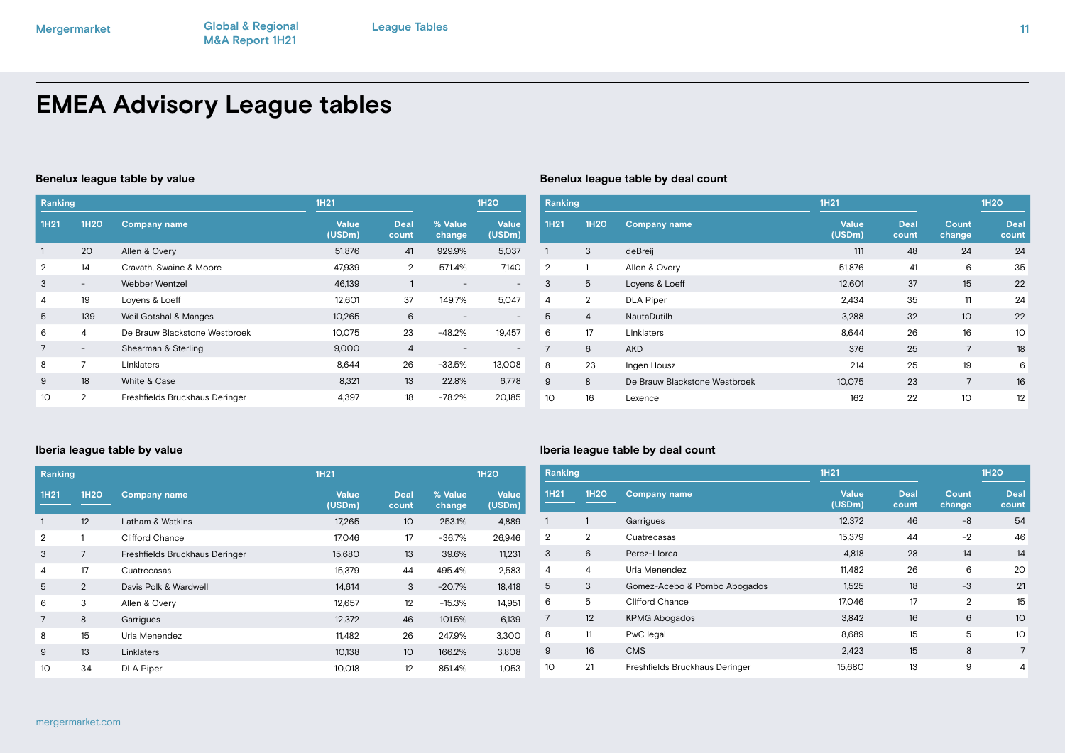# EMEA Advisory League tables

### Benelux league table by value

| Ranking | | | 1H21 | | | 1H20 |
|---|---|---|---|---|---|---|
| 1H21 | 1H20 | Company name | Value (USDm) | Deal count | % Value change | Value (USDm) |
| 1 | 20 | Allen & Overy | 51,876 | 41 | 929.9% | 5,037 |
| 2 | 14 | Cravath, Swaine & Moore | 47,939 | 2 | 571.4% | 7,140 |
| 3 | - | Webber Wentzel | 46,139 | 1 | - | - |
| 4 | 19 | Loyens & Loeff | 12,601 | 37 | 149.7% | 5,047 |
| 5 | 139 | Weil Gotshal & Manges | 10,265 | 6 | - | - |
| 6 | 4 | De Brauw Blackstone Westbroek | 10,075 | 23 | -48.2% | 19,457 |
| 7 | - | Shearman & Sterling | 9,000 | 4 | - | - |
| 8 | 7 | Linklaters | 8,644 | 26 | -33.5% | 13,008 |
| 9 | 18 | White & Case | 8,321 | 13 | 22.8% | 6,778 |
| 10 | 2 | Freshfields Bruckhaus Deringer | 4,397 | 18 | -78.2% | 20,185 |

### Benelux league table by deal count

| Ranking | | | 1H21 | | | 1H20 |
|---|---|---|---|---|---|---|
| 1H21 | 1H20 | Company name | Value (USDm) | Deal count | Count change | Deal count |
| 1 | 3 | deBreij | 111 | 48 | 24 | 24 |
| 2 | 1 | Allen & Overy | 51,876 | 41 | 6 | 35 |
| 3 | 5 | Loyens & Loeff | 12,601 | 37 | 15 | 22 |
| 4 | 2 | DLA Piper | 2,434 | 35 | 11 | 24 |
| 5 | 4 | NautaDutilh | 3,288 | 32 | 10 | 22 |
| 6 | 17 | Linklaters | 8,644 | 26 | 16 | 10 |
| 7 | 6 | AKD | 376 | 25 | 7 | 18 |
| 8 | 23 | Ingen Housz | 214 | 25 | 19 | 6 |
| 9 | 8 | De Brauw Blackstone Westbroek | 10,075 | 23 | 7 | 16 |
| 10 | 16 | Lexence | 162 | 22 | 10 | 12 |

### Iberia league table by value

| Ranking | | | 1H21 | | | 1H20 |
|---|---|---|---|---|---|---|
| 1H21 | 1H20 | Company name | Value (USDm) | Deal count | % Value change | Value (USDm) |
| 1 | 12 | Latham & Watkins | 17,265 | 10 | 253.1% | 4,889 |
| 2 | 1 | Clifford Chance | 17,046 | 17 | -36.7% | 26,946 |
| 3 | 7 | Freshfields Bruckhaus Deringer | 15,680 | 13 | 39.6% | 11,231 |
| 4 | 17 | Cuatrecasas | 15,379 | 44 | 495.4% | 2,583 |
| 5 | 2 | Davis Polk & Wardwell | 14,614 | 3 | -20.7% | 18,418 |
| 6 | 3 | Allen & Overy | 12,657 | 12 | -15.3% | 14,951 |
| 7 | 8 | Garrigues | 12,372 | 46 | 101.5% | 6,139 |
| 8 | 15 | Uria Menendez | 11,482 | 26 | 247.9% | 3,300 |
| 9 | 13 | Linklaters | 10,138 | 10 | 166.2% | 3,808 |
| 10 | 34 | DLA Piper | 10,018 | 12 | 851.4% | 1,053 |

### Iberia league table by deal count

| Ranking | | | 1H21 | | | 1H20 |
|---|---|---|---|---|---|---|
| 1H21 | 1H20 | Company name | Value (USDm) | Deal count | Count change | Deal count |
| 1 | 1 | Garrigues | 12,372 | 46 | -8 | 54 |
| 2 | 2 | Cuatrecasas | 15,379 | 44 | -2 | 46 |
| 3 | 6 | Perez-Llorca | 4,818 | 28 | 14 | 14 |
| 4 | 4 | Uria Menendez | 11,482 | 26 | 6 | 20 |
| 5 | 3 | Gomez-Acebo & Pombo Abogados | 1,525 | 18 | -3 | 21 |
| 6 | 5 | Clifford Chance | 17,046 | 17 | 2 | 15 |
| 7 | 12 | KPMG Abogados | 3,842 | 16 | 6 | 10 |
| 8 | 11 | PwC legal | 8,689 | 15 | 5 | 10 |
| 9 | 16 | CMS | 2,423 | 15 | 8 | 7 |
| 10 | 21 | Freshfields Bruckhaus Deringer | 15,680 | 13 | 9 | 4 |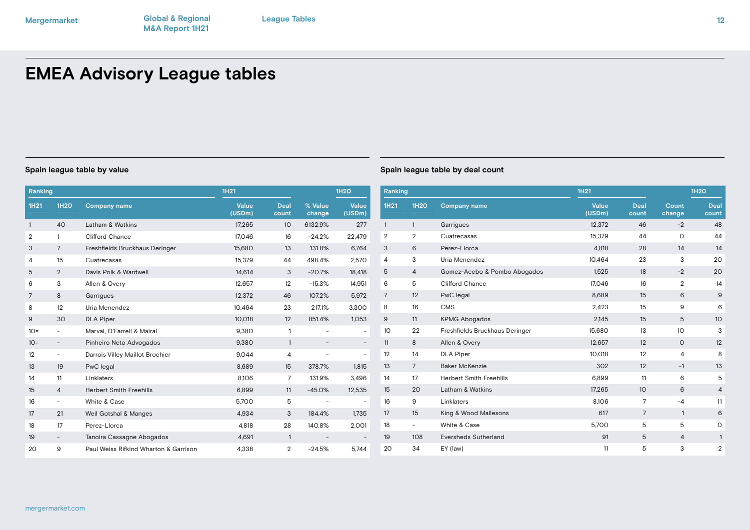# EMEA Advisory League tables

### Spain league table by value

| Ranking | | | 1H21 | | | 1H20 |
|---|---|---|---|---|---|---|
| 1H21 | 1H20 | Company name | Value (USDm) | Deal count | % Value change | Value (USDm) |
| 1 | 40 | Latham & Watkins | 17,265 | 10 | 6132.9% | 277 |
| 2 | 1 | Clifford Chance | 17,046 | 16 | -24.2% | 22,479 |
| 3 | 7 | Freshfields Bruckhaus Deringer | 15,680 | 13 | 131.8% | 6,764 |
| 4 | 15 | Cuatrecasas | 15,379 | 44 | 498.4% | 2,570 |
| 5 | 2 | Davis Polk & Wardwell | 14,614 | 3 | -20.7% | 18,418 |
| 6 | 3 | Allen & Overy | 12,657 | 12 | -15.3% | 14,951 |
| 7 | 8 | Garrigues | 12,372 | 46 | 107.2% | 5,972 |
| 8 | 12 | Uria Menendez | 10,464 | 23 | 217.1% | 3,300 |
| 9 | 30 | DLA Piper | 10,018 | 12 | 851.4% | 1,053 |
| 10= | - | Marval, O'Farrell & Mairal | 9,380 | 1 | - | - |
| 10= | - | Pinheiro Neto Advogados | 9,380 | 1 | - | - |
| 12 | - | Darrois Villey Maillot Brochier | 9,044 | 4 | - | - |
| 13 | 19 | PwC legal | 8,689 | 15 | 378.7% | 1,815 |
| 14 | 11 | Linklaters | 8,106 | 7 | 131.9% | 3,496 |
| 15 | 4 | Herbert Smith Freehills | 6,899 | 11 | -45.0% | 12,535 |
| 16 | - | White & Case | 5,700 | 5 | - | - |
| 17 | 21 | Weil Gotshal & Manges | 4,934 | 3 | 184.4% | 1,735 |
| 18 | 17 | Perez-Llorca | 4,818 | 28 | 140.8% | 2,001 |
| 19 | - | Tanoira Cassagne Abogados | 4,691 | 1 | - | - |
| 20 | 9 | Paul Weiss Rifkind Wharton & Garrison | 4,338 | 2 | -24.5% | 5,744 |

### Spain league table by deal count

| Ranking | | | 1H21 | | | 1H20 |
|---|---|---|---|---|---|---|
| 1H21 | 1H20 | Company name | Value (USDm) | Deal count | Count change | Deal count |
| 1 | 1 | Garrigues | 12,372 | 46 | -2 | 48 |
| 2 | 2 | Cuatrecasas | 15,379 | 44 | 0 | 44 |
| 3 | 6 | Perez-Llorca | 4,818 | 28 | 14 | 14 |
| 4 | 3 | Uria Menendez | 10,464 | 23 | 3 | 20 |
| 5 | 4 | Gomez-Acebo & Pombo Abogados | 1,525 | 18 | -2 | 20 |
| 6 | 5 | Clifford Chance | 17,046 | 16 | 2 | 14 |
| 7 | 12 | PwC legal | 8,689 | 15 | 6 | 9 |
| 8 | 16 | CMS | 2,423 | 15 | 9 | 6 |
| 9 | 11 | KPMG Abogados | 2,145 | 15 | 5 | 10 |
| 10 | 22 | Freshfields Bruckhaus Deringer | 15,680 | 13 | 10 | 3 |
| 11 | 8 | Allen & Overy | 12,657 | 12 | 0 | 12 |
| 12 | 14 | DLA Piper | 10,018 | 12 | 4 | 8 |
| 13 | 7 | Baker McKenzie | 302 | 12 | -1 | 13 |
| 14 | 17 | Herbert Smith Freehills | 6,899 | 11 | 6 | 5 |
| 15 | 20 | Latham & Watkins | 17,265 | 10 | 6 | 4 |
| 16 | 9 | Linklaters | 8,106 | 7 | -4 | 11 |
| 17 | 15 | King & Wood Mallesons | 617 | 7 | 1 | 6 |
| 18 | - | White & Case | 5,700 | 5 | 5 | 0 |
| 19 | 108 | Eversheds Sutherland | 91 | 5 | 4 | 1 |
| 20 | 34 | EY (law) | 11 | 5 | 3 | 2 |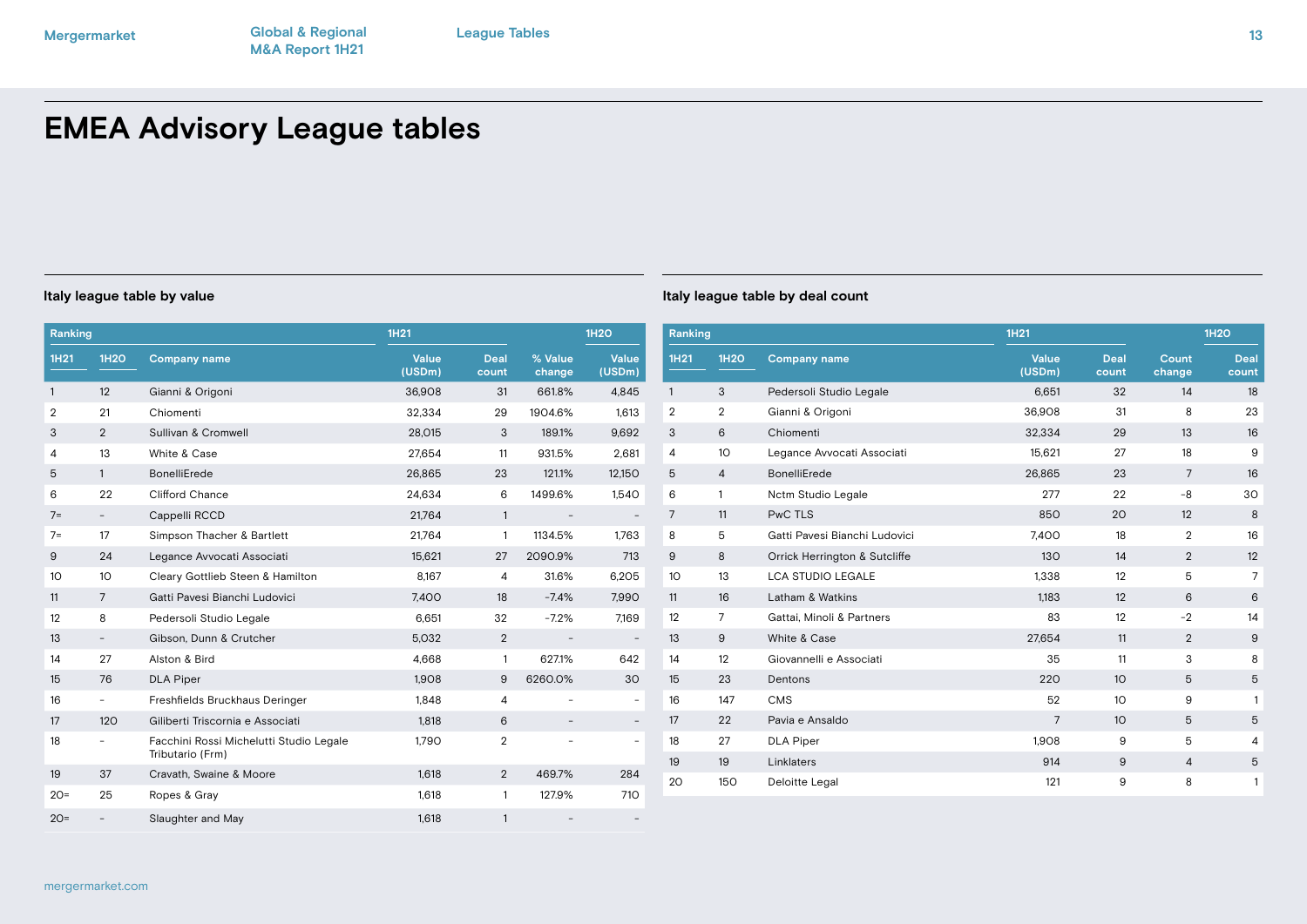# EMEA Advisory League tables

### Italy league table by value

| Ranking | | Company name | 1H21 | | | 1H20 |
|---|---|---|---|---|---|---|
| 1H21 | 1H20 | | Value (USDm) | Deal count | % Value change | Value (USDm) |
| 1 | 12 | Gianni & Origoni | 36,908 | 31 | 661.8% | 4,845 |
| 2 | 21 | Chiomenti | 32,334 | 29 | 1904.6% | 1,613 |
| 3 | 2 | Sullivan & Cromwell | 28,015 | 3 | 189.1% | 9,692 |
| 4 | 13 | White & Case | 27,654 | 11 | 931.5% | 2,681 |
| 5 | 1 | BonelliErede | 26,865 | 23 | 121.1% | 12,150 |
| 6 | 22 | Clifford Chance | 24,634 | 6 | 1499.6% | 1,540 |
| 7= | - | Cappelli RCCD | 21,764 | 1 | - | - |
| 7= | 17 | Simpson Thacher & Bartlett | 21,764 | 1 | 1134.5% | 1,763 |
| 9 | 24 | Legance Avvocati Associati | 15,621 | 27 | 2090.9% | 713 |
| 10 | 10 | Cleary Gottlieb Steen & Hamilton | 8,167 | 4 | 31.6% | 6,205 |
| 11 | 7 | Gatti Pavesi Bianchi Ludovici | 7,400 | 18 | -7.4% | 7,990 |
| 12 | 8 | Pedersoli Studio Legale | 6,651 | 32 | -7.2% | 7,169 |
| 13 | - | Gibson, Dunn & Crutcher | 5,032 | 2 | - | - |
| 14 | 27 | Alston & Bird | 4,668 | 1 | 627.1% | 642 |
| 15 | 76 | DLA Piper | 1,908 | 9 | 6260.0% | 30 |
| 16 | - | Freshfields Bruckhaus Deringer | 1,848 | 4 | - | - |
| 17 | 120 | Giliberti Triscornia e Associati | 1,818 | 6 | - | - |
| 18 | - | Facchini Rossi Michelutti Studio Legale Tributario (Frm) | 1,790 | 2 | - | - |
| 19 | 37 | Cravath, Swaine & Moore | 1,618 | 2 | 469.7% | 284 |
| 20= | 25 | Ropes & Gray | 1,618 | 1 | 127.9% | 710 |
| 20= | - | Slaughter and May | 1,618 | 1 | - | - |

### Italy league table by deal count

| Ranking | | Company name | 1H21 | | | 1H20 |
|---|---|---|---|---|---|---|
| 1H21 | 1H20 | | Value (USDm) | Deal count | Count change | Deal count |
| 1 | 3 | Pedersoli Studio Legale | 6,651 | 32 | 14 | 18 |
| 2 | 2 | Gianni & Origoni | 36,908 | 31 | 8 | 23 |
| 3 | 6 | Chiomenti | 32,334 | 29 | 13 | 16 |
| 4 | 10 | Legance Avvocati Associati | 15,621 | 27 | 18 | 9 |
| 5 | 4 | BonelliErede | 26,865 | 23 | 7 | 16 |
| 6 | 1 | Nctm Studio Legale | 277 | 22 | -8 | 30 |
| 7 | 11 | PwC TLS | 850 | 20 | 12 | 8 |
| 8 | 5 | Gatti Pavesi Bianchi Ludovici | 7,400 | 18 | 2 | 16 |
| 9 | 8 | Orrick Herrington & Sutcliffe | 130 | 14 | 2 | 12 |
| 10 | 13 | LCA STUDIO LEGALE | 1,338 | 12 | 5 | 7 |
| 11 | 16 | Latham & Watkins | 1,183 | 12 | 6 | 6 |
| 12 | 7 | Gattai, Minoli & Partners | 83 | 12 | -2 | 14 |
| 13 | 9 | White & Case | 27,654 | 11 | 2 | 9 |
| 14 | 12 | Giovannelli e Associati | 35 | 11 | 3 | 8 |
| 15 | 23 | Dentons | 220 | 10 | 5 | 5 |
| 16 | 147 | CMS | 52 | 10 | 9 | 1 |
| 17 | 22 | Pavia e Ansaldo | 7 | 10 | 5 | 5 |
| 18 | 27 | DLA Piper | 1,908 | 9 | 5 | 4 |
| 19 | 19 | Linklaters | 914 | 9 | 4 | 5 |
| 20 | 150 | Deloitte Legal | 121 | 9 | 8 | 1 |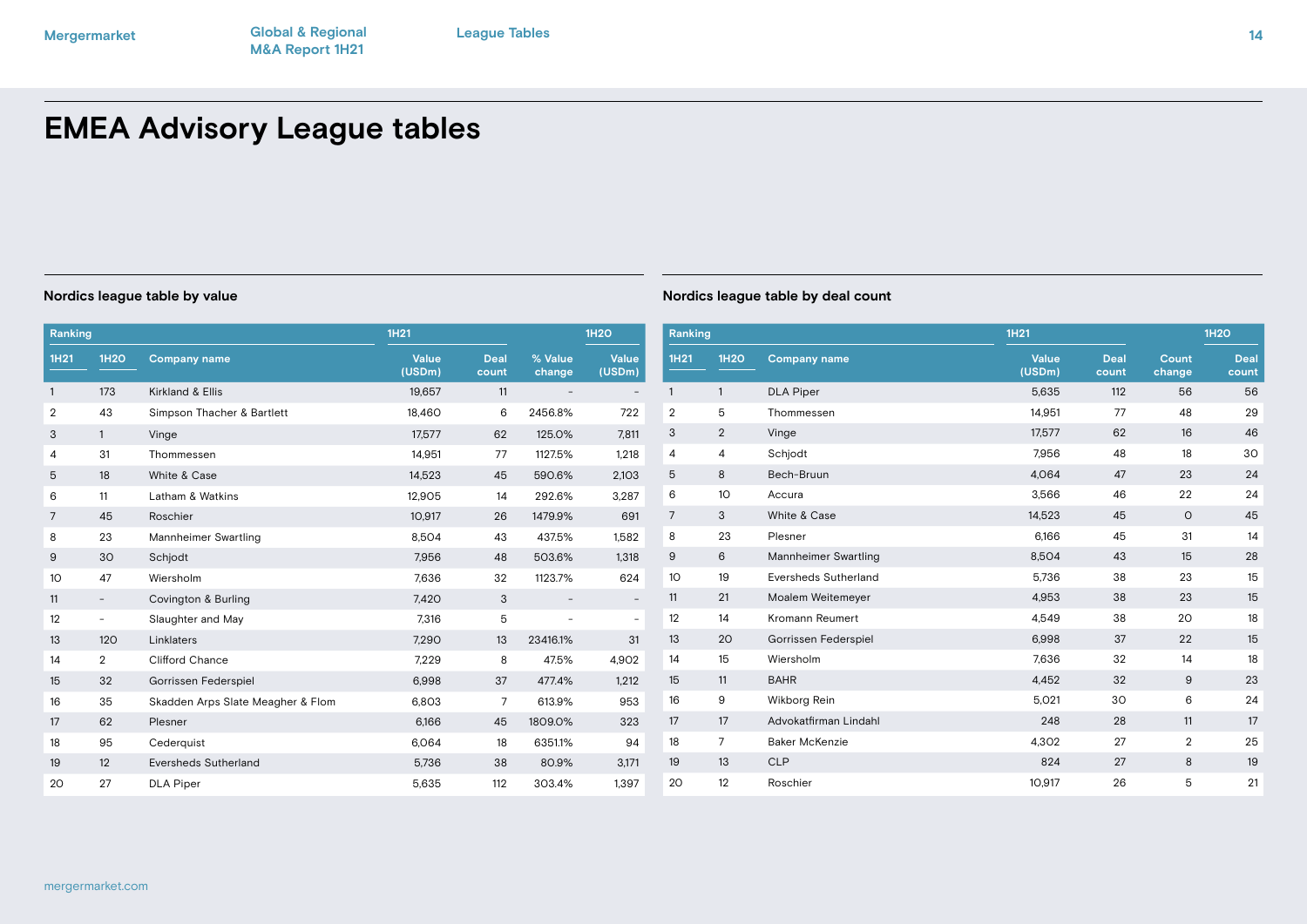# EMEA Advisory League tables

### Nordics league table by value

| Ranking | | | 1H21 | | | 1H20 |
|---|---|---|---|---|---|---|
| 1H21 | 1H20 | Company name | Value (USDm) | Deal count | % Value change | Value (USDm) |
| 1 | 173 | Kirkland & Ellis | 19,657 | 11 | - | - |
| 2 | 43 | Simpson Thacher & Bartlett | 18,460 | 6 | 2456.8% | 722 |
| 3 | 1 | Vinge | 17,577 | 62 | 125.0% | 7,811 |
| 4 | 31 | Thommessen | 14,951 | 77 | 1127.5% | 1,218 |
| 5 | 18 | White & Case | 14,523 | 45 | 590.6% | 2,103 |
| 6 | 11 | Latham & Watkins | 12,905 | 14 | 292.6% | 3,287 |
| 7 | 45 | Roschier | 10,917 | 26 | 1479.9% | 691 |
| 8 | 23 | Mannheimer Swartling | 8,504 | 43 | 437.5% | 1,582 |
| 9 | 30 | Schjodt | 7,956 | 48 | 503.6% | 1,318 |
| 10 | 47 | Wiersholm | 7,636 | 32 | 1123.7% | 624 |
| 11 | - | Covington & Burling | 7,420 | 3 | - | - |
| 12 | - | Slaughter and May | 7,316 | 5 | - | - |
| 13 | 120 | Linklaters | 7,290 | 13 | 23416.1% | 31 |
| 14 | 2 | Clifford Chance | 7,229 | 8 | 47.5% | 4,902 |
| 15 | 32 | Gorrissen Federspiel | 6,998 | 37 | 477.4% | 1,212 |
| 16 | 35 | Skadden Arps Slate Meagher & Flom | 6,803 | 7 | 613.9% | 953 |
| 17 | 62 | Plesner | 6,166 | 45 | 1809.0% | 323 |
| 18 | 95 | Cederquist | 6,064 | 18 | 6351.1% | 94 |
| 19 | 12 | Eversheds Sutherland | 5,736 | 38 | 80.9% | 3,171 |
| 20 | 27 | DLA Piper | 5,635 | 112 | 303.4% | 1,397 |

### Nordics league table by deal count

| Ranking | | | 1H21 | | | 1H20 |
|---|---|---|---|---|---|---|
| 1H21 | 1H20 | Company name | Value (USDm) | Deal count | Count change | Deal count |
| 1 | 1 | DLA Piper | 5,635 | 112 | 56 | 56 |
| 2 | 5 | Thommessen | 14,951 | 77 | 48 | 29 |
| 3 | 2 | Vinge | 17,577 | 62 | 16 | 46 |
| 4 | 4 | Schjodt | 7,956 | 48 | 18 | 30 |
| 5 | 8 | Bech-Bruun | 4,064 | 47 | 23 | 24 |
| 6 | 10 | Accura | 3,566 | 46 | 22 | 24 |
| 7 | 3 | White & Case | 14,523 | 45 | 0 | 45 |
| 8 | 23 | Plesner | 6,166 | 45 | 31 | 14 |
| 9 | 6 | Mannheimer Swartling | 8,504 | 43 | 15 | 28 |
| 10 | 19 | Eversheds Sutherland | 5,736 | 38 | 23 | 15 |
| 11 | 21 | Moalem Weitemeyer | 4,953 | 38 | 23 | 15 |
| 12 | 14 | Kromann Reumert | 4,549 | 38 | 20 | 18 |
| 13 | 20 | Gorrissen Federspiel | 6,998 | 37 | 22 | 15 |
| 14 | 15 | Wiersholm | 7,636 | 32 | 14 | 18 |
| 15 | 11 | BAHR | 4,452 | 32 | 9 | 23 |
| 16 | 9 | Wikborg Rein | 5,021 | 30 | 6 | 24 |
| 17 | 17 | Advokatfirman Lindahl | 248 | 28 | 11 | 17 |
| 18 | 7 | Baker McKenzie | 4,302 | 27 | 2 | 25 |
| 19 | 13 | CLP | 824 | 27 | 8 | 19 |
| 20 | 12 | Roschier | 10,917 | 26 | 5 | 21 |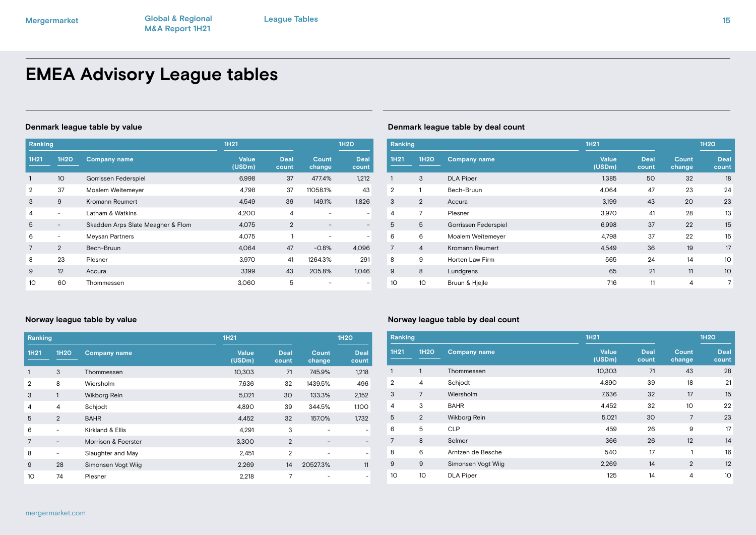# EMEA Advisory League tables

## Denmark league table by value

| Ranking | | | 1H21 | | | 1H20 |
|---|---|---|---|---|---|---|
| 1H21 | 1H20 | Company name | Value (USDm) | Deal count | Count change | Deal count |
| 1 | 10 | Gorrissen Federspiel | 6,998 | 37 | 477.4% | 1,212 |
| 2 | 37 | Moalem Weitemeyer | 4,798 | 37 | 11058.1% | 43 |
| 3 | 9 | Kromann Reumert | 4,549 | 36 | 149.1% | 1,826 |
| 4 | - | Latham & Watkins | 4,200 | 4 | - | - |
| 5 | - | Skadden Arps Slate Meagher & Flom | 4,075 | 2 | - | - |
| 6 | - | Meysan Partners | 4,075 | 1 | - | - |
| 7 | 2 | Bech-Bruun | 4,064 | 47 | -0.8% | 4,096 |
| 8 | 23 | Plesner | 3,970 | 41 | 1264.3% | 291 |
| 9 | 12 | Accura | 3,199 | 43 | 205.8% | 1,046 |
| 10 | 60 | Thommessen | 3,060 | 5 | - | - |

## Denmark league table by deal count

| Ranking | | | 1H21 | | | 1H20 |
|---|---|---|---|---|---|---|
| 1H21 | 1H20 | Company name | Value (USDm) | Deal count | Count change | Deal count |
| 1 | 3 | DLA Piper | 1,385 | 50 | 32 | 18 |
| 2 | 1 | Bech-Bruun | 4,064 | 47 | 23 | 24 |
| 3 | 2 | Accura | 3,199 | 43 | 20 | 23 |
| 4 | 7 | Plesner | 3,970 | 41 | 28 | 13 |
| 5 | 5 | Gorrissen Federspiel | 6,998 | 37 | 22 | 15 |
| 6 | 6 | Moalem Weitemeyer | 4,798 | 37 | 22 | 15 |
| 7 | 4 | Kromann Reumert | 4,549 | 36 | 19 | 17 |
| 8 | 9 | Horten Law Firm | 565 | 24 | 14 | 10 |
| 9 | 8 | Lundgrens | 65 | 21 | 11 | 10 |
| 10 | 10 | Bruun & Hjejle | 716 | 11 | 4 | 7 |

## Norway league table by value

| Ranking | | | 1H21 | | | 1H20 |
|---|---|---|---|---|---|---|
| 1H21 | 1H20 | Company name | Value (USDm) | Deal count | Count change | Deal count |
| 1 | 3 | Thommessen | 10,303 | 71 | 745.9% | 1,218 |
| 2 | 8 | Wiersholm | 7,636 | 32 | 1439.5% | 496 |
| 3 | 1 | Wikborg Rein | 5,021 | 30 | 133.3% | 2,152 |
| 4 | 4 | Schjodt | 4,890 | 39 | 344.5% | 1,100 |
| 5 | 2 | BAHR | 4,452 | 32 | 157.0% | 1,732 |
| 6 | - | Kirkland & Ellis | 4,291 | 3 | - | - |
| 7 | - | Morrison & Foerster | 3,300 | 2 | - | - |
| 8 | - | Slaughter and May | 2,451 | 2 | - | - |
| 9 | 28 | Simonsen Vogt Wiig | 2,269 | 14 | 20527.3% | 11 |
| 10 | 74 | Plesner | 2,218 | 7 | - | - |

## Norway league table by deal count

| Ranking | | | 1H21 | | | 1H20 |
|---|---|---|---|---|---|---|
| 1H21 | 1H20 | Company name | Value (USDm) | Deal count | Count change | Deal count |
| 1 | 1 | Thommessen | 10,303 | 71 | 43 | 28 |
| 2 | 4 | Schjodt | 4,890 | 39 | 18 | 21 |
| 3 | 7 | Wiersholm | 7,636 | 32 | 17 | 15 |
| 4 | 3 | BAHR | 4,452 | 32 | 10 | 22 |
| 5 | 2 | Wikborg Rein | 5,021 | 30 | 7 | 23 |
| 6 | 5 | CLP | 459 | 26 | 9 | 17 |
| 7 | 8 | Selmer | 366 | 26 | 12 | 14 |
| 8 | 6 | Arntzen de Besche | 540 | 17 | 1 | 16 |
| 9 | 9 | Simonsen Vogt Wiig | 2,269 | 14 | 2 | 12 |
| 10 | 10 | DLA Piper | 125 | 14 | 4 | 10 |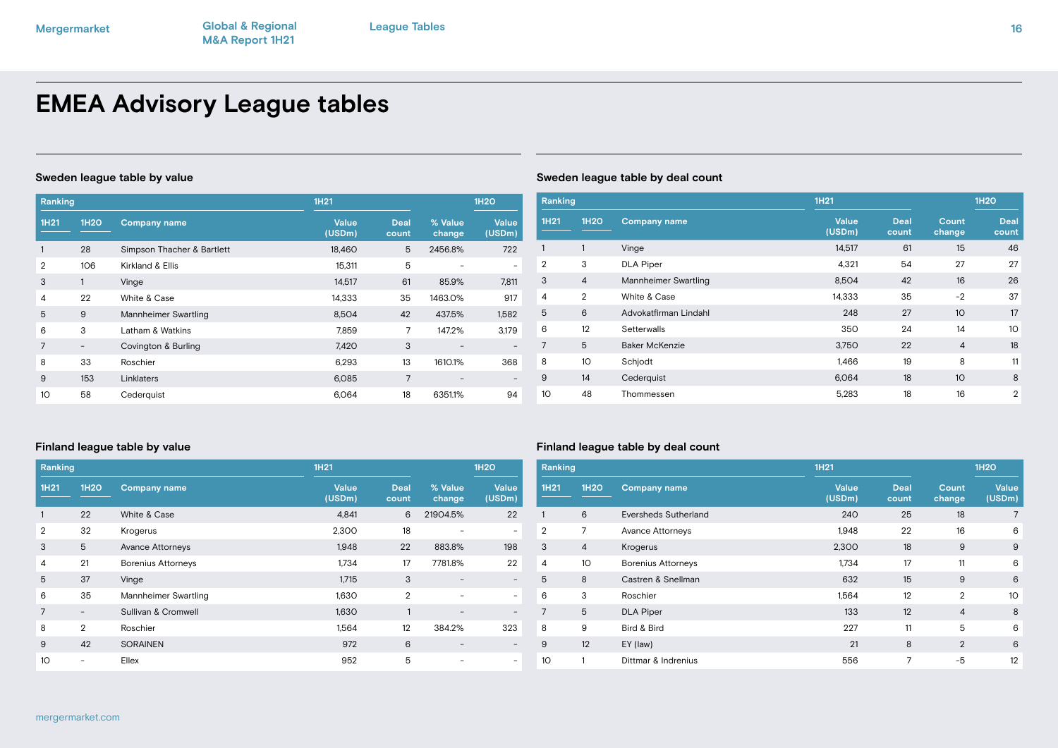# EMEA Advisory League tables

## Sweden league table by value

| Ranking | | | 1H21 | | | 1H20 |
|---|---|---|---|---|---|---|
| 1H21 | 1H20 | Company name | Value (USDm) | Deal count | % Value change | Value (USDm) |
| 1 | 28 | Simpson Thacher & Bartlett | 18,460 | 5 | 2456.8% | 722 |
| 2 | 106 | Kirkland & Ellis | 15,311 | 5 | - | - |
| 3 | 1 | Vinge | 14,517 | 61 | 85.9% | 7,811 |
| 4 | 22 | White & Case | 14,333 | 35 | 1463.0% | 917 |
| 5 | 9 | Mannheimer Swartling | 8,504 | 42 | 437.5% | 1,582 |
| 6 | 3 | Latham & Watkins | 7,859 | 7 | 147.2% | 3,179 |
| 7 | - | Covington & Burling | 7,420 | 3 | - | - |
| 8 | 33 | Roschier | 6,293 | 13 | 1610.1% | 368 |
| 9 | 153 | Linklaters | 6,085 | 7 | - | - |
| 10 | 58 | Cederquist | 6,064 | 18 | 6351.1% | 94 |

## Sweden league table by deal count

| Ranking | | | 1H21 | | | 1H20 |
|---|---|---|---|---|---|---|
| 1H21 | 1H20 | Company name | Value (USDm) | Deal count | Count change | Deal count |
| 1 | 1 | Vinge | 14,517 | 61 | 15 | 46 |
| 2 | 3 | DLA Piper | 4,321 | 54 | 27 | 27 |
| 3 | 4 | Mannheimer Swartling | 8,504 | 42 | 16 | 26 |
| 4 | 2 | White & Case | 14,333 | 35 | -2 | 37 |
| 5 | 6 | Advokatfirman Lindahl | 248 | 27 | 10 | 17 |
| 6 | 12 | Setterwalls | 350 | 24 | 14 | 10 |
| 7 | 5 | Baker McKenzie | 3,750 | 22 | 4 | 18 |
| 8 | 10 | Schjodt | 1,466 | 19 | 8 | 11 |
| 9 | 14 | Cederquist | 6,064 | 18 | 10 | 8 |
| 10 | 48 | Thommessen | 5,283 | 18 | 16 | 2 |

## Finland league table by value

| Ranking | | | 1H21 | | | 1H20 |
|---|---|---|---|---|---|---|
| 1H21 | 1H20 | Company name | Value (USDm) | Deal count | % Value change | Value (USDm) |
| 1 | 22 | White & Case | 4,841 | 6 | 21904.5% | 22 |
| 2 | 32 | Krogerus | 2,300 | 18 | - | - |
| 3 | 5 | Avance Attorneys | 1,948 | 22 | 883.8% | 198 |
| 4 | 21 | Borenius Attorneys | 1,734 | 17 | 7781.8% | 22 |
| 5 | 37 | Vinge | 1,715 | 3 | - | - |
| 6 | 35 | Mannheimer Swartling | 1,630 | 2 | - | - |
| 7 | - | Sullivan & Cromwell | 1,630 | 1 | - | - |
| 8 | 2 | Roschier | 1,564 | 12 | 384.2% | 323 |
| 9 | 42 | SORAINEN | 972 | 6 | - | - |
| 10 | - | Ellex | 952 | 5 | - | - |

## Finland league table by deal count

| Ranking | | | 1H21 | | | 1H20 |
|---|---|---|---|---|---|---|
| 1H21 | 1H20 | Company name | Value (USDm) | Deal count | Count change | Value (USDm) |
| 1 | 6 | Eversheds Sutherland | 240 | 25 | 18 | 7 |
| 2 | 7 | Avance Attorneys | 1,948 | 22 | 16 | 6 |
| 3 | 4 | Krogerus | 2,300 | 18 | 9 | 9 |
| 4 | 10 | Borenius Attorneys | 1,734 | 17 | 11 | 6 |
| 5 | 8 | Castren & Snellman | 632 | 15 | 9 | 6 |
| 6 | 3 | Roschier | 1,564 | 12 | 2 | 10 |
| 7 | 5 | DLA Piper | 133 | 12 | 4 | 8 |
| 8 | 9 | Bird & Bird | 227 | 11 | 5 | 6 |
| 9 | 12 | EY (law) | 21 | 8 | 2 | 6 |
| 10 | 1 | Dittmar & Indrenius | 556 | 7 | -5 | 12 |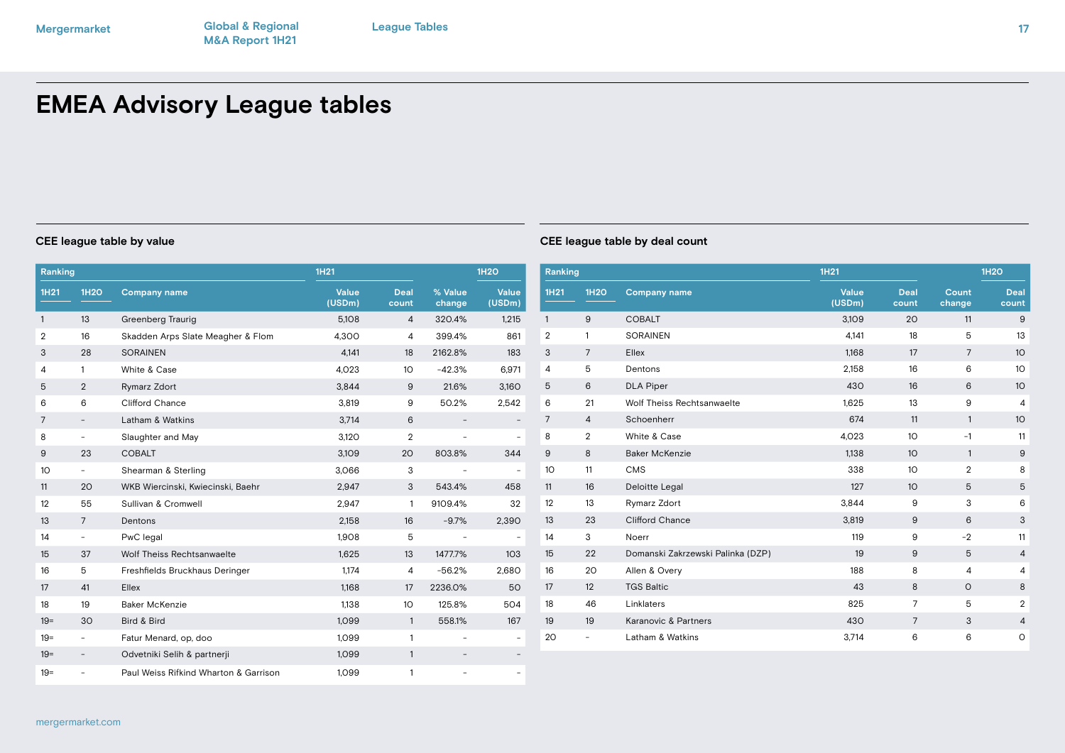# EMEA Advisory League tables

### CEE league table by value

| Ranking | | | 1H21 | | | 1H20 |
|---|---|---|---|---|---|---|
| 1H21 | 1H20 | Company name | Value (USDm) | Deal count | % Value change | Value (USDm) |
| 1 | 13 | Greenberg Traurig | 5,108 | 4 | 320.4% | 1,215 |
| 2 | 16 | Skadden Arps Slate Meagher & Flom | 4,300 | 4 | 399.4% | 861 |
| 3 | 28 | SORAINEN | 4,141 | 18 | 2162.8% | 183 |
| 4 | 1 | White & Case | 4,023 | 10 | -42.3% | 6,971 |
| 5 | 2 | Rymarz Zdort | 3,844 | 9 | 21.6% | 3,160 |
| 6 | 6 | Clifford Chance | 3,819 | 9 | 50.2% | 2,542 |
| 7 | - | Latham & Watkins | 3,714 | 6 | - | - |
| 8 | - | Slaughter and May | 3,120 | 2 | - | - |
| 9 | 23 | COBALT | 3,109 | 20 | 803.8% | 344 |
| 10 | - | Shearman & Sterling | 3,066 | 3 | - | - |
| 11 | 20 | WKB Wiercinski, Kwiecinski, Baehr | 2,947 | 3 | 543.4% | 458 |
| 12 | 55 | Sullivan & Cromwell | 2,947 | 1 | 9109.4% | 32 |
| 13 | 7 | Dentons | 2,158 | 16 | -9.7% | 2,390 |
| 14 | - | PwC legal | 1,908 | 5 | - | - |
| 15 | 37 | Wolf Theiss Rechtsanwaelte | 1,625 | 13 | 1477.7% | 103 |
| 16 | 5 | Freshfields Bruckhaus Deringer | 1,174 | 4 | -56.2% | 2,680 |
| 17 | 41 | Ellex | 1,168 | 17 | 2236.0% | 50 |
| 18 | 19 | Baker McKenzie | 1,138 | 10 | 125.8% | 504 |
| 19= | 30 | Bird & Bird | 1,099 | 1 | 558.1% | 167 |
| 19= | - | Fatur Menard, op, doo | 1,099 | 1 | - | - |
| 19= | - | Odvetniki Selih & partnerji | 1,099 | 1 | - | - |
| 19= | - | Paul Weiss Rifkind Wharton & Garrison | 1,099 | 1 | - | - |

### CEE league table by deal count

| Ranking | | | 1H21 | | | 1H20 |
|---|---|---|---|---|---|---|
| 1H21 | 1H20 | Company name | Value (USDm) | Deal count | Count change | Deal count |
| 1 | 9 | COBALT | 3,109 | 20 | 11 | 9 |
| 2 | 1 | SORAINEN | 4,141 | 18 | 5 | 13 |
| 3 | 7 | Ellex | 1,168 | 17 | 7 | 10 |
| 4 | 5 | Dentons | 2,158 | 16 | 6 | 10 |
| 5 | 6 | DLA Piper | 430 | 16 | 6 | 10 |
| 6 | 21 | Wolf Theiss Rechtsanwaelte | 1,625 | 13 | 9 | 4 |
| 7 | 4 | Schoenherr | 674 | 11 | 1 | 10 |
| 8 | 2 | White & Case | 4,023 | 10 | -1 | 11 |
| 9 | 8 | Baker McKenzie | 1,138 | 10 | 1 | 9 |
| 10 | 11 | CMS | 338 | 10 | 2 | 8 |
| 11 | 16 | Deloitte Legal | 127 | 10 | 5 | 5 |
| 12 | 13 | Rymarz Zdort | 3,844 | 9 | 3 | 6 |
| 13 | 23 | Clifford Chance | 3,819 | 9 | 6 | 3 |
| 14 | 3 | Noerr | 119 | 9 | -2 | 11 |
| 15 | 22 | Domanski Zakrzewski Palinka (DZP) | 19 | 9 | 5 | 4 |
| 16 | 20 | Allen & Overy | 188 | 8 | 4 | 4 |
| 17 | 12 | TGS Baltic | 43 | 8 | 0 | 8 |
| 18 | 46 | Linklaters | 825 | 7 | 5 | 2 |
| 19 | 19 | Karanovic & Partners | 430 | 7 | 3 | 4 |
| 20 | - | Latham & Watkins | 3,714 | 6 | 6 | 0 |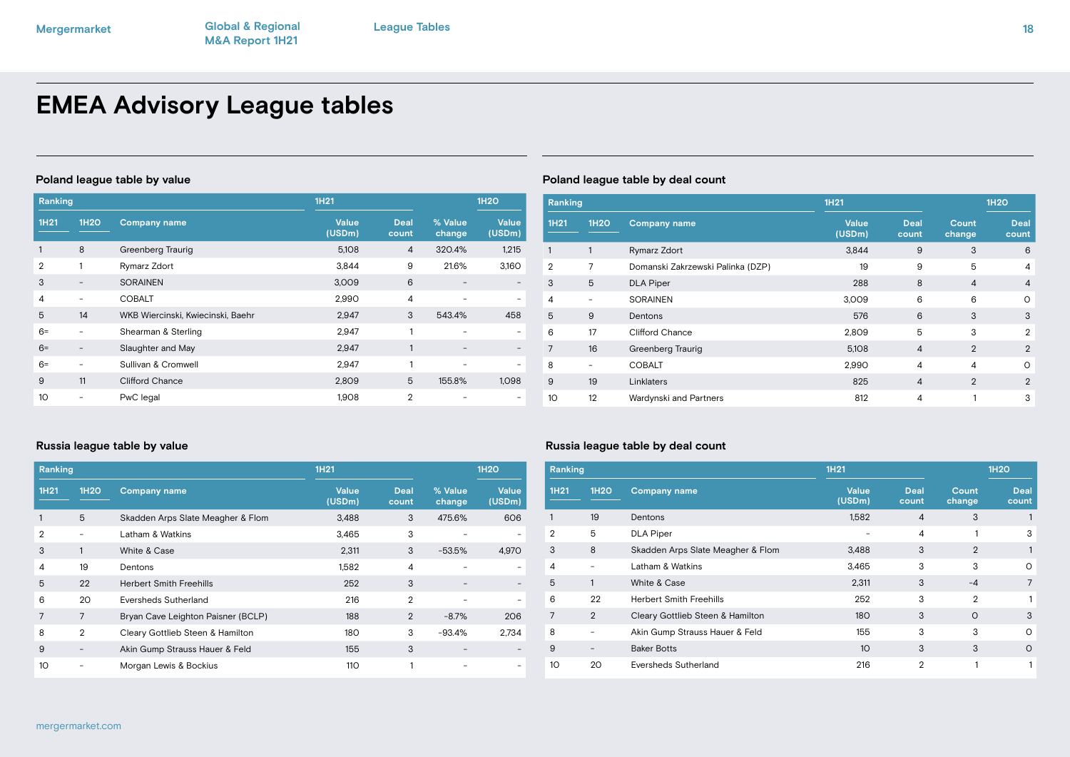# EMEA Advisory League tables

## Poland league table by value

| Ranking | | | 1H21 | | | 1H20 |
|---|---|---|---|---|---|---|
| 1H21 | 1H20 | Company name | Value (USDm) | Deal count | % Value change | Value (USDm) |
| 1 | 8 | Greenberg Traurig | 5,108 | 4 | 320.4% | 1,215 |
| 2 | 1 | Rymarz Zdort | 3,844 | 9 | 21.6% | 3,160 |
| 3 | - | SORAINEN | 3,009 | 6 | - | - |
| 4 | - | COBALT | 2,990 | 4 | - | - |
| 5 | 14 | WKB Wiercinski, Kwiecinski, Baehr | 2,947 | 3 | 543.4% | 458 |
| 6= | - | Shearman & Sterling | 2,947 | 1 | - | - |
| 6= | - | Slaughter and May | 2,947 | 1 | - | - |
| 6= | - | Sullivan & Cromwell | 2,947 | 1 | - | - |
| 9 | 11 | Clifford Chance | 2,809 | 5 | 155.8% | 1,098 |
| 10 | - | PwC legal | 1,908 | 2 | - | - |

## Poland league table by deal count

| Ranking | | | 1H21 | | | 1H20 |
|---|---|---|---|---|---|---|
| 1H21 | 1H20 | Company name | Value (USDm) | Deal count | Count change | Deal count |
| 1 | 1 | Rymarz Zdort | 3,844 | 9 | 3 | 6 |
| 2 | 7 | Domanski Zakrzewski Palinka (DZP) | 19 | 9 | 5 | 4 |
| 3 | 5 | DLA Piper | 288 | 8 | 4 | 4 |
| 4 | - | SORAINEN | 3,009 | 6 | 6 | 0 |
| 5 | 9 | Dentons | 576 | 6 | 3 | 3 |
| 6 | 17 | Clifford Chance | 2,809 | 5 | 3 | 2 |
| 7 | 16 | Greenberg Traurig | 5,108 | 4 | 2 | 2 |
| 8 | - | COBALT | 2,990 | 4 | 4 | 0 |
| 9 | 19 | Linklaters | 825 | 4 | 2 | 2 |
| 10 | 12 | Wardynski and Partners | 812 | 4 | 1 | 3 |

## Russia league table by value

| Ranking | | | 1H21 | | | 1H20 |
|---|---|---|---|---|---|---|
| 1H21 | 1H20 | Company name | Value (USDm) | Deal count | % Value change | Value (USDm) |
| 1 | 5 | Skadden Arps Slate Meagher & Flom | 3,488 | 3 | 475.6% | 606 |
| 2 | - | Latham & Watkins | 3,465 | 3 | - | - |
| 3 | 1 | White & Case | 2,311 | 3 | -53.5% | 4,970 |
| 4 | 19 | Dentons | 1,582 | 4 | - | - |
| 5 | 22 | Herbert Smith Freehills | 252 | 3 | - | - |
| 6 | 20 | Eversheds Sutherland | 216 | 2 | - | - |
| 7 | 7 | Bryan Cave Leighton Paisner (BCLP) | 188 | 2 | -8.7% | 206 |
| 8 | 2 | Cleary Gottlieb Steen & Hamilton | 180 | 3 | -93.4% | 2,734 |
| 9 | - | Akin Gump Strauss Hauer & Feld | 155 | 3 | - | - |
| 10 | - | Morgan Lewis & Bockius | 110 | 1 | - | - |

## Russia league table by deal count

| Ranking | | | 1H21 | | | 1H20 |
|---|---|---|---|---|---|---|
| 1H21 | 1H20 | Company name | Value (USDm) | Deal count | Count change | Deal count |
| 1 | 19 | Dentons | 1,582 | 4 | 3 | 1 |
| 2 | 5 | DLA Piper | - | 4 | 1 | 3 |
| 3 | 8 | Skadden Arps Slate Meagher & Flom | 3,488 | 3 | 2 | 1 |
| 4 | - | Latham & Watkins | 3,465 | 3 | 3 | 0 |
| 5 | 1 | White & Case | 2,311 | 3 | -4 | 7 |
| 6 | 22 | Herbert Smith Freehills | 252 | 3 | 2 | 1 |
| 7 | 2 | Cleary Gottlieb Steen & Hamilton | 180 | 3 | 0 | 3 |
| 8 | - | Akin Gump Strauss Hauer & Feld | 155 | 3 | 3 | 0 |
| 9 | - | Baker Botts | 10 | 3 | 3 | 0 |
| 10 | 20 | Eversheds Sutherland | 216 | 2 | 1 | 1 |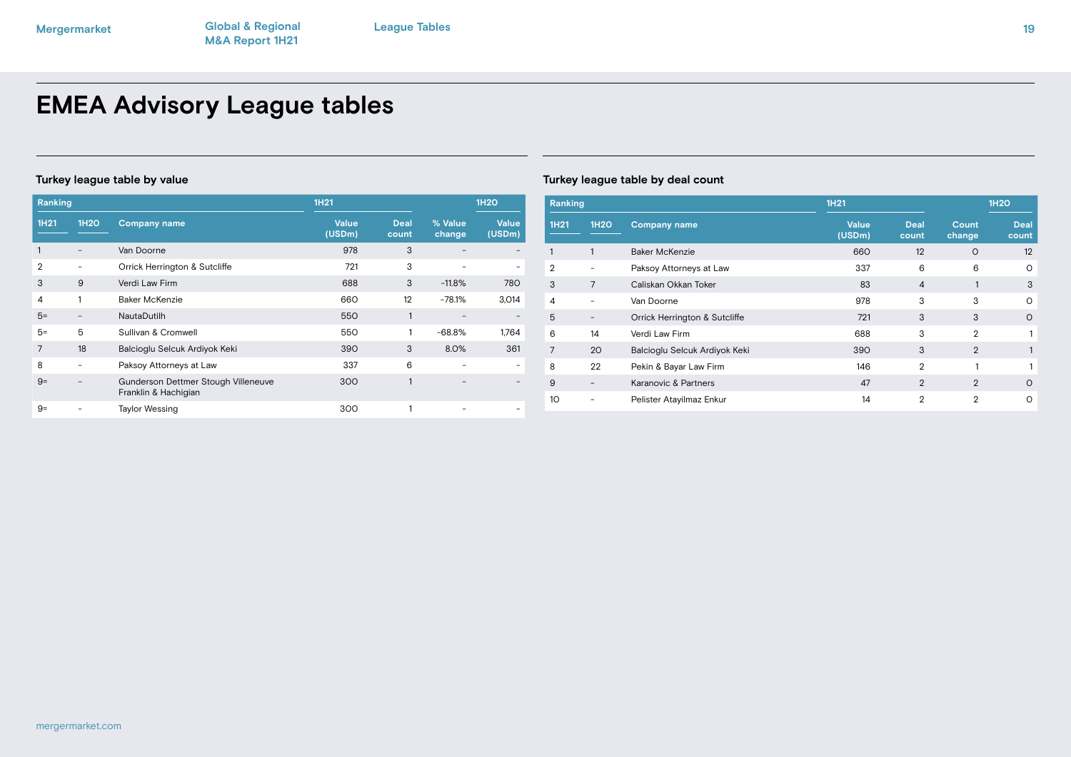# EMEA Advisory League tables

## Turkey league table by value

| Ranking | | | 1H21 | | | 1H20 |
|---|---|---|---|---|---|---|
| 1H21 | 1H20 | Company name | Value (USDm) | Deal count | % Value change | Value (USDm) |
| 1 | - | Van Doorne | 978 | 3 | - | - |
| 2 | - | Orrick Herrington & Sutcliffe | 721 | 3 | - | - |
| 3 | 9 | Verdi Law Firm | 688 | 3 | -11.8% | 780 |
| 4 | 1 | Baker McKenzie | 660 | 12 | -78.1% | 3,014 |
| 5= | - | NautaDutilh | 550 | 1 | - | - |
| 5= | 5 | Sullivan & Cromwell | 550 | 1 | -68.8% | 1,764 |
| 7 | 18 | Balcioglu Selcuk Ardiyok Keki | 390 | 3 | 8.0% | 361 |
| 8 | - | Paksoy Attorneys at Law | 337 | 6 | - | - |
| 9= | - | Gunderson Dettmer Stough Villeneuve Franklin & Hachigian | 300 | 1 | - | - |
| 9= | - | Taylor Wessing | 300 | 1 | - | - |

## Turkey league table by deal count

| Ranking | | | 1H21 | | | 1H20 |
|---|---|---|---|---|---|---|
| 1H21 | 1H20 | Company name | Value (USDm) | Deal count | Count change | Deal count |
| 1 | 1 | Baker McKenzie | 660 | 12 | 0 | 12 |
| 2 | - | Paksoy Attorneys at Law | 337 | 6 | 6 | 0 |
| 3 | 7 | Caliskan Okkan Toker | 83 | 4 | 1 | 3 |
| 4 | - | Van Doorne | 978 | 3 | 3 | 0 |
| 5 | - | Orrick Herrington & Sutcliffe | 721 | 3 | 3 | 0 |
| 6 | 14 | Verdi Law Firm | 688 | 3 | 2 | 1 |
| 7 | 20 | Balcioglu Selcuk Ardiyok Keki | 390 | 3 | 2 | 1 |
| 8 | 22 | Pekin & Bayar Law Firm | 146 | 2 | 1 | 1 |
| 9 | - | Karanovic & Partners | 47 | 2 | 2 | 0 |
| 10 | - | Pelister Atayilmaz Enkur | 14 | 2 | 2 | 0 |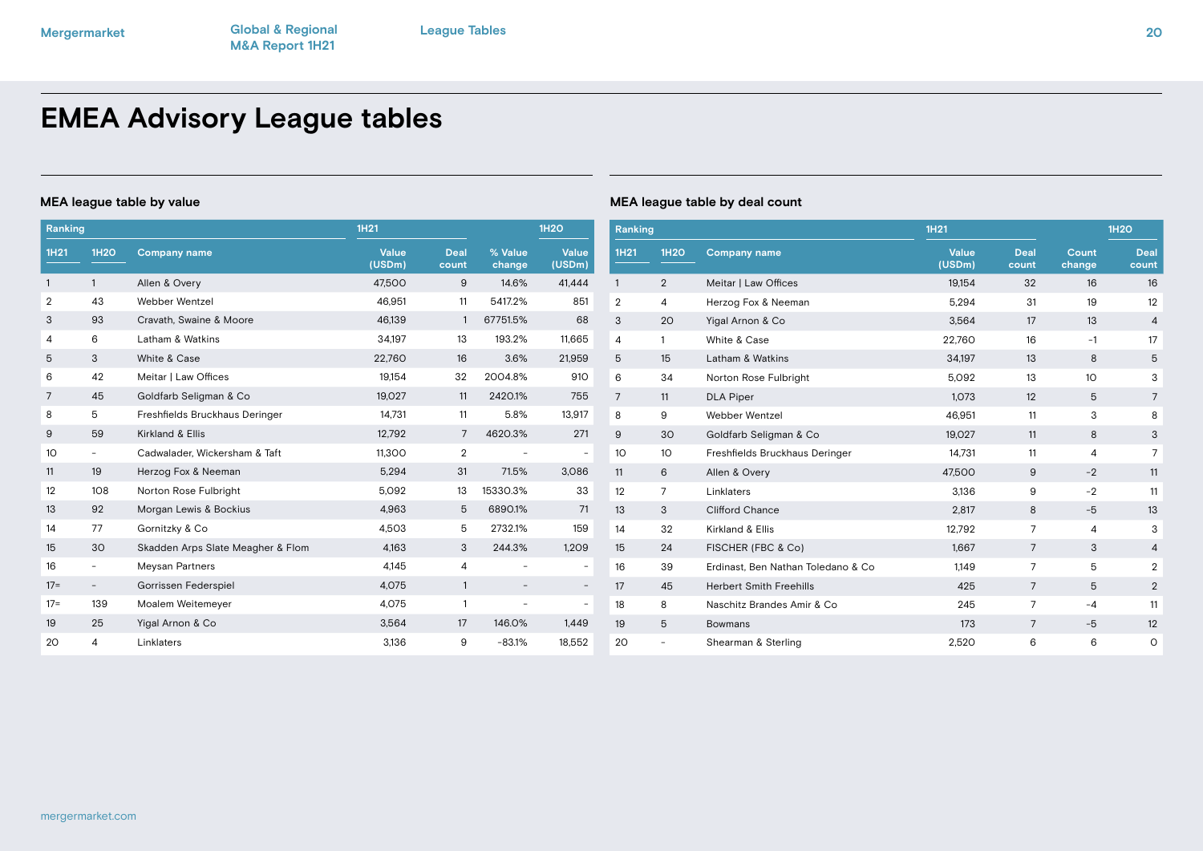# EMEA Advisory League tables

## MEA league table by value

| Ranking | | | 1H21 | | | 1H20 |
|---|---|---|---|---|---|---|
| 1H21 | 1H20 | Company name | Value (USDm) | Deal count | % Value change | Value (USDm) |
| 1 | 1 | Allen & Overy | 47,500 | 9 | 14.6% | 41,444 |
| 2 | 43 | Webber Wentzel | 46,951 | 11 | 5417.2% | 851 |
| 3 | 93 | Cravath, Swaine & Moore | 46,139 | 1 | 67751.5% | 68 |
| 4 | 6 | Latham & Watkins | 34,197 | 13 | 193.2% | 11,665 |
| 5 | 3 | White & Case | 22,760 | 16 | 3.6% | 21,959 |
| 6 | 42 | Meitar \| Law Offices | 19,154 | 32 | 2004.8% | 910 |
| 7 | 45 | Goldfarb Seligman & Co | 19,027 | 11 | 2420.1% | 755 |
| 8 | 5 | Freshfields Bruckhaus Deringer | 14,731 | 11 | 5.8% | 13,917 |
| 9 | 59 | Kirkland & Ellis | 12,792 | 7 | 4620.3% | 271 |
| 10 | - | Cadwalader, Wickersham & Taft | 11,300 | 2 | - | - |
| 11 | 19 | Herzog Fox & Neeman | 5,294 | 31 | 71.5% | 3,086 |
| 12 | 108 | Norton Rose Fulbright | 5,092 | 13 | 15330.3% | 33 |
| 13 | 92 | Morgan Lewis & Bockius | 4,963 | 5 | 6890.1% | 71 |
| 14 | 77 | Gornitzky & Co | 4,503 | 5 | 2732.1% | 159 |
| 15 | 30 | Skadden Arps Slate Meagher & Flom | 4,163 | 3 | 244.3% | 1,209 |
| 16 | - | Meysan Partners | 4,145 | 4 | - | - |
| 17= | - | Gorrissen Federspiel | 4,075 | 1 | - | - |
| 17= | 139 | Moalem Weitemeyer | 4,075 | 1 | - | - |
| 19 | 25 | Yigal Arnon & Co | 3,564 | 17 | 146.0% | 1,449 |
| 20 | 4 | Linklaters | 3,136 | 9 | -83.1% | 18,552 |

## MEA league table by deal count

| Ranking | | | 1H21 | | | 1H20 |
|---|---|---|---|---|---|---|
| 1H21 | 1H20 | Company name | Value (USDm) | Deal count | Count change | Deal count |
| 1 | 2 | Meitar \| Law Offices | 19,154 | 32 | 16 | 16 |
| 2 | 4 | Herzog Fox & Neeman | 5,294 | 31 | 19 | 12 |
| 3 | 20 | Yigal Arnon & Co | 3,564 | 17 | 13 | 4 |
| 4 | 1 | White & Case | 22,760 | 16 | -1 | 17 |
| 5 | 15 | Latham & Watkins | 34,197 | 13 | 8 | 5 |
| 6 | 34 | Norton Rose Fulbright | 5,092 | 13 | 10 | 3 |
| 7 | 11 | DLA Piper | 1,073 | 12 | 5 | 7 |
| 8 | 9 | Webber Wentzel | 46,951 | 11 | 3 | 8 |
| 9 | 30 | Goldfarb Seligman & Co | 19,027 | 11 | 8 | 3 |
| 10 | 10 | Freshfields Bruckhaus Deringer | 14,731 | 11 | 4 | 7 |
| 11 | 6 | Allen & Overy | 47,500 | 9 | -2 | 11 |
| 12 | 7 | Linklaters | 3,136 | 9 | -2 | 11 |
| 13 | 3 | Clifford Chance | 2,817 | 8 | -5 | 13 |
| 14 | 32 | Kirkland & Ellis | 12,792 | 7 | 4 | 3 |
| 15 | 24 | FISCHER (FBC & Co) | 1,667 | 7 | 3 | 4 |
| 16 | 39 | Erdinast, Ben Nathan Toledano & Co | 1,149 | 7 | 5 | 2 |
| 17 | 45 | Herbert Smith Freehills | 425 | 7 | 5 | 2 |
| 18 | 8 | Naschitz Brandes Amir & Co | 245 | 7 | -4 | 11 |
| 19 | 5 | Bowmans | 173 | 7 | -5 | 12 |
| 20 | - | Shearman & Sterling | 2,520 | 6 | 6 | 0 |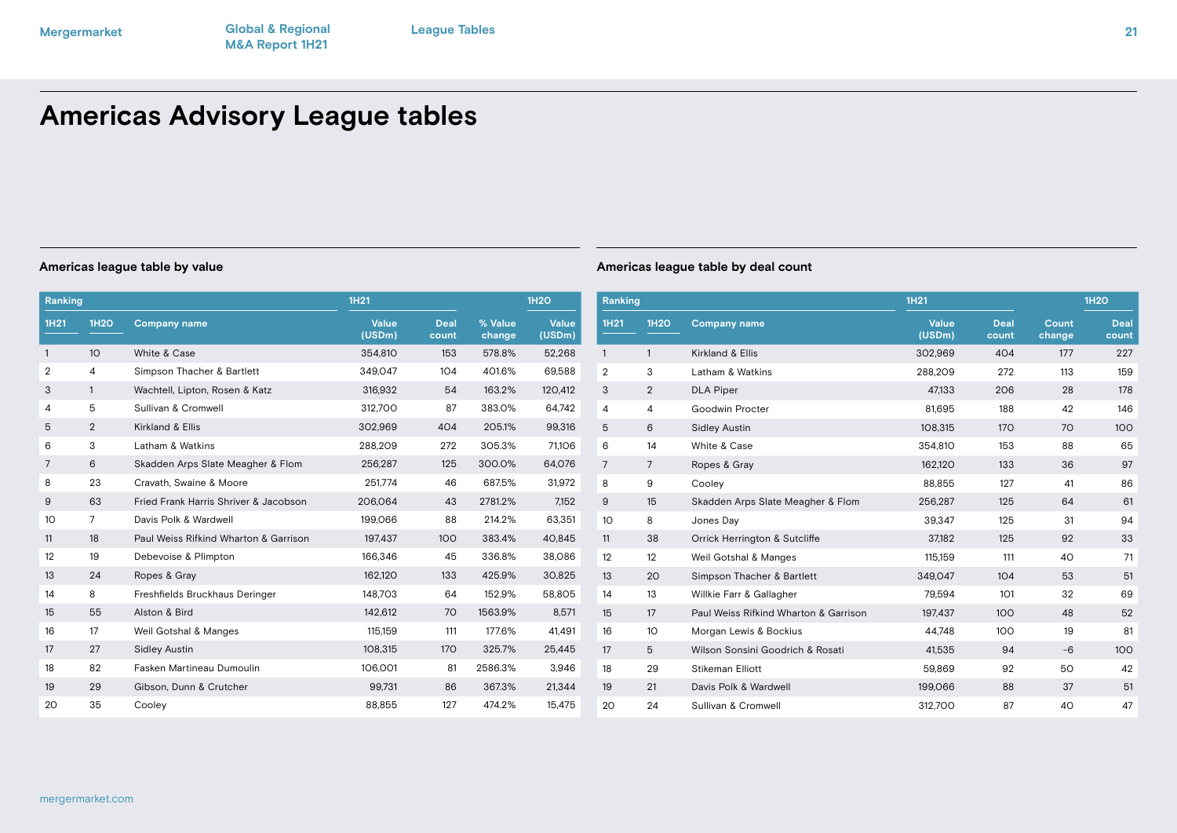# Americas Advisory League tables

## Americas league table by value

| Ranking | | Company name | 1H21 | | | 1H20 |
|---|---|---|---|---|---|---|
| 1H21 | 1H20 | | Value (USDm) | Deal count | % Value change | Value (USDm) |
| 1 | 10 | White & Case | 354,810 | 153 | 578.8% | 52,268 |
| 2 | 4 | Simpson Thacher & Bartlett | 349,047 | 104 | 401.6% | 69,588 |
| 3 | 1 | Wachtell, Lipton, Rosen & Katz | 316,932 | 54 | 163.2% | 120,412 |
| 4 | 5 | Sullivan & Cromwell | 312,700 | 87 | 383.0% | 64,742 |
| 5 | 2 | Kirkland & Ellis | 302,969 | 404 | 205.1% | 99,316 |
| 6 | 3 | Latham & Watkins | 288,209 | 272 | 305.3% | 71,106 |
| 7 | 6 | Skadden Arps Slate Meagher & Flom | 256,287 | 125 | 300.0% | 64,076 |
| 8 | 23 | Cravath, Swaine & Moore | 251,774 | 46 | 687.5% | 31,972 |
| 9 | 63 | Fried Frank Harris Shriver & Jacobson | 206,064 | 43 | 2781.2% | 7,152 |
| 10 | 7 | Davis Polk & Wardwell | 199,066 | 88 | 214.2% | 63,351 |
| 11 | 18 | Paul Weiss Rifkind Wharton & Garrison | 197,437 | 100 | 383.4% | 40,845 |
| 12 | 19 | Debevoise & Plimpton | 166,346 | 45 | 336.8% | 38,086 |
| 13 | 24 | Ropes & Gray | 162,120 | 133 | 425.9% | 30,825 |
| 14 | 8 | Freshfields Bruckhaus Deringer | 148,703 | 64 | 152.9% | 58,805 |
| 15 | 55 | Alston & Bird | 142,612 | 70 | 1563.9% | 8,571 |
| 16 | 17 | Weil Gotshal & Manges | 115,159 | 111 | 177.6% | 41,491 |
| 17 | 27 | Sidley Austin | 108,315 | 170 | 325.7% | 25,445 |
| 18 | 82 | Fasken Martineau Dumoulin | 106,001 | 81 | 2586.3% | 3,946 |
| 19 | 29 | Gibson, Dunn & Crutcher | 99,731 | 86 | 367.3% | 21,344 |
| 20 | 35 | Cooley | 88,855 | 127 | 474.2% | 15,475 |

## Americas league table by deal count

| Ranking | | Company name | 1H21 | | | 1H20 |
|---|---|---|---|---|---|---|
| 1H21 | 1H20 | | Value (USDm) | Deal count | Count change | Deal count |
| 1 | 1 | Kirkland & Ellis | 302,969 | 404 | 177 | 227 |
| 2 | 3 | Latham & Watkins | 288,209 | 272 | 113 | 159 |
| 3 | 2 | DLA Piper | 47,133 | 206 | 28 | 178 |
| 4 | 4 | Goodwin Procter | 81,695 | 188 | 42 | 146 |
| 5 | 6 | Sidley Austin | 108,315 | 170 | 70 | 100 |
| 6 | 14 | White & Case | 354,810 | 153 | 88 | 65 |
| 7 | 7 | Ropes & Gray | 162,120 | 133 | 36 | 97 |
| 8 | 9 | Cooley | 88,855 | 127 | 41 | 86 |
| 9 | 15 | Skadden Arps Slate Meagher & Flom | 256,287 | 125 | 64 | 61 |
| 10 | 8 | Jones Day | 39,347 | 125 | 31 | 94 |
| 11 | 38 | Orrick Herrington & Sutcliffe | 37,182 | 125 | 92 | 33 |
| 12 | 12 | Weil Gotshal & Manges | 115,159 | 111 | 40 | 71 |
| 13 | 20 | Simpson Thacher & Bartlett | 349,047 | 104 | 53 | 51 |
| 14 | 13 | Willkie Farr & Gallagher | 79,594 | 101 | 32 | 69 |
| 15 | 17 | Paul Weiss Rifkind Wharton & Garrison | 197,437 | 100 | 48 | 52 |
| 16 | 10 | Morgan Lewis & Bockius | 44,748 | 100 | 19 | 81 |
| 17 | 5 | Wilson Sonsini Goodrich & Rosati | 41,535 | 94 | -6 | 100 |
| 18 | 29 | Stikeman Elliott | 59,869 | 92 | 50 | 42 |
| 19 | 21 | Davis Polk & Wardwell | 199,066 | 88 | 37 | 51 |
| 20 | 24 | Sullivan & Cromwell | 312,700 | 87 | 40 | 47 |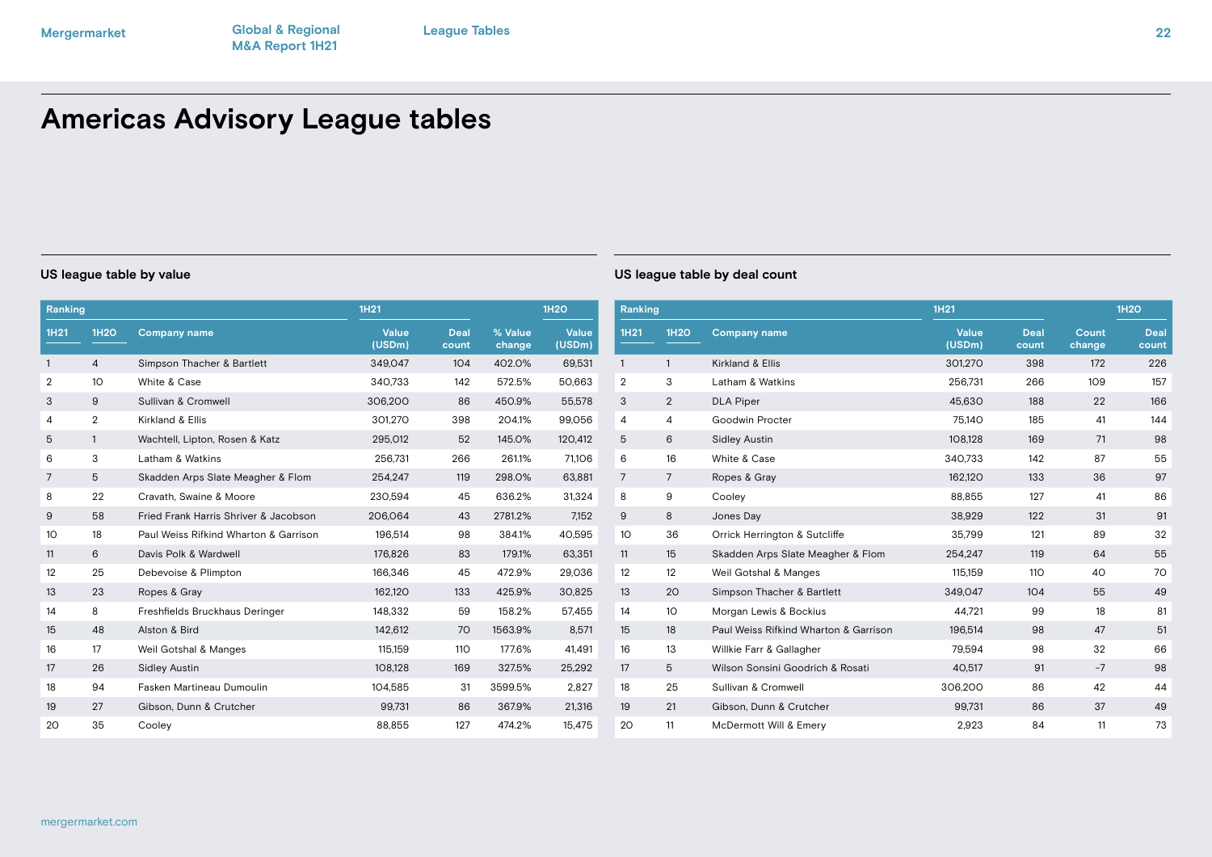# Americas Advisory League tables

## US league table by value

| Ranking | | | 1H21 | | | 1H20 |
|---|---|---|---|---|---|---|
| 1H21 | 1H20 | Company name | Value (USDm) | Deal count | % Value change | Value (USDm) |
| 1 | 4 | Simpson Thacher & Bartlett | 349,047 | 104 | 402.0% | 69,531 |
| 2 | 10 | White & Case | 340,733 | 142 | 572.5% | 50,663 |
| 3 | 9 | Sullivan & Cromwell | 306,200 | 86 | 450.9% | 55,578 |
| 4 | 2 | Kirkland & Ellis | 301,270 | 398 | 204.1% | 99,056 |
| 5 | 1 | Wachtell, Lipton, Rosen & Katz | 295,012 | 52 | 145.0% | 120,412 |
| 6 | 3 | Latham & Watkins | 256,731 | 266 | 261.1% | 71,106 |
| 7 | 5 | Skadden Arps Slate Meagher & Flom | 254,247 | 119 | 298.0% | 63,881 |
| 8 | 22 | Cravath, Swaine & Moore | 230,594 | 45 | 636.2% | 31,324 |
| 9 | 58 | Fried Frank Harris Shriver & Jacobson | 206,064 | 43 | 2781.2% | 7,152 |
| 10 | 18 | Paul Weiss Rifkind Wharton & Garrison | 196,514 | 98 | 384.1% | 40,595 |
| 11 | 6 | Davis Polk & Wardwell | 176,826 | 83 | 179.1% | 63,351 |
| 12 | 25 | Debevoise & Plimpton | 166,346 | 45 | 472.9% | 29,036 |
| 13 | 23 | Ropes & Gray | 162,120 | 133 | 425.9% | 30,825 |
| 14 | 8 | Freshfields Bruckhaus Deringer | 148,332 | 59 | 158.2% | 57,455 |
| 15 | 48 | Alston & Bird | 142,612 | 70 | 1563.9% | 8,571 |
| 16 | 17 | Weil Gotshal & Manges | 115,159 | 110 | 177.6% | 41,491 |
| 17 | 26 | Sidley Austin | 108,128 | 169 | 327.5% | 25,292 |
| 18 | 94 | Fasken Martineau Dumoulin | 104,585 | 31 | 3599.5% | 2,827 |
| 19 | 27 | Gibson, Dunn & Crutcher | 99,731 | 86 | 367.9% | 21,316 |
| 20 | 35 | Cooley | 88,855 | 127 | 474.2% | 15,475 |

## US league table by deal count

| Ranking | | | 1H21 | | | 1H20 |
|---|---|---|---|---|---|---|
| 1H21 | 1H20 | Company name | Value (USDm) | Deal count | Count change | Deal count |
| 1 | 1 | Kirkland & Ellis | 301,270 | 398 | 172 | 226 |
| 2 | 3 | Latham & Watkins | 256,731 | 266 | 109 | 157 |
| 3 | 2 | DLA Piper | 45,630 | 188 | 22 | 166 |
| 4 | 4 | Goodwin Procter | 75,140 | 185 | 41 | 144 |
| 5 | 6 | Sidley Austin | 108,128 | 169 | 71 | 98 |
| 6 | 16 | White & Case | 340,733 | 142 | 87 | 55 |
| 7 | 7 | Ropes & Gray | 162,120 | 133 | 36 | 97 |
| 8 | 9 | Cooley | 88,855 | 127 | 41 | 86 |
| 9 | 8 | Jones Day | 38,929 | 122 | 31 | 91 |
| 10 | 36 | Orrick Herrington & Sutcliffe | 35,799 | 121 | 89 | 32 |
| 11 | 15 | Skadden Arps Slate Meagher & Flom | 254,247 | 119 | 64 | 55 |
| 12 | 12 | Weil Gotshal & Manges | 115,159 | 110 | 40 | 70 |
| 13 | 20 | Simpson Thacher & Bartlett | 349,047 | 104 | 55 | 49 |
| 14 | 10 | Morgan Lewis & Bockius | 44,721 | 99 | 18 | 81 |
| 15 | 18 | Paul Weiss Rifkind Wharton & Garrison | 196,514 | 98 | 47 | 51 |
| 16 | 13 | Willkie Farr & Gallagher | 79,594 | 98 | 32 | 66 |
| 17 | 5 | Wilson Sonsini Goodrich & Rosati | 40,517 | 91 | -7 | 98 |
| 18 | 25 | Sullivan & Cromwell | 306,200 | 86 | 42 | 44 |
| 19 | 21 | Gibson, Dunn & Crutcher | 99,731 | 86 | 37 | 49 |
| 20 | 11 | McDermott Will & Emery | 2,923 | 84 | 11 | 73 |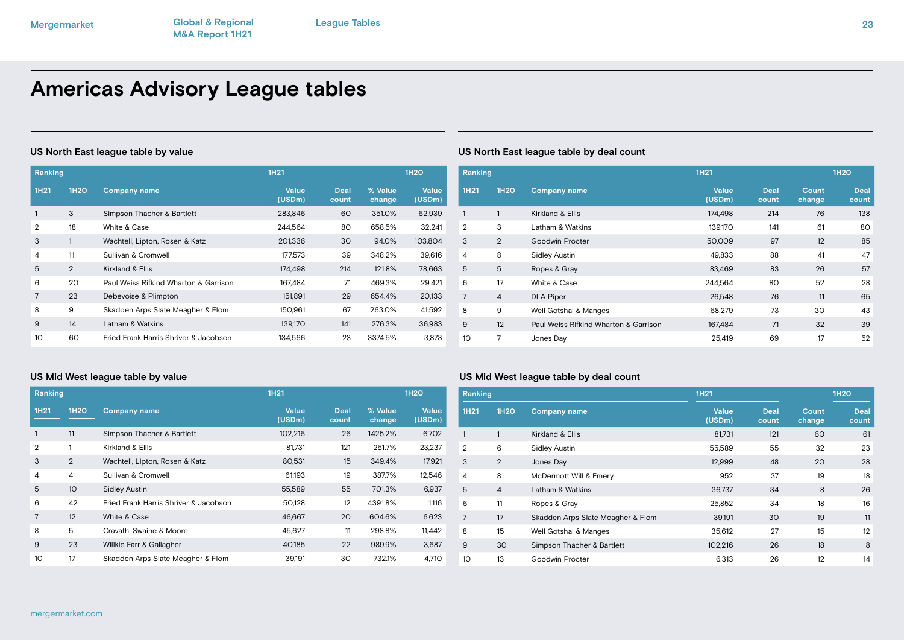# Americas Advisory League tables

## US North East league table by value

| Ranking | | | 1H21 | | | 1H20 |
|---|---|---|---|---|---|---|
| 1H21 | 1H20 | Company name | Value (USDm) | Deal count | % Value change | Value (USDm) |
| 1 | 3 | Simpson Thacher & Bartlett | 283,846 | 60 | 351.0% | 62,939 |
| 2 | 18 | White & Case | 244,564 | 80 | 658.5% | 32,241 |
| 3 | 1 | Wachtell, Lipton, Rosen & Katz | 201,336 | 30 | 94.0% | 103,804 |
| 4 | 11 | Sullivan & Cromwell | 177,573 | 39 | 348.2% | 39,616 |
| 5 | 2 | Kirkland & Ellis | 174,498 | 214 | 121.8% | 78,663 |
| 6 | 20 | Paul Weiss Rifkind Wharton & Garrison | 167,484 | 71 | 469.3% | 29,421 |
| 7 | 23 | Debevoise & Plimpton | 151,891 | 29 | 654.4% | 20,133 |
| 8 | 9 | Skadden Arps Slate Meagher & Flom | 150,961 | 67 | 263.0% | 41,592 |
| 9 | 14 | Latham & Watkins | 139,170 | 141 | 276.3% | 36,983 |
| 10 | 60 | Fried Frank Harris Shriver & Jacobson | 134,566 | 23 | 3374.5% | 3,873 |

## US North East league table by deal count

| Ranking | | | 1H21 | | | 1H20 |
|---|---|---|---|---|---|---|
| 1H21 | 1H20 | Company name | Value (USDm) | Deal count | Count change | Deal count |
| 1 | 1 | Kirkland & Ellis | 174,498 | 214 | 76 | 138 |
| 2 | 3 | Latham & Watkins | 139,170 | 141 | 61 | 80 |
| 3 | 2 | Goodwin Procter | 50,009 | 97 | 12 | 85 |
| 4 | 8 | Sidley Austin | 49,833 | 88 | 41 | 47 |
| 5 | 5 | Ropes & Gray | 83,469 | 83 | 26 | 57 |
| 6 | 17 | White & Case | 244,564 | 80 | 52 | 28 |
| 7 | 4 | DLA Piper | 26,548 | 76 | 11 | 65 |
| 8 | 9 | Weil Gotshal & Manges | 68,279 | 73 | 30 | 43 |
| 9 | 12 | Paul Weiss Rifkind Wharton & Garrison | 167,484 | 71 | 32 | 39 |
| 10 | 7 | Jones Day | 25,419 | 69 | 17 | 52 |

## US Mid West league table by value

| Ranking | | | 1H21 | | | 1H20 |
|---|---|---|---|---|---|---|
| 1H21 | 1H20 | Company name | Value (USDm) | Deal count | % Value change | Value (USDm) |
| 1 | 11 | Simpson Thacher & Bartlett | 102,216 | 26 | 1425.2% | 6,702 |
| 2 | 1 | Kirkland & Ellis | 81,731 | 121 | 251.7% | 23,237 |
| 3 | 2 | Wachtell, Lipton, Rosen & Katz | 80,531 | 15 | 349.4% | 17,921 |
| 4 | 4 | Sullivan & Cromwell | 61,193 | 19 | 387.7% | 12,546 |
| 5 | 10 | Sidley Austin | 55,589 | 55 | 701.3% | 6,937 |
| 6 | 42 | Fried Frank Harris Shriver & Jacobson | 50,128 | 12 | 4391.8% | 1,116 |
| 7 | 12 | White & Case | 46,667 | 20 | 604.6% | 6,623 |
| 8 | 5 | Cravath, Swaine & Moore | 45,627 | 11 | 298.8% | 11,442 |
| 9 | 23 | Willkie Farr & Gallagher | 40,185 | 22 | 989.9% | 3,687 |
| 10 | 17 | Skadden Arps Slate Meagher & Flom | 39,191 | 30 | 732.1% | 4,710 |

## US Mid West league table by deal count

| Ranking | | | 1H21 | | | 1H20 |
|---|---|---|---|---|---|---|
| 1H21 | 1H20 | Company name | Value (USDm) | Deal count | Count change | Deal count |
| 1 | 1 | Kirkland & Ellis | 81,731 | 121 | 60 | 61 |
| 2 | 6 | Sidley Austin | 55,589 | 55 | 32 | 23 |
| 3 | 2 | Jones Day | 12,999 | 48 | 20 | 28 |
| 4 | 8 | McDermott Will & Emery | 952 | 37 | 19 | 18 |
| 5 | 4 | Latham & Watkins | 36,737 | 34 | 8 | 26 |
| 6 | 11 | Ropes & Gray | 25,852 | 34 | 18 | 16 |
| 7 | 17 | Skadden Arps Slate Meagher & Flom | 39,191 | 30 | 19 | 11 |
| 8 | 15 | Weil Gotshal & Manges | 35,612 | 27 | 15 | 12 |
| 9 | 30 | Simpson Thacher & Bartlett | 102,216 | 26 | 18 | 8 |
| 10 | 13 | Goodwin Procter | 6,313 | 26 | 12 | 14 |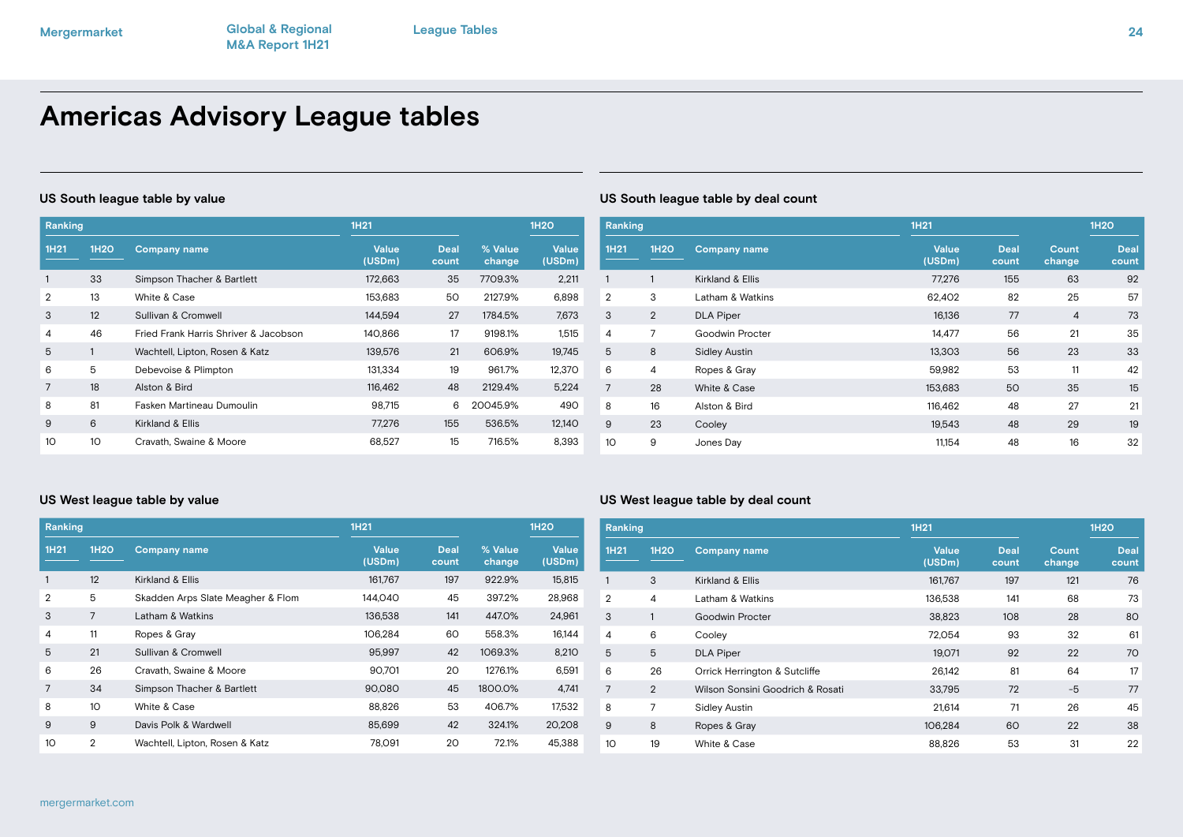# Americas Advisory League tables

## US South league table by value

| Ranking | | | 1H21 | | | 1H20 |
|---|---|---|---|---|---|---|
| 1H21 | 1H20 | Company name | Value (USDm) | Deal count | % Value change | Value (USDm) |
| 1 | 33 | Simpson Thacher & Bartlett | 172,663 | 35 | 7709.3% | 2,211 |
| 2 | 13 | White & Case | 153,683 | 50 | 2127.9% | 6,898 |
| 3 | 12 | Sullivan & Cromwell | 144,594 | 27 | 1784.5% | 7,673 |
| 4 | 46 | Fried Frank Harris Shriver & Jacobson | 140,866 | 17 | 9198.1% | 1,515 |
| 5 | 1 | Wachtell, Lipton, Rosen & Katz | 139,576 | 21 | 606.9% | 19,745 |
| 6 | 5 | Debevoise & Plimpton | 131,334 | 19 | 961.7% | 12,370 |
| 7 | 18 | Alston & Bird | 116,462 | 48 | 2129.4% | 5,224 |
| 8 | 81 | Fasken Martineau Dumoulin | 98,715 | 6 | 20045.9% | 490 |
| 9 | 6 | Kirkland & Ellis | 77,276 | 155 | 536.5% | 12,140 |
| 10 | 10 | Cravath, Swaine & Moore | 68,527 | 15 | 716.5% | 8,393 |

## US South league table by deal count

| Ranking | | | 1H21 | | | 1H20 |
|---|---|---|---|---|---|---|
| 1H21 | 1H20 | Company name | Value (USDm) | Deal count | Count change | Deal count |
| 1 | 1 | Kirkland & Ellis | 77,276 | 155 | 63 | 92 |
| 2 | 3 | Latham & Watkins | 62,402 | 82 | 25 | 57 |
| 3 | 2 | DLA Piper | 16,136 | 77 | 4 | 73 |
| 4 | 7 | Goodwin Procter | 14,477 | 56 | 21 | 35 |
| 5 | 8 | Sidley Austin | 13,303 | 56 | 23 | 33 |
| 6 | 4 | Ropes & Gray | 59,982 | 53 | 11 | 42 |
| 7 | 28 | White & Case | 153,683 | 50 | 35 | 15 |
| 8 | 16 | Alston & Bird | 116,462 | 48 | 27 | 21 |
| 9 | 23 | Cooley | 19,543 | 48 | 29 | 19 |
| 10 | 9 | Jones Day | 11,154 | 48 | 16 | 32 |

## US West league table by value

| Ranking | | | 1H21 | | | 1H20 |
|---|---|---|---|---|---|---|
| 1H21 | 1H20 | Company name | Value (USDm) | Deal count | % Value change | Value (USDm) |
| 1 | 12 | Kirkland & Ellis | 161,767 | 197 | 922.9% | 15,815 |
| 2 | 5 | Skadden Arps Slate Meagher & Flom | 144,040 | 45 | 397.2% | 28,968 |
| 3 | 7 | Latham & Watkins | 136,538 | 141 | 447.0% | 24,961 |
| 4 | 11 | Ropes & Gray | 106,284 | 60 | 558.3% | 16,144 |
| 5 | 21 | Sullivan & Cromwell | 95,997 | 42 | 1069.3% | 8,210 |
| 6 | 26 | Cravath, Swaine & Moore | 90,701 | 20 | 1276.1% | 6,591 |
| 7 | 34 | Simpson Thacher & Bartlett | 90,080 | 45 | 1800.0% | 4,741 |
| 8 | 10 | White & Case | 88,826 | 53 | 406.7% | 17,532 |
| 9 | 9 | Davis Polk & Wardwell | 85,699 | 42 | 324.1% | 20,208 |
| 10 | 2 | Wachtell, Lipton, Rosen & Katz | 78,091 | 20 | 72.1% | 45,388 |

## US West league table by deal count

| Ranking | | | 1H21 | | | 1H20 |
|---|---|---|---|---|---|---|
| 1H21 | 1H20 | Company name | Value (USDm) | Deal count | Count change | Deal count |
| 1 | 3 | Kirkland & Ellis | 161,767 | 197 | 121 | 76 |
| 2 | 4 | Latham & Watkins | 136,538 | 141 | 68 | 73 |
| 3 | 1 | Goodwin Procter | 38,823 | 108 | 28 | 80 |
| 4 | 6 | Cooley | 72,054 | 93 | 32 | 61 |
| 5 | 5 | DLA Piper | 19,071 | 92 | 22 | 70 |
| 6 | 26 | Orrick Herrington & Sutcliffe | 26,142 | 81 | 64 | 17 |
| 7 | 2 | Wilson Sonsini Goodrich & Rosati | 33,795 | 72 | -5 | 77 |
| 8 | 7 | Sidley Austin | 21,614 | 71 | 26 | 45 |
| 9 | 8 | Ropes & Gray | 106,284 | 60 | 22 | 38 |
| 10 | 19 | White & Case | 88,826 | 53 | 31 | 22 |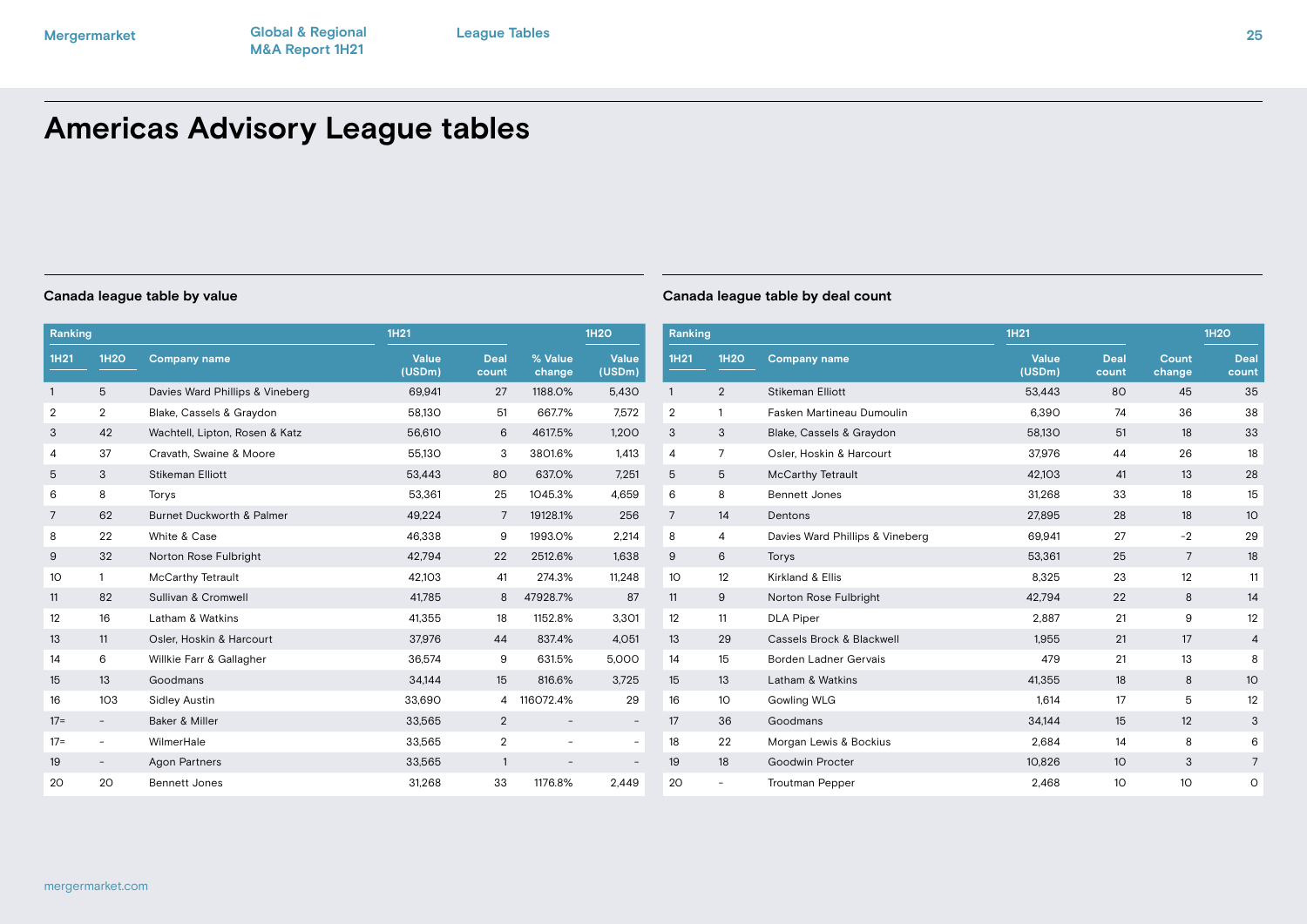# Americas Advisory League tables

### Canada league table by value

| Ranking | | | 1H21 | | | 1H20 |
|---|---|---|---|---|---|---|
| 1H21 | 1H20 | Company name | Value (USDm) | Deal count | % Value change | Value (USDm) |
| 1 | 5 | Davies Ward Phillips & Vineberg | 69,941 | 27 | 1188.0% | 5,430 |
| 2 | 2 | Blake, Cassels & Graydon | 58,130 | 51 | 667.7% | 7,572 |
| 3 | 42 | Wachtell, Lipton, Rosen & Katz | 56,610 | 6 | 4617.5% | 1,200 |
| 4 | 37 | Cravath, Swaine & Moore | 55,130 | 3 | 3801.6% | 1,413 |
| 5 | 3 | Stikeman Elliott | 53,443 | 80 | 637.0% | 7,251 |
| 6 | 8 | Torys | 53,361 | 25 | 1045.3% | 4,659 |
| 7 | 62 | Burnet Duckworth & Palmer | 49,224 | 7 | 19128.1% | 256 |
| 8 | 22 | White & Case | 46,338 | 9 | 1993.0% | 2,214 |
| 9 | 32 | Norton Rose Fulbright | 42,794 | 22 | 2512.6% | 1,638 |
| 10 | 1 | McCarthy Tetrault | 42,103 | 41 | 274.3% | 11,248 |
| 11 | 82 | Sullivan & Cromwell | 41,785 | 8 | 47928.7% | 87 |
| 12 | 16 | Latham & Watkins | 41,355 | 18 | 1152.8% | 3,301 |
| 13 | 11 | Osler, Hoskin & Harcourt | 37,976 | 44 | 837.4% | 4,051 |
| 14 | 6 | Willkie Farr & Gallagher | 36,574 | 9 | 631.5% | 5,000 |
| 15 | 13 | Goodmans | 34,144 | 15 | 816.6% | 3,725 |
| 16 | 103 | Sidley Austin | 33,690 | 4 | 116072.4% | 29 |
| 17= | - | Baker & Miller | 33,565 | 2 | - | - |
| 17= | - | WilmerHale | 33,565 | 2 | - | - |
| 19 | - | Agon Partners | 33,565 | 1 | - | - |
| 20 | 20 | Bennett Jones | 31,268 | 33 | 1176.8% | 2,449 |

### Canada league table by deal count

| Ranking | | | 1H21 | | | 1H20 |
|---|---|---|---|---|---|---|
| 1H21 | 1H20 | Company name | Value (USDm) | Deal count | Count change | Deal count |
| 1 | 2 | Stikeman Elliott | 53,443 | 80 | 45 | 35 |
| 2 | 1 | Fasken Martineau Dumoulin | 6,390 | 74 | 36 | 38 |
| 3 | 3 | Blake, Cassels & Graydon | 58,130 | 51 | 18 | 33 |
| 4 | 7 | Osler, Hoskin & Harcourt | 37,976 | 44 | 26 | 18 |
| 5 | 5 | McCarthy Tetrault | 42,103 | 41 | 13 | 28 |
| 6 | 8 | Bennett Jones | 31,268 | 33 | 18 | 15 |
| 7 | 14 | Dentons | 27,895 | 28 | 18 | 10 |
| 8 | 4 | Davies Ward Phillips & Vineberg | 69,941 | 27 | -2 | 29 |
| 9 | 6 | Torys | 53,361 | 25 | 7 | 18 |
| 10 | 12 | Kirkland & Ellis | 8,325 | 23 | 12 | 11 |
| 11 | 9 | Norton Rose Fulbright | 42,794 | 22 | 8 | 14 |
| 12 | 11 | DLA Piper | 2,887 | 21 | 9 | 12 |
| 13 | 29 | Cassels Brock & Blackwell | 1,955 | 21 | 17 | 4 |
| 14 | 15 | Borden Ladner Gervais | 479 | 21 | 13 | 8 |
| 15 | 13 | Latham & Watkins | 41,355 | 18 | 8 | 10 |
| 16 | 10 | Gowling WLG | 1,614 | 17 | 5 | 12 |
| 17 | 36 | Goodmans | 34,144 | 15 | 12 | 3 |
| 18 | 22 | Morgan Lewis & Bockius | 2,684 | 14 | 8 | 6 |
| 19 | 18 | Goodwin Procter | 10,826 | 10 | 3 | 7 |
| 20 | - | Troutman Pepper | 2,468 | 10 | 10 | 0 |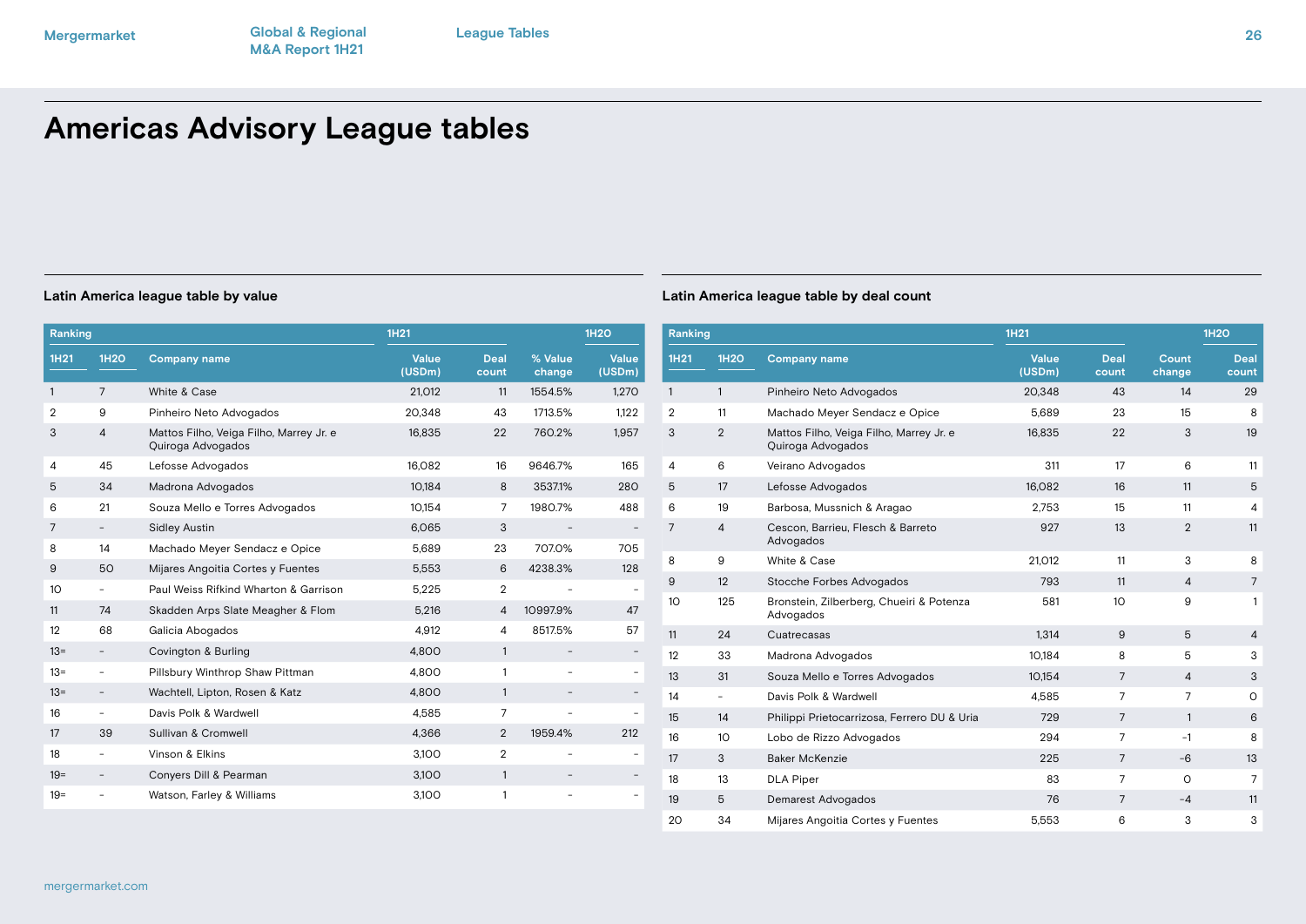# Americas Advisory League tables

### Latin America league table by value

| Ranking | | | 1H21 | | | 1H20 |
|---|---|---|---|---|---|---|
| 1H21 | 1H20 | Company name | Value (USDm) | Deal count | % Value change | Value (USDm) |
| 1 | 7 | White & Case | 21,012 | 11 | 1554.5% | 1,270 |
| 2 | 9 | Pinheiro Neto Advogados | 20,348 | 43 | 1713.5% | 1,122 |
| 3 | 4 | Mattos Filho, Veiga Filho, Marrey Jr. e Quiroga Advogados | 16,835 | 22 | 760.2% | 1,957 |
| 4 | 45 | Lefosse Advogados | 16,082 | 16 | 9646.7% | 165 |
| 5 | 34 | Madrona Advogados | 10,184 | 8 | 3537.1% | 280 |
| 6 | 21 | Souza Mello e Torres Advogados | 10,154 | 7 | 1980.7% | 488 |
| 7 | - | Sidley Austin | 6,065 | 3 | - | - |
| 8 | 14 | Machado Meyer Sendacz e Opice | 5,689 | 23 | 707.0% | 705 |
| 9 | 50 | Mijares Angoitia Cortes y Fuentes | 5,553 | 6 | 4238.3% | 128 |
| 10 | - | Paul Weiss Rifkind Wharton & Garrison | 5,225 | 2 | - | - |
| 11 | 74 | Skadden Arps Slate Meagher & Flom | 5,216 | 4 | 10997.9% | 47 |
| 12 | 68 | Galicia Abogados | 4,912 | 4 | 8517.5% | 57 |
| 13= | - | Covington & Burling | 4,800 | 1 | - | - |
| 13= | - | Pillsbury Winthrop Shaw Pittman | 4,800 | 1 | - | - |
| 13= | - | Wachtell, Lipton, Rosen & Katz | 4,800 | 1 | - | - |
| 16 | - | Davis Polk & Wardwell | 4,585 | 7 | - | - |
| 17 | 39 | Sullivan & Cromwell | 4,366 | 2 | 1959.4% | 212 |
| 18 | - | Vinson & Elkins | 3,100 | 2 | - | - |
| 19= | - | Conyers Dill & Pearman | 3,100 | 1 | - | - |
| 19= | - | Watson, Farley & Williams | 3,100 | 1 | - | - |

### Latin America league table by deal count

| Ranking | | | 1H21 | | | 1H20 |
|---|---|---|---|---|---|---|
| 1H21 | 1H20 | Company name | Value (USDm) | Deal count | Count change | Deal count |
| 1 | 1 | Pinheiro Neto Advogados | 20,348 | 43 | 14 | 29 |
| 2 | 11 | Machado Meyer Sendacz e Opice | 5,689 | 23 | 15 | 8 |
| 3 | 2 | Mattos Filho, Veiga Filho, Marrey Jr. e Quiroga Advogados | 16,835 | 22 | 3 | 19 |
| 4 | 6 | Veirano Advogados | 311 | 17 | 6 | 11 |
| 5 | 17 | Lefosse Advogados | 16,082 | 16 | 11 | 5 |
| 6 | 19 | Barbosa, Mussnich & Aragao | 2,753 | 15 | 11 | 4 |
| 7 | 4 | Cescon, Barrieu, Flesch & Barreto Advogados | 927 | 13 | 2 | 11 |
| 8 | 9 | White & Case | 21,012 | 11 | 3 | 8 |
| 9 | 12 | Stocche Forbes Advogados | 793 | 11 | 4 | 7 |
| 10 | 125 | Bronstein, Zilberberg, Chueiri & Potenza Advogados | 581 | 10 | 9 | 1 |
| 11 | 24 | Cuatrecasas | 1,314 | 9 | 5 | 4 |
| 12 | 33 | Madrona Advogados | 10,184 | 8 | 5 | 3 |
| 13 | 31 | Souza Mello e Torres Advogados | 10,154 | 7 | 4 | 3 |
| 14 | - | Davis Polk & Wardwell | 4,585 | 7 | 7 | 0 |
| 15 | 14 | Philippi Prietocarrizosa, Ferrero DU & Uria | 729 | 7 | 1 | 6 |
| 16 | 10 | Lobo de Rizzo Advogados | 294 | 7 | -1 | 8 |
| 17 | 3 | Baker McKenzie | 225 | 7 | -6 | 13 |
| 18 | 13 | DLA Piper | 83 | 7 | 0 | 7 |
| 19 | 5 | Demarest Advogados | 76 | 7 | -4 | 11 |
| 20 | 34 | Mijares Angoitia Cortes y Fuentes | 5,553 | 6 | 3 | 3 |

mergermarket.com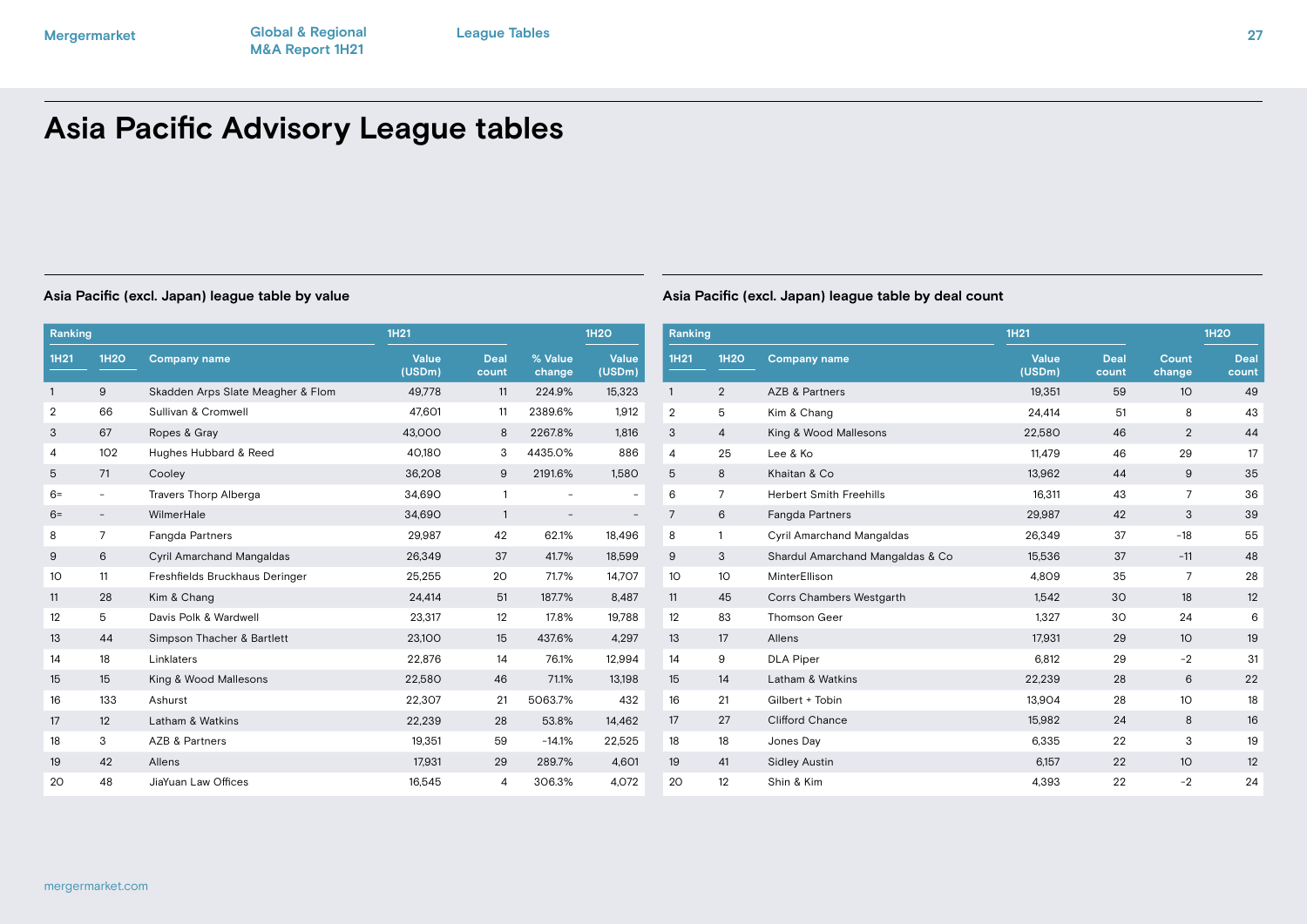# Asia Pacific Advisory League tables

### Asia Pacific (excl. Japan) league table by value

| Ranking | | | 1H21 | | | 1H20 |
|---|---|---|---|---|---|---|
| 1H21 | 1H20 | Company name | Value (USDm) | Deal count | % Value change | Value (USDm) |
| 1 | 9 | Skadden Arps Slate Meagher & Flom | 49,778 | 11 | 224.9% | 15,323 |
| 2 | 66 | Sullivan & Cromwell | 47,601 | 11 | 2389.6% | 1,912 |
| 3 | 67 | Ropes & Gray | 43,000 | 8 | 2267.8% | 1,816 |
| 4 | 102 | Hughes Hubbard & Reed | 40,180 | 3 | 4435.0% | 886 |
| 5 | 71 | Cooley | 36,208 | 9 | 2191.6% | 1,580 |
| 6= | - | Travers Thorp Alberga | 34,690 | 1 | - | - |
| 6= | - | WilmerHale | 34,690 | 1 | - | - |
| 8 | 7 | Fangda Partners | 29,987 | 42 | 62.1% | 18,496 |
| 9 | 6 | Cyril Amarchand Mangaldas | 26,349 | 37 | 41.7% | 18,599 |
| 10 | 11 | Freshfields Bruckhaus Deringer | 25,255 | 20 | 71.7% | 14,707 |
| 11 | 28 | Kim & Chang | 24,414 | 51 | 187.7% | 8,487 |
| 12 | 5 | Davis Polk & Wardwell | 23,317 | 12 | 17.8% | 19,788 |
| 13 | 44 | Simpson Thacher & Bartlett | 23,100 | 15 | 437.6% | 4,297 |
| 14 | 18 | Linklaters | 22,876 | 14 | 76.1% | 12,994 |
| 15 | 15 | King & Wood Mallesons | 22,580 | 46 | 71.1% | 13,198 |
| 16 | 133 | Ashurst | 22,307 | 21 | 5063.7% | 432 |
| 17 | 12 | Latham & Watkins | 22,239 | 28 | 53.8% | 14,462 |
| 18 | 3 | AZB & Partners | 19,351 | 59 | -14.1% | 22,525 |
| 19 | 42 | Allens | 17,931 | 29 | 289.7% | 4,601 |
| 20 | 48 | JiaYuan Law Offices | 16,545 | 4 | 306.3% | 4,072 |

### Asia Pacific (excl. Japan) league table by deal count

| Ranking | | | 1H21 | | | 1H20 |
|---|---|---|---|---|---|---|
| 1H21 | 1H20 | Company name | Value (USDm) | Deal count | Count change | Deal count |
| 1 | 2 | AZB & Partners | 19,351 | 59 | 10 | 49 |
| 2 | 5 | Kim & Chang | 24,414 | 51 | 8 | 43 |
| 3 | 4 | King & Wood Mallesons | 22,580 | 46 | 2 | 44 |
| 4 | 25 | Lee & Ko | 11,479 | 46 | 29 | 17 |
| 5 | 8 | Khaitan & Co | 13,962 | 44 | 9 | 35 |
| 6 | 7 | Herbert Smith Freehills | 16,311 | 43 | 7 | 36 |
| 7 | 6 | Fangda Partners | 29,987 | 42 | 3 | 39 |
| 8 | 1 | Cyril Amarchand Mangaldas | 26,349 | 37 | -18 | 55 |
| 9 | 3 | Shardul Amarchand Mangaldas & Co | 15,536 | 37 | -11 | 48 |
| 10 | 10 | MinterEllison | 4,809 | 35 | 7 | 28 |
| 11 | 45 | Corrs Chambers Westgarth | 1,542 | 30 | 18 | 12 |
| 12 | 83 | Thomson Geer | 1,327 | 30 | 24 | 6 |
| 13 | 17 | Allens | 17,931 | 29 | 10 | 19 |
| 14 | 9 | DLA Piper | 6,812 | 29 | -2 | 31 |
| 15 | 14 | Latham & Watkins | 22,239 | 28 | 6 | 22 |
| 16 | 21 | Gilbert + Tobin | 13,904 | 28 | 10 | 18 |
| 17 | 27 | Clifford Chance | 15,982 | 24 | 8 | 16 |
| 18 | 18 | Jones Day | 6,335 | 22 | 3 | 19 |
| 19 | 41 | Sidley Austin | 6,157 | 22 | 10 | 12 |
| 20 | 12 | Shin & Kim | 4,393 | 22 | -2 | 24 |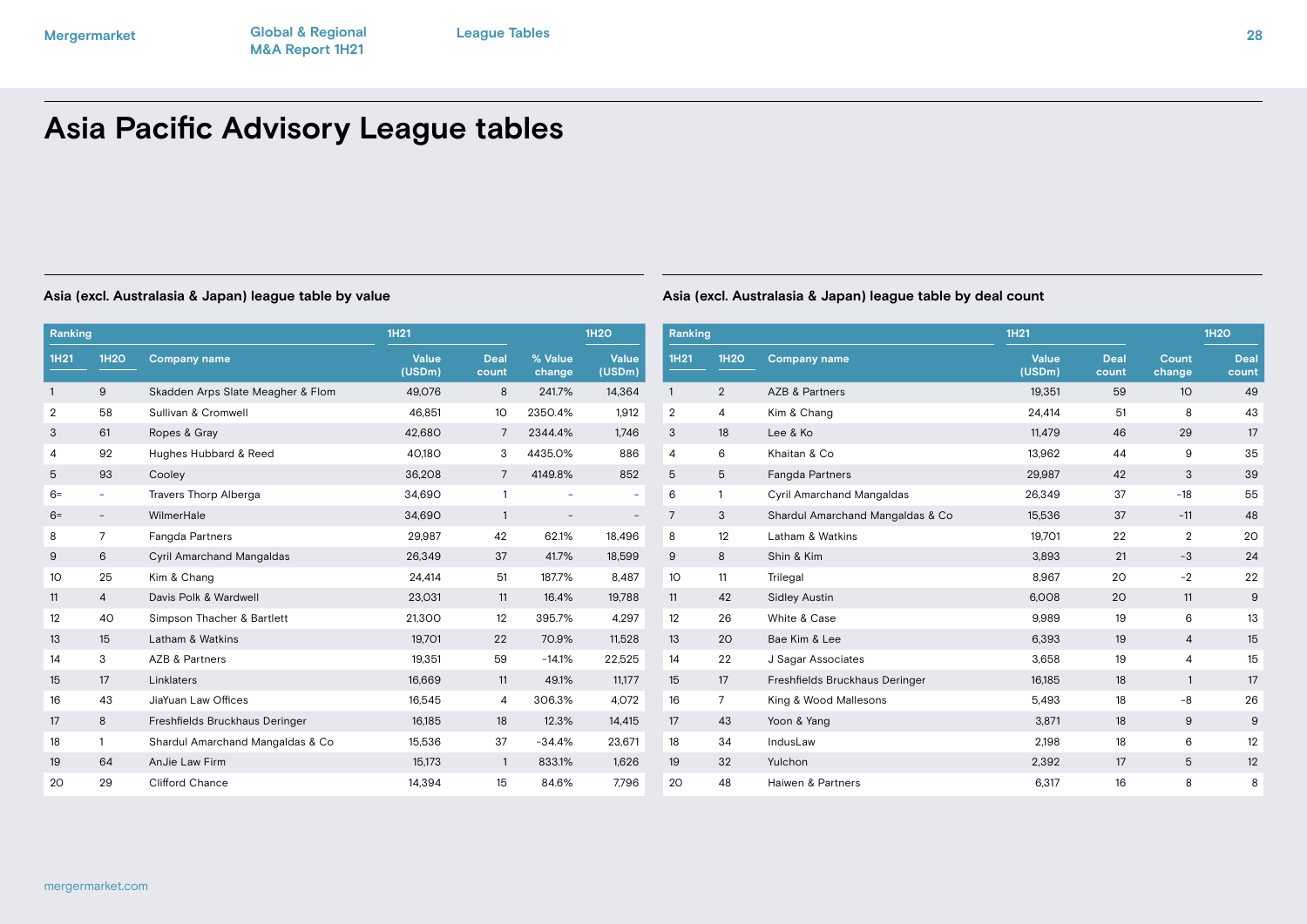# Asia Pacific Advisory League tables

### Asia (excl. Australasia & Japan) league table by value

| Ranking | | | 1H21 | | | 1H20 |
|---|---|---|---|---|---|---|
| 1H21 | 1H20 | Company name | Value (USDm) | Deal count | % Value change | Value (USDm) |
| 1 | 9 | Skadden Arps Slate Meagher & Flom | 49,076 | 8 | 241.7% | 14,364 |
| 2 | 58 | Sullivan & Cromwell | 46,851 | 10 | 2350.4% | 1,912 |
| 3 | 61 | Ropes & Gray | 42,680 | 7 | 2344.4% | 1,746 |
| 4 | 92 | Hughes Hubbard & Reed | 40,180 | 3 | 4435.0% | 886 |
| 5 | 93 | Cooley | 36,208 | 7 | 4149.8% | 852 |
| 6= | - | Travers Thorp Alberga | 34,690 | 1 | - | - |
| 6= | - | WilmerHale | 34,690 | 1 | - | - |
| 8 | 7 | Fangda Partners | 29,987 | 42 | 62.1% | 18,496 |
| 9 | 6 | Cyril Amarchand Mangaldas | 26,349 | 37 | 41.7% | 18,599 |
| 10 | 25 | Kim & Chang | 24,414 | 51 | 187.7% | 8,487 |
| 11 | 4 | Davis Polk & Wardwell | 23,031 | 11 | 16.4% | 19,788 |
| 12 | 40 | Simpson Thacher & Bartlett | 21,300 | 12 | 395.7% | 4,297 |
| 13 | 15 | Latham & Watkins | 19,701 | 22 | 70.9% | 11,528 |
| 14 | 3 | AZB & Partners | 19,351 | 59 | -14.1% | 22,525 |
| 15 | 17 | Linklaters | 16,669 | 11 | 49.1% | 11,177 |
| 16 | 43 | JiaYuan Law Offices | 16,545 | 4 | 306.3% | 4,072 |
| 17 | 8 | Freshfields Bruckhaus Deringer | 16,185 | 18 | 12.3% | 14,415 |
| 18 | 1 | Shardul Amarchand Mangaldas & Co | 15,536 | 37 | -34.4% | 23,671 |
| 19 | 64 | AnJie Law Firm | 15,173 | 1 | 833.1% | 1,626 |
| 20 | 29 | Clifford Chance | 14,394 | 15 | 84.6% | 7,796 |

### Asia (excl. Australasia & Japan) league table by deal count

| Ranking | | | 1H21 | | | 1H20 |
|---|---|---|---|---|---|---|
| 1H21 | 1H20 | Company name | Value (USDm) | Deal count | Count change | Deal count |
| 1 | 2 | AZB & Partners | 19,351 | 59 | 10 | 49 |
| 2 | 4 | Kim & Chang | 24,414 | 51 | 8 | 43 |
| 3 | 18 | Lee & Ko | 11,479 | 46 | 29 | 17 |
| 4 | 6 | Khaitan & Co | 13,962 | 44 | 9 | 35 |
| 5 | 5 | Fangda Partners | 29,987 | 42 | 3 | 39 |
| 6 | 1 | Cyril Amarchand Mangaldas | 26,349 | 37 | -18 | 55 |
| 7 | 3 | Shardul Amarchand Mangaldas & Co | 15,536 | 37 | -11 | 48 |
| 8 | 12 | Latham & Watkins | 19,701 | 22 | 2 | 20 |
| 9 | 8 | Shin & Kim | 3,893 | 21 | -3 | 24 |
| 10 | 11 | Trilegal | 8,967 | 20 | -2 | 22 |
| 11 | 42 | Sidley Austin | 6,008 | 20 | 11 | 9 |
| 12 | 26 | White & Case | 9,989 | 19 | 6 | 13 |
| 13 | 20 | Bae Kim & Lee | 6,393 | 19 | 4 | 15 |
| 14 | 22 | J Sagar Associates | 3,658 | 19 | 4 | 15 |
| 15 | 17 | Freshfields Bruckhaus Deringer | 16,185 | 18 | 1 | 17 |
| 16 | 7 | King & Wood Mallesons | 5,493 | 18 | -8 | 26 |
| 17 | 43 | Yoon & Yang | 3,871 | 18 | 9 | 9 |
| 18 | 34 | IndusLaw | 2,198 | 18 | 6 | 12 |
| 19 | 32 | Yulchon | 2,392 | 17 | 5 | 12 |
| 20 | 48 | Haiwen & Partners | 6,317 | 16 | 8 | 8 |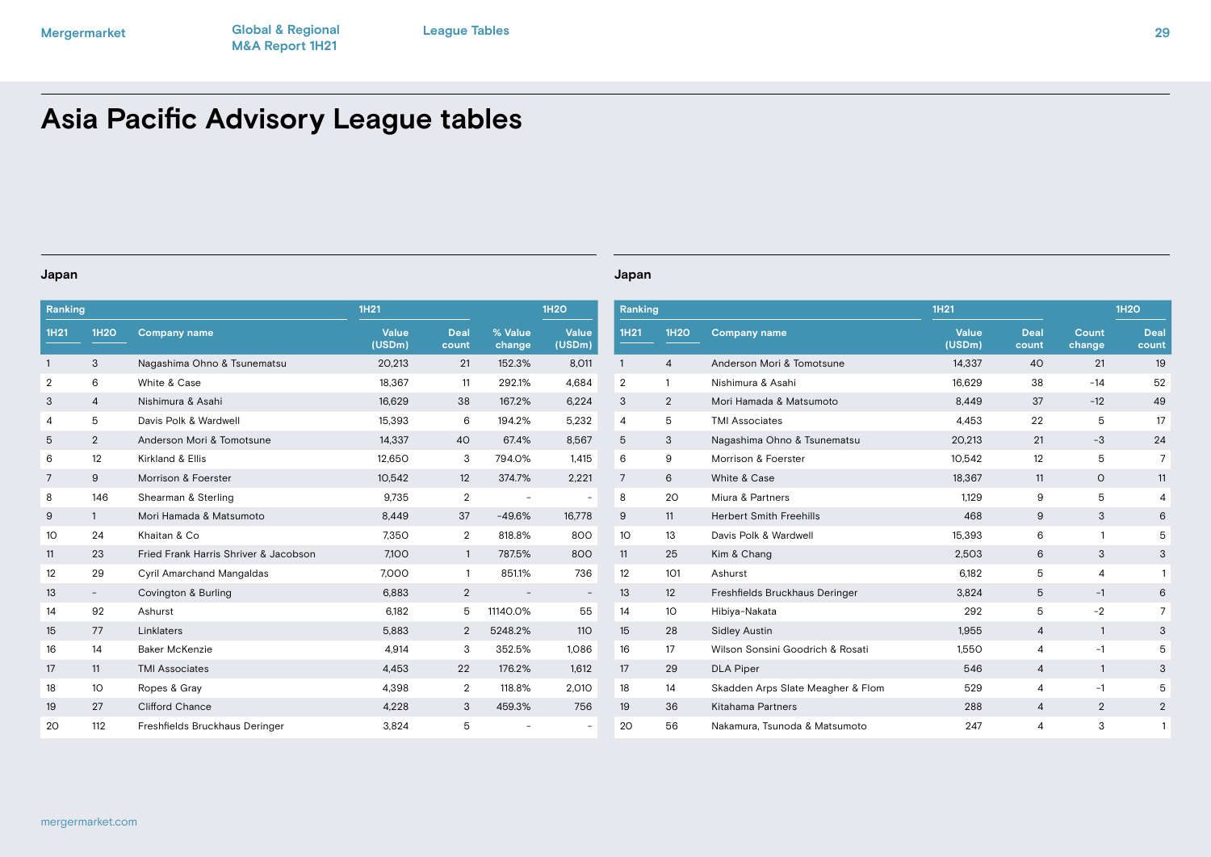# Asia Pacific Advisory League tables

## Japan

| Ranking | | Company name | 1H21 | | | 1H20 |
|---|---|---|---|---|---|---|
| 1H21 | 1H20 | | Value (USDm) | Deal count | % Value change | Value (USDm) |
| 1 | 3 | Nagashima Ohno & Tsunematsu | 20,213 | 21 | 152.3% | 8,011 |
| 2 | 6 | White & Case | 18,367 | 11 | 292.1% | 4,684 |
| 3 | 4 | Nishimura & Asahi | 16,629 | 38 | 167.2% | 6,224 |
| 4 | 5 | Davis Polk & Wardwell | 15,393 | 6 | 194.2% | 5,232 |
| 5 | 2 | Anderson Mori & Tomotsune | 14,337 | 40 | 67.4% | 8,567 |
| 6 | 12 | Kirkland & Ellis | 12,650 | 3 | 794.0% | 1,415 |
| 7 | 9 | Morrison & Foerster | 10,542 | 12 | 374.7% | 2,221 |
| 8 | 146 | Shearman & Sterling | 9,735 | 2 | - | - |
| 9 | 1 | Mori Hamada & Matsumoto | 8,449 | 37 | -49.6% | 16,778 |
| 10 | 24 | Khaitan & Co | 7,350 | 2 | 818.8% | 800 |
| 11 | 23 | Fried Frank Harris Shriver & Jacobson | 7,100 | 1 | 787.5% | 800 |
| 12 | 29 | Cyril Amarchand Mangaldas | 7,000 | 1 | 851.1% | 736 |
| 13 | - | Covington & Burling | 6,883 | 2 | - | - |
| 14 | 92 | Ashurst | 6,182 | 5 | 11140.0% | 55 |
| 15 | 77 | Linklaters | 5,883 | 2 | 5248.2% | 110 |
| 16 | 14 | Baker McKenzie | 4,914 | 3 | 352.5% | 1,086 |
| 17 | 11 | TMI Associates | 4,453 | 22 | 176.2% | 1,612 |
| 18 | 10 | Ropes & Gray | 4,398 | 2 | 118.8% | 2,010 |
| 19 | 27 | Clifford Chance | 4,228 | 3 | 459.3% | 756 |
| 20 | 112 | Freshfields Bruckhaus Deringer | 3,824 | 5 | - | - |

## Japan

| Ranking | | Company name | 1H21 | | | 1H20 |
|---|---|---|---|---|---|---|
| 1H21 | 1H20 | | Value (USDm) | Deal count | Count change | Deal count |
| 1 | 4 | Anderson Mori & Tomotsune | 14,337 | 40 | 21 | 19 |
| 2 | 1 | Nishimura & Asahi | 16,629 | 38 | -14 | 52 |
| 3 | 2 | Mori Hamada & Matsumoto | 8,449 | 37 | -12 | 49 |
| 4 | 5 | TMI Associates | 4,453 | 22 | 5 | 17 |
| 5 | 3 | Nagashima Ohno & Tsunematsu | 20,213 | 21 | -3 | 24 |
| 6 | 9 | Morrison & Foerster | 10,542 | 12 | 5 | 7 |
| 7 | 6 | White & Case | 18,367 | 11 | 0 | 11 |
| 8 | 20 | Miura & Partners | 1,129 | 9 | 5 | 4 |
| 9 | 11 | Herbert Smith Freehills | 468 | 9 | 3 | 6 |
| 10 | 13 | Davis Polk & Wardwell | 15,393 | 6 | 1 | 5 |
| 11 | 25 | Kim & Chang | 2,503 | 6 | 3 | 3 |
| 12 | 101 | Ashurst | 6,182 | 5 | 4 | 1 |
| 13 | 12 | Freshfields Bruckhaus Deringer | 3,824 | 5 | -1 | 6 |
| 14 | 10 | Hibiya-Nakata | 292 | 5 | -2 | 7 |
| 15 | 28 | Sidley Austin | 1,955 | 4 | 1 | 3 |
| 16 | 17 | Wilson Sonsini Goodrich & Rosati | 1,550 | 4 | -1 | 5 |
| 17 | 29 | DLA Piper | 546 | 4 | 1 | 3 |
| 18 | 14 | Skadden Arps Slate Meagher & Flom | 529 | 4 | -1 | 5 |
| 19 | 36 | Kitahama Partners | 288 | 4 | 2 | 2 |
| 20 | 56 | Nakamura, Tsunoda & Matsumoto | 247 | 4 | 3 | 1 |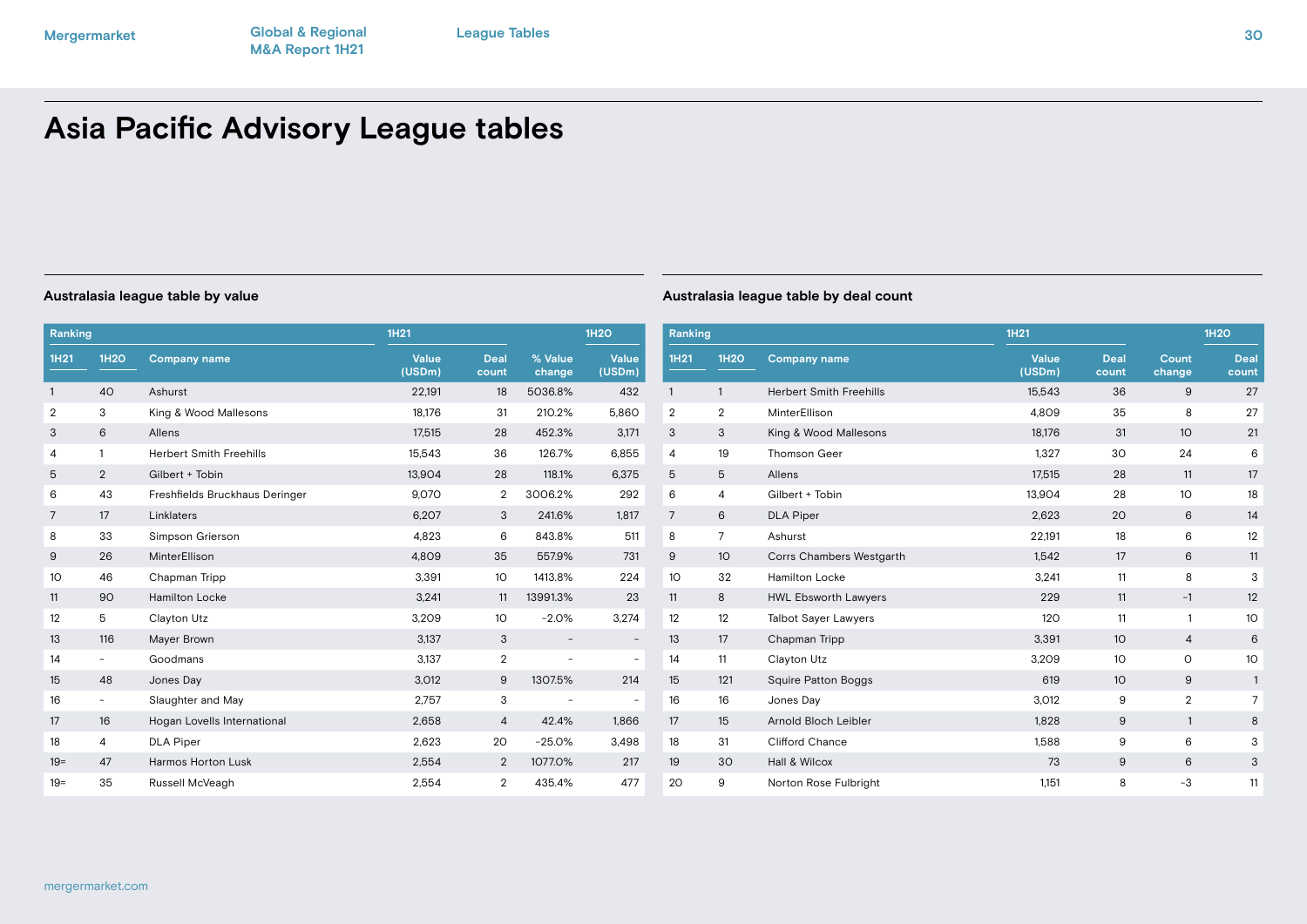# Asia Pacific Advisory League tables

### Australasia league table by value

| Ranking | | | 1H21 | | | 1H20 |
|---|---|---|---|---|---|---|
| 1H21 | 1H20 | Company name | Value (USDm) | Deal count | % Value change | Value (USDm) |
| 1 | 40 | Ashurst | 22,191 | 18 | 5036.8% | 432 |
| 2 | 3 | King & Wood Mallesons | 18,176 | 31 | 210.2% | 5,860 |
| 3 | 6 | Allens | 17,515 | 28 | 452.3% | 3,171 |
| 4 | 1 | Herbert Smith Freehills | 15,543 | 36 | 126.7% | 6,855 |
| 5 | 2 | Gilbert + Tobin | 13,904 | 28 | 118.1% | 6,375 |
| 6 | 43 | Freshfields Bruckhaus Deringer | 9,070 | 2 | 3006.2% | 292 |
| 7 | 17 | Linklaters | 6,207 | 3 | 241.6% | 1,817 |
| 8 | 33 | Simpson Grierson | 4,823 | 6 | 843.8% | 511 |
| 9 | 26 | MinterEllison | 4,809 | 35 | 557.9% | 731 |
| 10 | 46 | Chapman Tripp | 3,391 | 10 | 1413.8% | 224 |
| 11 | 90 | Hamilton Locke | 3,241 | 11 | 13991.3% | 23 |
| 12 | 5 | Clayton Utz | 3,209 | 10 | -2.0% | 3,274 |
| 13 | 116 | Mayer Brown | 3,137 | 3 | - | - |
| 14 | - | Goodmans | 3,137 | 2 | - | - |
| 15 | 48 | Jones Day | 3,012 | 9 | 1307.5% | 214 |
| 16 | - | Slaughter and May | 2,757 | 3 | - | - |
| 17 | 16 | Hogan Lovells International | 2,658 | 4 | 42.4% | 1,866 |
| 18 | 4 | DLA Piper | 2,623 | 20 | -25.0% | 3,498 |
| 19= | 47 | Harmos Horton Lusk | 2,554 | 2 | 1077.0% | 217 |
| 19= | 35 | Russell McVeagh | 2,554 | 2 | 435.4% | 477 |

### Australasia league table by deal count

| Ranking | | | 1H21 | | | 1H20 |
|---|---|---|---|---|---|---|
| 1H21 | 1H20 | Company name | Value (USDm) | Deal count | Count change | Deal count |
| 1 | 1 | Herbert Smith Freehills | 15,543 | 36 | 9 | 27 |
| 2 | 2 | MinterEllison | 4,809 | 35 | 8 | 27 |
| 3 | 3 | King & Wood Mallesons | 18,176 | 31 | 10 | 21 |
| 4 | 19 | Thomson Geer | 1,327 | 30 | 24 | 6 |
| 5 | 5 | Allens | 17,515 | 28 | 11 | 17 |
| 6 | 4 | Gilbert + Tobin | 13,904 | 28 | 10 | 18 |
| 7 | 6 | DLA Piper | 2,623 | 20 | 6 | 14 |
| 8 | 7 | Ashurst | 22,191 | 18 | 6 | 12 |
| 9 | 10 | Corrs Chambers Westgarth | 1,542 | 17 | 6 | 11 |
| 10 | 32 | Hamilton Locke | 3,241 | 11 | 8 | 3 |
| 11 | 8 | HWL Ebsworth Lawyers | 229 | 11 | -1 | 12 |
| 12 | 12 | Talbot Sayer Lawyers | 120 | 11 | 1 | 10 |
| 13 | 17 | Chapman Tripp | 3,391 | 10 | 4 | 6 |
| 14 | 11 | Clayton Utz | 3,209 | 10 | 0 | 10 |
| 15 | 121 | Squire Patton Boggs | 619 | 10 | 9 | 1 |
| 16 | 16 | Jones Day | 3,012 | 9 | 2 | 7 |
| 17 | 15 | Arnold Bloch Leibler | 1,828 | 9 | 1 | 8 |
| 18 | 31 | Clifford Chance | 1,588 | 9 | 6 | 3 |
| 19 | 30 | Hall & Wilcox | 73 | 9 | 6 | 3 |
| 20 | 9 | Norton Rose Fulbright | 1,151 | 8 | -3 | 11 |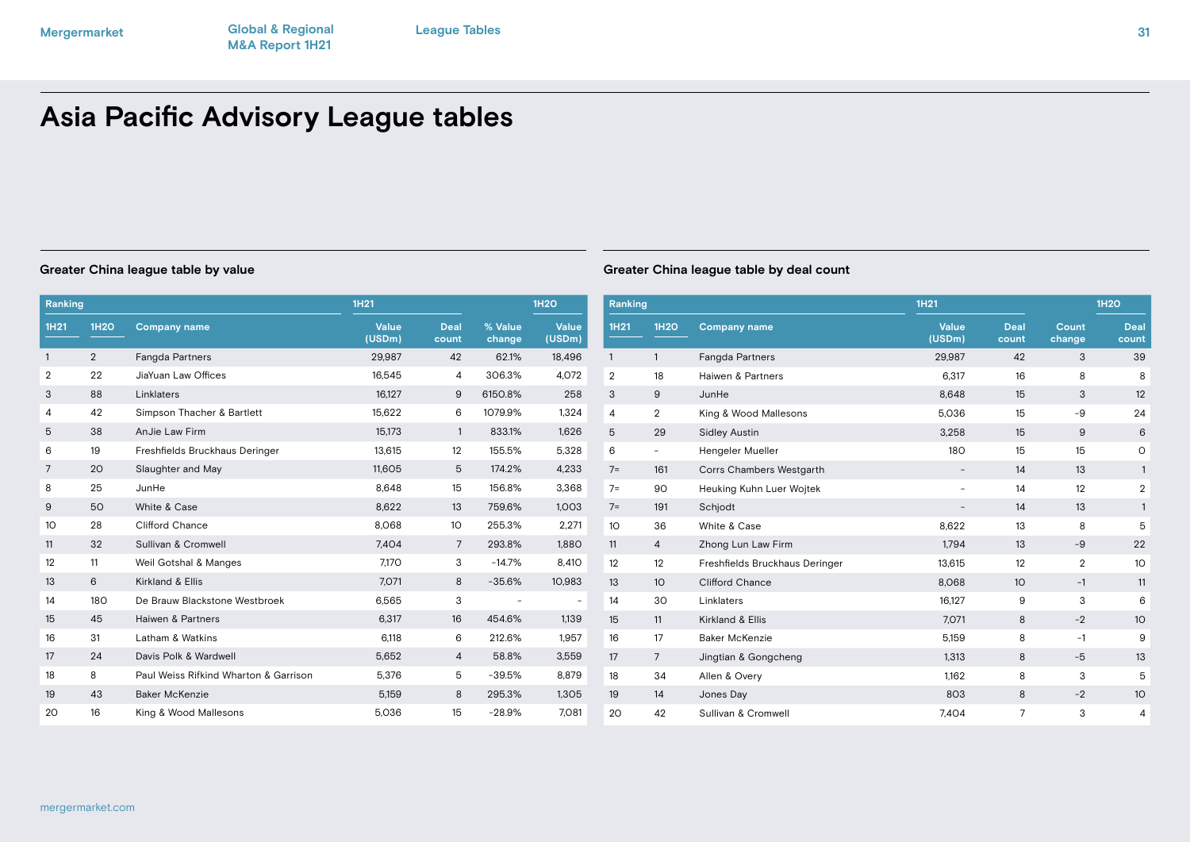# Asia Pacific Advisory League tables

## Greater China league table by value

| Ranking | | Company name | 1H21 | | | 1H20 |
|---|---|---|---|---|---|---|
| 1H21 | 1H20 | | Value (USDm) | Deal count | % Value change | Value (USDm) |
| 1 | 2 | Fangda Partners | 29,987 | 42 | 62.1% | 18,496 |
| 2 | 22 | JiaYuan Law Offices | 16,545 | 4 | 306.3% | 4,072 |
| 3 | 88 | Linklaters | 16,127 | 9 | 6150.8% | 258 |
| 4 | 42 | Simpson Thacher & Bartlett | 15,622 | 6 | 1079.9% | 1,324 |
| 5 | 38 | AnJie Law Firm | 15,173 | 1 | 833.1% | 1,626 |
| 6 | 19 | Freshfields Bruckhaus Deringer | 13,615 | 12 | 155.5% | 5,328 |
| 7 | 20 | Slaughter and May | 11,605 | 5 | 174.2% | 4,233 |
| 8 | 25 | JunHe | 8,648 | 15 | 156.8% | 3,368 |
| 9 | 50 | White & Case | 8,622 | 13 | 759.6% | 1,003 |
| 10 | 28 | Clifford Chance | 8,068 | 10 | 255.3% | 2,271 |
| 11 | 32 | Sullivan & Cromwell | 7,404 | 7 | 293.8% | 1,880 |
| 12 | 11 | Weil Gotshal & Manges | 7,170 | 3 | -14.7% | 8,410 |
| 13 | 6 | Kirkland & Ellis | 7,071 | 8 | -35.6% | 10,983 |
| 14 | 180 | De Brauw Blackstone Westbroek | 6,565 | 3 | - | - |
| 15 | 45 | Haiwen & Partners | 6,317 | 16 | 454.6% | 1,139 |
| 16 | 31 | Latham & Watkins | 6,118 | 6 | 212.6% | 1,957 |
| 17 | 24 | Davis Polk & Wardwell | 5,652 | 4 | 58.8% | 3,559 |
| 18 | 8 | Paul Weiss Rifkind Wharton & Garrison | 5,376 | 5 | -39.5% | 8,879 |
| 19 | 43 | Baker McKenzie | 5,159 | 8 | 295.3% | 1,305 |
| 20 | 16 | King & Wood Mallesons | 5,036 | 15 | -28.9% | 7,081 |

## Greater China league table by deal count

| Ranking | | Company name | 1H21 | | | 1H20 |
|---|---|---|---|---|---|---|
| 1H21 | 1H20 | | Value (USDm) | Deal count | Count change | Deal count |
| 1 | 1 | Fangda Partners | 29,987 | 42 | 3 | 39 |
| 2 | 18 | Haiwen & Partners | 6,317 | 16 | 8 | 8 |
| 3 | 9 | JunHe | 8,648 | 15 | 3 | 12 |
| 4 | 2 | King & Wood Mallesons | 5,036 | 15 | -9 | 24 |
| 5 | 29 | Sidley Austin | 3,258 | 15 | 9 | 6 |
| 6 | - | Hengeler Mueller | 180 | 15 | 15 | 0 |
| 7= | 161 | Corrs Chambers Westgarth | - | 14 | 13 | 1 |
| 7= | 90 | Heuking Kuhn Luer Wojtek | - | 14 | 12 | 2 |
| 7= | 191 | Schjodt | - | 14 | 13 | 1 |
| 10 | 36 | White & Case | 8,622 | 13 | 8 | 5 |
| 11 | 4 | Zhong Lun Law Firm | 1,794 | 13 | -9 | 22 |
| 12 | 12 | Freshfields Bruckhaus Deringer | 13,615 | 12 | 2 | 10 |
| 13 | 10 | Clifford Chance | 8,068 | 10 | -1 | 11 |
| 14 | 30 | Linklaters | 16,127 | 9 | 3 | 6 |
| 15 | 11 | Kirkland & Ellis | 7,071 | 8 | -2 | 10 |
| 16 | 17 | Baker McKenzie | 5,159 | 8 | -1 | 9 |
| 17 | 7 | Jingtian & Gongcheng | 1,313 | 8 | -5 | 13 |
| 18 | 34 | Allen & Overy | 1,162 | 8 | 3 | 5 |
| 19 | 14 | Jones Day | 803 | 8 | -2 | 10 |
| 20 | 42 | Sullivan & Cromwell | 7,404 | 7 | 3 | 4 |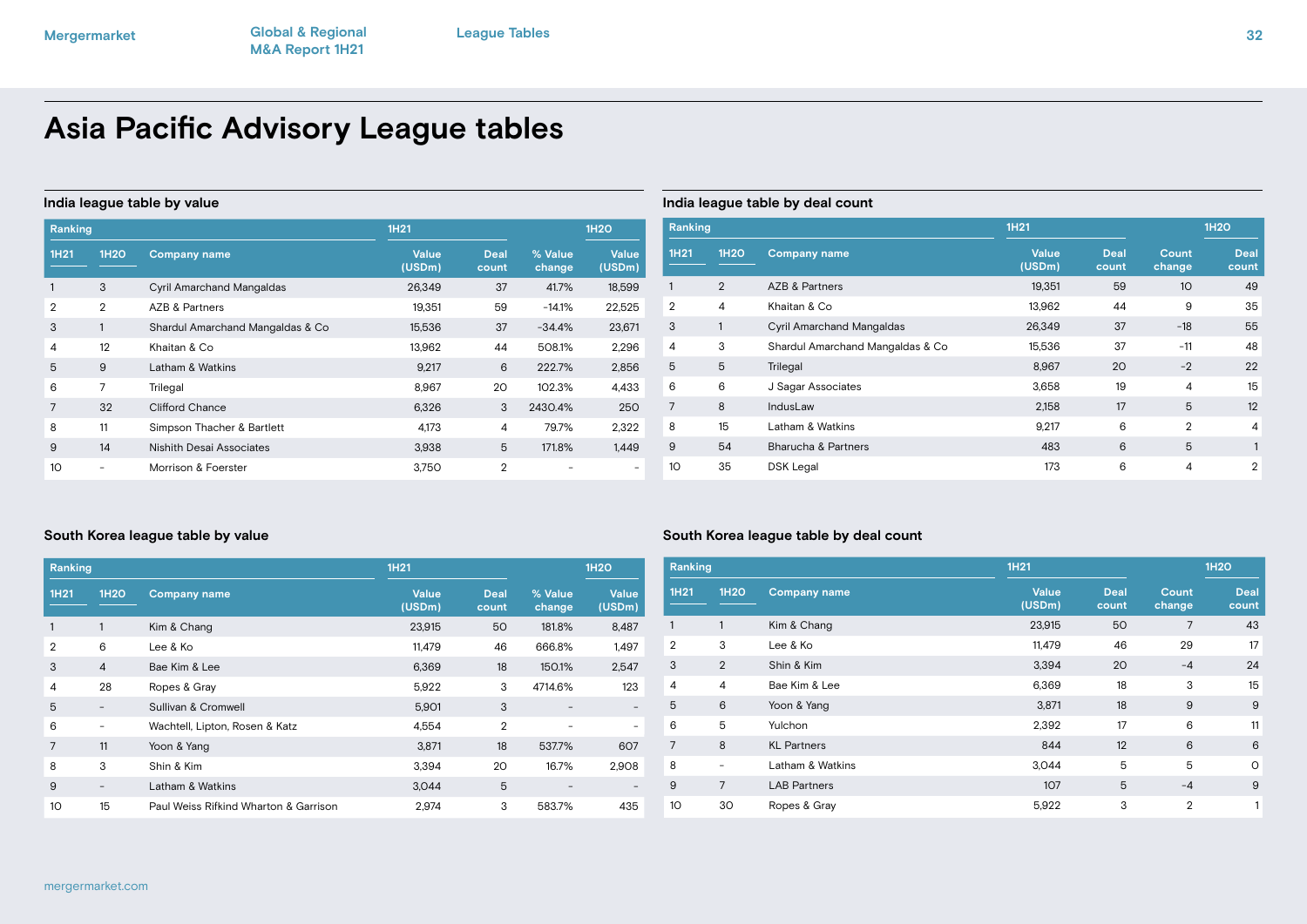# Asia Pacific Advisory League tables

## India league table by value

| Ranking | | | 1H21 | | | 1H20 |
|---|---|---|---|---|---|---|
| 1H21 | 1H20 | Company name | Value (USDm) | Deal count | % Value change | Value (USDm) |
| 1 | 3 | Cyril Amarchand Mangaldas | 26,349 | 37 | 41.7% | 18,599 |
| 2 | 2 | AZB & Partners | 19,351 | 59 | -14.1% | 22,525 |
| 3 | 1 | Shardul Amarchand Mangaldas & Co | 15,536 | 37 | -34.4% | 23,671 |
| 4 | 12 | Khaitan & Co | 13,962 | 44 | 508.1% | 2,296 |
| 5 | 9 | Latham & Watkins | 9,217 | 6 | 222.7% | 2,856 |
| 6 | 7 | Trilegal | 8,967 | 20 | 102.3% | 4,433 |
| 7 | 32 | Clifford Chance | 6,326 | 3 | 2430.4% | 250 |
| 8 | 11 | Simpson Thacher & Bartlett | 4,173 | 4 | 79.7% | 2,322 |
| 9 | 14 | Nishith Desai Associates | 3,938 | 5 | 171.8% | 1,449 |
| 10 | - | Morrison & Foerster | 3,750 | 2 | - | - |

## India league table by deal count

| Ranking | | | 1H21 | | | 1H20 |
|---|---|---|---|---|---|---|
| 1H21 | 1H20 | Company name | Value (USDm) | Deal count | Count change | Deal count |
| 1 | 2 | AZB & Partners | 19,351 | 59 | 10 | 49 |
| 2 | 4 | Khaitan & Co | 13,962 | 44 | 9 | 35 |
| 3 | 1 | Cyril Amarchand Mangaldas | 26,349 | 37 | -18 | 55 |
| 4 | 3 | Shardul Amarchand Mangaldas & Co | 15,536 | 37 | -11 | 48 |
| 5 | 5 | Trilegal | 8,967 | 20 | -2 | 22 |
| 6 | 6 | J Sagar Associates | 3,658 | 19 | 4 | 15 |
| 7 | 8 | IndusLaw | 2,158 | 17 | 5 | 12 |
| 8 | 15 | Latham & Watkins | 9,217 | 6 | 2 | 4 |
| 9 | 54 | Bharucha & Partners | 483 | 6 | 5 | 1 |
| 10 | 35 | DSK Legal | 173 | 6 | 4 | 2 |

## South Korea league table by value

| Ranking | | | 1H21 | | | 1H20 |
|---|---|---|---|---|---|---|
| 1H21 | 1H20 | Company name | Value (USDm) | Deal count | % Value change | Value (USDm) |
| 1 | 1 | Kim & Chang | 23,915 | 50 | 181.8% | 8,487 |
| 2 | 6 | Lee & Ko | 11,479 | 46 | 666.8% | 1,497 |
| 3 | 4 | Bae Kim & Lee | 6,369 | 18 | 150.1% | 2,547 |
| 4 | 28 | Ropes & Gray | 5,922 | 3 | 4714.6% | 123 |
| 5 | - | Sullivan & Cromwell | 5,901 | 3 | - | - |
| 6 | - | Wachtell, Lipton, Rosen & Katz | 4,554 | 2 | - | - |
| 7 | 11 | Yoon & Yang | 3,871 | 18 | 537.7% | 607 |
| 8 | 3 | Shin & Kim | 3,394 | 20 | 16.7% | 2,908 |
| 9 | - | Latham & Watkins | 3,044 | 5 | - | - |
| 10 | 15 | Paul Weiss Rifkind Wharton & Garrison | 2,974 | 3 | 583.7% | 435 |

## South Korea league table by deal count

| Ranking | | | 1H21 | | | 1H20 |
|---|---|---|---|---|---|---|
| 1H21 | 1H20 | Company name | Value (USDm) | Deal count | Count change | Deal count |
| 1 | 1 | Kim & Chang | 23,915 | 50 | 7 | 43 |
| 2 | 3 | Lee & Ko | 11,479 | 46 | 29 | 17 |
| 3 | 2 | Shin & Kim | 3,394 | 20 | -4 | 24 |
| 4 | 4 | Bae Kim & Lee | 6,369 | 18 | 3 | 15 |
| 5 | 6 | Yoon & Yang | 3,871 | 18 | 9 | 9 |
| 6 | 5 | Yulchon | 2,392 | 17 | 6 | 11 |
| 7 | 8 | KL Partners | 844 | 12 | 6 | 6 |
| 8 | - | Latham & Watkins | 3,044 | 5 | 5 | 0 |
| 9 | 7 | LAB Partners | 107 | 5 | -4 | 9 |
| 10 | 30 | Ropes & Gray | 5,922 | 3 | 2 | 1 |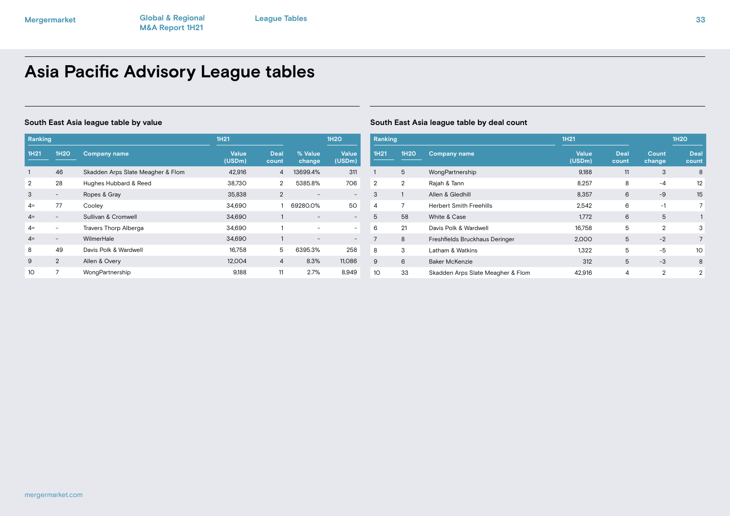# Asia Pacific Advisory League tables

## South East Asia league table by value

| Ranking | | | 1H21 | | | 1H20 |
|---|---|---|---|---|---|---|
| 1H21 | 1H20 | Company name | Value (USDm) | Deal count | % Value change | Value (USDm) |
| 1 | 46 | Skadden Arps Slate Meagher & Flom | 42,916 | 4 | 13699.4% | 311 |
| 2 | 28 | Hughes Hubbard & Reed | 38,730 | 2 | 5385.8% | 706 |
| 3 | - | Ropes & Gray | 35,838 | 2 | - | - |
| 4= | 77 | Cooley | 34,690 | 1 | 69280.0% | 50 |
| 4= | - | Sullivan & Cromwell | 34,690 | 1 | - | - |
| 4= | - | Travers Thorp Alberga | 34,690 | 1 | - | - |
| 4= | - | WilmerHale | 34,690 | 1 | - | - |
| 8 | 49 | Davis Polk & Wardwell | 16,758 | 5 | 6395.3% | 258 |
| 9 | 2 | Allen & Overy | 12,004 | 4 | 8.3% | 11,086 |
| 10 | 7 | WongPartnership | 9,188 | 11 | 2.7% | 8,949 |

## South East Asia league table by deal count

| Ranking | | | 1H21 | | | 1H20 |
|---|---|---|---|---|---|---|
| 1H21 | 1H20 | Company name | Value (USDm) | Deal count | Count change | Deal count |
| 1 | 5 | WongPartnership | 9,188 | 11 | 3 | 8 |
| 2 | 2 | Rajah & Tann | 8,257 | 8 | -4 | 12 |
| 3 | 1 | Allen & Gledhill | 8,357 | 6 | -9 | 15 |
| 4 | 7 | Herbert Smith Freehills | 2,542 | 6 | -1 | 7 |
| 5 | 58 | White & Case | 1,772 | 6 | 5 | 1 |
| 6 | 21 | Davis Polk & Wardwell | 16,758 | 5 | 2 | 3 |
| 7 | 8 | Freshfields Bruckhaus Deringer | 2,000 | 5 | -2 | 7 |
| 8 | 3 | Latham & Watkins | 1,322 | 5 | -5 | 10 |
| 9 | 6 | Baker McKenzie | 312 | 5 | -3 | 8 |
| 10 | 33 | Skadden Arps Slate Meagher & Flom | 42,916 | 4 | 2 | 2 |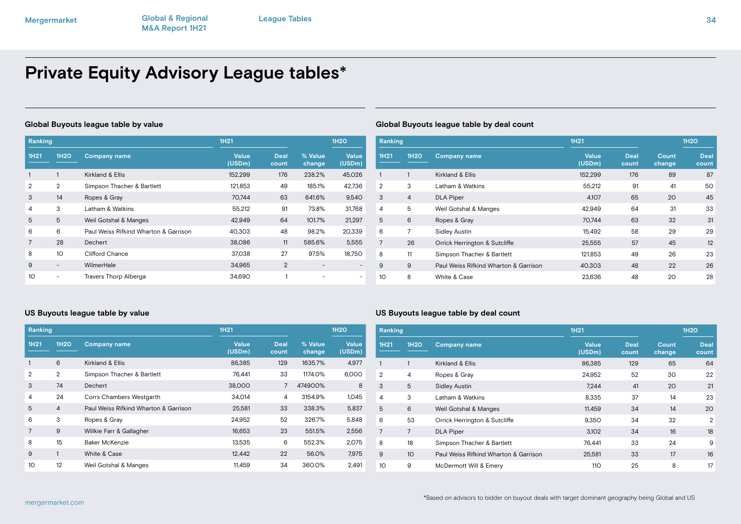# Private Equity Advisory League tables*

### Global Buyouts league table by value

| Ranking | | | 1H21 | | | 1H20 |
|---|---|---|---|---|---|---|
| 1H21 | 1H20 | Company name | Value (USDm) | Deal count | % Value change | Value (USDm) |
| 1 | 1 | Kirkland & Ellis | 152,299 | 176 | 238.2% | 45,026 |
| 2 | 2 | Simpson Thacher & Bartlett | 121,853 | 49 | 185.1% | 42,736 |
| 3 | 14 | Ropes & Gray | 70,744 | 63 | 641.6% | 9,540 |
| 4 | 3 | Latham & Watkins | 55,212 | 91 | 73.8% | 31,768 |
| 5 | 5 | Weil Gotshal & Manges | 42,949 | 64 | 101.7% | 21,297 |
| 6 | 6 | Paul Weiss Rifkind Wharton & Garrison | 40,303 | 48 | 98.2% | 20,339 |
| 7 | 28 | Dechert | 38,086 | 11 | 585.6% | 5,555 |
| 8 | 10 | Clifford Chance | 37,038 | 27 | 97.5% | 18,750 |
| 9 | - | WilmerHale | 34,965 | 2 | - | - |
| 10 | - | Travers Thorp Alberga | 34,690 | 1 | - | - |

### Global Buyouts league table by deal count

| Ranking | | | 1H21 | | | 1H20 |
|---|---|---|---|---|---|---|
| 1H21 | 1H20 | Company name | Value (USDm) | Deal count | Count change | Deal count |
| 1 | 1 | Kirkland & Ellis | 152,299 | 176 | 89 | 87 |
| 2 | 3 | Latham & Watkins | 55,212 | 91 | 41 | 50 |
| 3 | 4 | DLA Piper | 4,107 | 65 | 20 | 45 |
| 4 | 5 | Weil Gotshal & Manges | 42,949 | 64 | 31 | 33 |
| 5 | 6 | Ropes & Gray | 70,744 | 63 | 32 | 31 |
| 6 | 7 | Sidley Austin | 15,492 | 58 | 29 | 29 |
| 7 | 26 | Orrick Herrington & Sutcliffe | 25,555 | 57 | 45 | 12 |
| 8 | 11 | Simpson Thacher & Bartlett | 121,853 | 49 | 26 | 23 |
| 9 | 9 | Paul Weiss Rifkind Wharton & Garrison | 40,303 | 48 | 22 | 26 |
| 10 | 8 | White & Case | 23,636 | 48 | 20 | 28 |

### US Buyouts league table by value

| Ranking | | | 1H21 | | | 1H20 |
|---|---|---|---|---|---|---|
| 1H21 | 1H20 | Company name | Value (USDm) | Deal count | % Value change | Value (USDm) |
| 1 | 6 | Kirkland & Ellis | 86,385 | 129 | 1635.7% | 4,977 |
| 2 | 2 | Simpson Thacher & Bartlett | 76,441 | 33 | 1174.0% | 6,000 |
| 3 | 74 | Dechert | 38,000 | 7 | 474900% | 8 |
| 4 | 24 | Corrs Chambers Westgarth | 34,014 | 4 | 3154.9% | 1,045 |
| 5 | 4 | Paul Weiss Rifkind Wharton & Garrison | 25,581 | 33 | 338.3% | 5,837 |
| 6 | 3 | Ropes & Gray | 24,952 | 52 | 326.7% | 5,848 |
| 7 | 9 | Willkie Farr & Gallagher | 16,653 | 23 | 551.5% | 2,556 |
| 8 | 15 | Baker McKenzie | 13,535 | 6 | 552.3% | 2,075 |
| 9 | 1 | White & Case | 12,442 | 22 | 56.0% | 7,975 |
| 10 | 12 | Weil Gotshal & Manges | 11,459 | 34 | 360.0% | 2,491 |

### US Buyouts league table by deal count

| Ranking | | | 1H21 | | | 1H20 |
|---|---|---|---|---|---|---|
| 1H21 | 1H20 | Company name | Value (USDm) | Deal count | Count change | Deal count |
| 1 | 1 | Kirkland & Ellis | 86,385 | 129 | 65 | 64 |
| 2 | 4 | Ropes & Gray | 24,952 | 52 | 30 | 22 |
| 3 | 5 | Sidley Austin | 7,244 | 41 | 20 | 21 |
| 4 | 3 | Latham & Watkins | 8,335 | 37 | 14 | 23 |
| 5 | 6 | Weil Gotshal & Manges | 11,459 | 34 | 14 | 20 |
| 6 | 53 | Orrick Herrington & Sutcliffe | 9,350 | 34 | 32 | 2 |
| 7 | 7 | DLA Piper | 3,102 | 34 | 16 | 18 |
| 8 | 18 | Simpson Thacher & Bartlett | 76,441 | 33 | 24 | 9 |
| 9 | 10 | Paul Weiss Rifkind Wharton & Garrison | 25,581 | 33 | 17 | 16 |
| 10 | 9 | McDermott Will & Emery | 110 | 25 | 8 | 17 |

*Based on advisors to bidder on buyout deals with target dominant geography being Global and US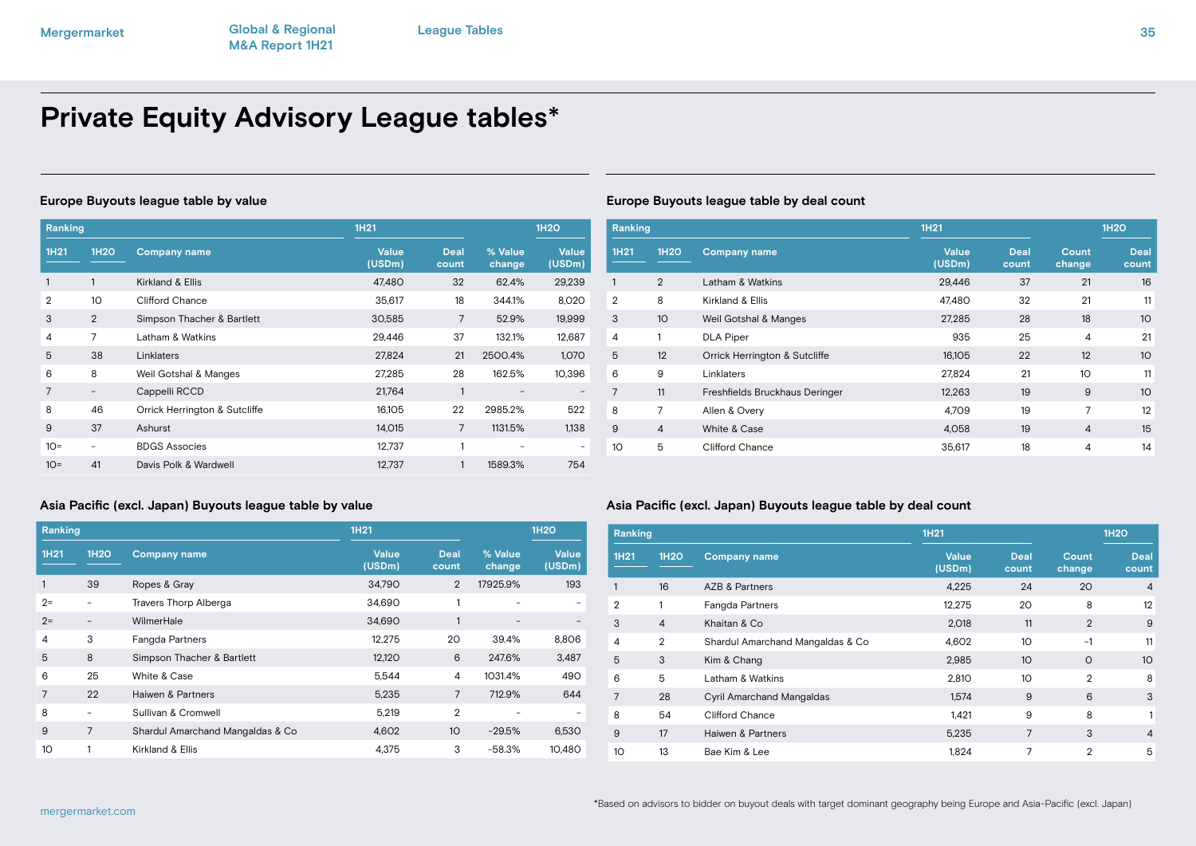# Private Equity Advisory League tables*

## Europe Buyouts league table by value

| Ranking | | | 1H21 | | | 1H20 |
|---|---|---|---|---|---|---|
| 1H21 | 1H20 | Company name | Value (USDm) | Deal count | % Value change | Value (USDm) |
| 1 | 1 | Kirkland & Ellis | 47,480 | 32 | 62.4% | 29,239 |
| 2 | 10 | Clifford Chance | 35,617 | 18 | 344.1% | 8,020 |
| 3 | 2 | Simpson Thacher & Bartlett | 30,585 | 7 | 52.9% | 19,999 |
| 4 | 7 | Latham & Watkins | 29,446 | 37 | 132.1% | 12,687 |
| 5 | 38 | Linklaters | 27,824 | 21 | 2500.4% | 1,070 |
| 6 | 8 | Weil Gotshal & Manges | 27,285 | 28 | 162.5% | 10,396 |
| 7 | - | Cappelli RCCD | 21,764 | 1 | - | - |
| 8 | 46 | Orrick Herrington & Sutcliffe | 16,105 | 22 | 2985.2% | 522 |
| 9 | 37 | Ashurst | 14,015 | 7 | 1131.5% | 1,138 |
| 10= | - | BDGS Associes | 12,737 | 1 | - | - |
| 10= | 41 | Davis Polk & Wardwell | 12,737 | 1 | 1589.3% | 754 |

## Europe Buyouts league table by deal count

| Ranking | | | 1H21 | | | 1H20 |
|---|---|---|---|---|---|---|
| 1H21 | 1H20 | Company name | Value (USDm) | Deal count | Count change | Deal count |
| 1 | 2 | Latham & Watkins | 29,446 | 37 | 21 | 16 |
| 2 | 8 | Kirkland & Ellis | 47,480 | 32 | 21 | 11 |
| 3 | 10 | Weil Gotshal & Manges | 27,285 | 28 | 18 | 10 |
| 4 | 1 | DLA Piper | 935 | 25 | 4 | 21 |
| 5 | 12 | Orrick Herrington & Sutcliffe | 16,105 | 22 | 12 | 10 |
| 6 | 9 | Linklaters | 27,824 | 21 | 10 | 11 |
| 7 | 11 | Freshfields Bruckhaus Deringer | 12,263 | 19 | 9 | 10 |
| 8 | 7 | Allen & Overy | 4,709 | 19 | 7 | 12 |
| 9 | 4 | White & Case | 4,058 | 19 | 4 | 15 |
| 10 | 5 | Clifford Chance | 35,617 | 18 | 4 | 14 |

## Asia Pacific (excl. Japan) Buyouts league table by value

| Ranking | | | 1H21 | | | 1H20 |
|---|---|---|---|---|---|---|
| 1H21 | 1H20 | Company name | Value (USDm) | Deal count | % Value change | Value (USDm) |
| 1 | 39 | Ropes & Gray | 34,790 | 2 | 17925.9% | 193 |
| 2= | - | Travers Thorp Alberga | 34,690 | 1 | - | - |
| 2= | - | WilmerHale | 34,690 | 1 | - | - |
| 4 | 3 | Fangda Partners | 12,275 | 20 | 39.4% | 8,806 |
| 5 | 8 | Simpson Thacher & Bartlett | 12,120 | 6 | 247.6% | 3,487 |
| 6 | 25 | White & Case | 5,544 | 4 | 1031.4% | 490 |
| 7 | 22 | Haiwen & Partners | 5,235 | 7 | 712.9% | 644 |
| 8 | - | Sullivan & Cromwell | 5,219 | 2 | - | - |
| 9 | 7 | Shardul Amarchand Mangaldas & Co | 4,602 | 10 | -29.5% | 6,530 |
| 10 | 1 | Kirkland & Ellis | 4,375 | 3 | -58.3% | 10,480 |

## Asia Pacific (excl. Japan) Buyouts league table by deal count

| Ranking | | | 1H21 | | | 1H20 |
|---|---|---|---|---|---|---|
| 1H21 | 1H20 | Company name | Value (USDm) | Deal count | Count change | Deal count |
| 1 | 16 | AZB & Partners | 4,225 | 24 | 20 | 4 |
| 2 | 1 | Fangda Partners | 12,275 | 20 | 8 | 12 |
| 3 | 4 | Khaitan & Co | 2,018 | 11 | 2 | 9 |
| 4 | 2 | Shardul Amarchand Mangaldas & Co | 4,602 | 10 | -1 | 11 |
| 5 | 3 | Kim & Chang | 2,985 | 10 | 0 | 10 |
| 6 | 5 | Latham & Watkins | 2,810 | 10 | 2 | 8 |
| 7 | 28 | Cyril Amarchand Mangaldas | 1,574 | 9 | 6 | 3 |
| 8 | 54 | Clifford Chance | 1,421 | 9 | 8 | 1 |
| 9 | 17 | Haiwen & Partners | 5,235 | 7 | 3 | 4 |
| 10 | 13 | Bae Kim & Lee | 1,824 | 7 | 2 | 5 |

*Based on advisors to bidder on buyout deals with target dominant geography being Europe and Asia-Pacific (excl. Japan)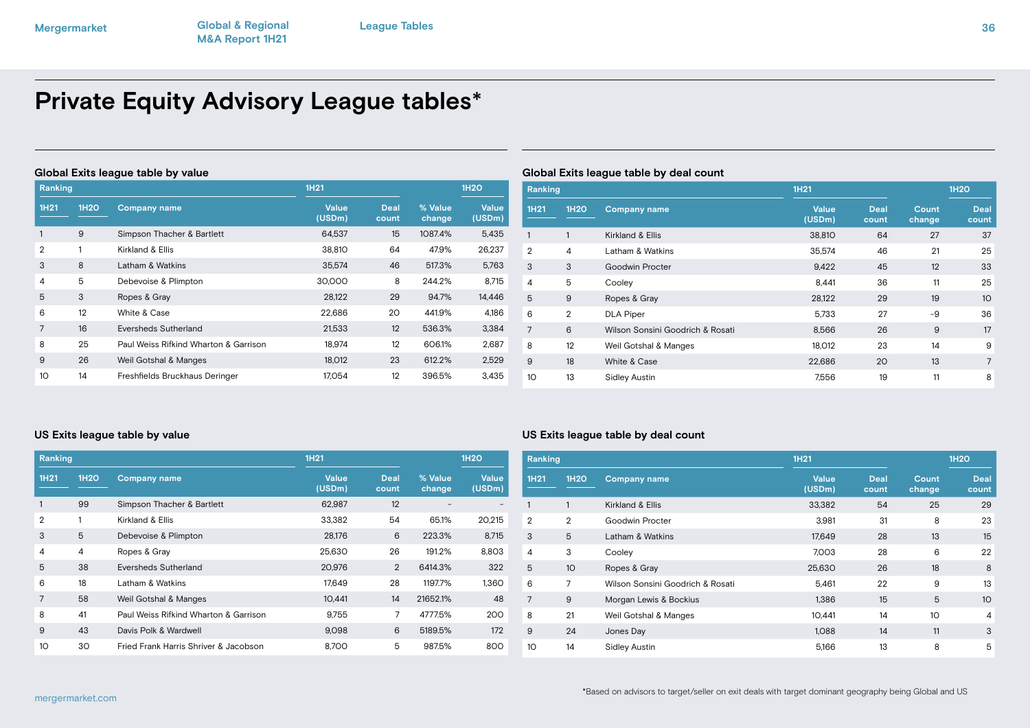# Private Equity Advisory League tables*

## Global Exits league table by value

| Ranking | | | 1H21 | | | 1H20 |
|---|---|---|---|---|---|---|
| 1H21 | 1H20 | Company name | Value (USDm) | Deal count | % Value change | Value (USDm) |
| 1 | 9 | Simpson Thacher & Bartlett | 64,537 | 15 | 1087.4% | 5,435 |
| 2 | 1 | Kirkland & Ellis | 38,810 | 64 | 47.9% | 26,237 |
| 3 | 8 | Latham & Watkins | 35,574 | 46 | 517.3% | 5,763 |
| 4 | 5 | Debevoise & Plimpton | 30,000 | 8 | 244.2% | 8,715 |
| 5 | 3 | Ropes & Gray | 28,122 | 29 | 94.7% | 14,446 |
| 6 | 12 | White & Case | 22,686 | 20 | 441.9% | 4,186 |
| 7 | 16 | Eversheds Sutherland | 21,533 | 12 | 536.3% | 3,384 |
| 8 | 25 | Paul Weiss Rifkind Wharton & Garrison | 18,974 | 12 | 606.1% | 2,687 |
| 9 | 26 | Weil Gotshal & Manges | 18,012 | 23 | 612.2% | 2,529 |
| 10 | 14 | Freshfields Bruckhaus Deringer | 17,054 | 12 | 396.5% | 3,435 |

## Global Exits league table by deal count

| Ranking | | | 1H21 | | | 1H20 |
|---|---|---|---|---|---|---|
| 1H21 | 1H20 | Company name | Value (USDm) | Deal count | Count change | Deal count |
| 1 | 1 | Kirkland & Ellis | 38,810 | 64 | 27 | 37 |
| 2 | 4 | Latham & Watkins | 35,574 | 46 | 21 | 25 |
| 3 | 3 | Goodwin Procter | 9,422 | 45 | 12 | 33 |
| 4 | 5 | Cooley | 8,441 | 36 | 11 | 25 |
| 5 | 9 | Ropes & Gray | 28,122 | 29 | 19 | 10 |
| 6 | 2 | DLA Piper | 5,733 | 27 | -9 | 36 |
| 7 | 6 | Wilson Sonsini Goodrich & Rosati | 8,566 | 26 | 9 | 17 |
| 8 | 12 | Weil Gotshal & Manges | 18,012 | 23 | 14 | 9 |
| 9 | 18 | White & Case | 22,686 | 20 | 13 | 7 |
| 10 | 13 | Sidley Austin | 7,556 | 19 | 11 | 8 |

## US Exits league table by value

| Ranking | | | 1H21 | | | 1H20 |
|---|---|---|---|---|---|---|
| 1H21 | 1H20 | Company name | Value (USDm) | Deal count | % Value change | Value (USDm) |
| 1 | 99 | Simpson Thacher & Bartlett | 62,987 | 12 | - | - |
| 2 | 1 | Kirkland & Ellis | 33,382 | 54 | 65.1% | 20,215 |
| 3 | 5 | Debevoise & Plimpton | 28,176 | 6 | 223.3% | 8,715 |
| 4 | 4 | Ropes & Gray | 25,630 | 26 | 191.2% | 8,803 |
| 5 | 38 | Eversheds Sutherland | 20,976 | 2 | 6414.3% | 322 |
| 6 | 18 | Latham & Watkins | 17,649 | 28 | 1197.7% | 1,360 |
| 7 | 58 | Weil Gotshal & Manges | 10,441 | 14 | 21652.1% | 48 |
| 8 | 41 | Paul Weiss Rifkind Wharton & Garrison | 9,755 | 7 | 4777.5% | 200 |
| 9 | 43 | Davis Polk & Wardwell | 9,098 | 6 | 5189.5% | 172 |
| 10 | 30 | Fried Frank Harris Shriver & Jacobson | 8,700 | 5 | 987.5% | 800 |

## US Exits league table by deal count

| Ranking | | | 1H21 | | | 1H20 |
|---|---|---|---|---|---|---|
| 1H21 | 1H20 | Company name | Value (USDm) | Deal count | Count change | Deal count |
| 1 | 1 | Kirkland & Ellis | 33,382 | 54 | 25 | 29 |
| 2 | 2 | Goodwin Procter | 3,981 | 31 | 8 | 23 |
| 3 | 5 | Latham & Watkins | 17,649 | 28 | 13 | 15 |
| 4 | 3 | Cooley | 7,003 | 28 | 6 | 22 |
| 5 | 10 | Ropes & Gray | 25,630 | 26 | 18 | 8 |
| 6 | 7 | Wilson Sonsini Goodrich & Rosati | 5,461 | 22 | 9 | 13 |
| 7 | 9 | Morgan Lewis & Bockius | 1,386 | 15 | 5 | 10 |
| 8 | 21 | Weil Gotshal & Manges | 10,441 | 14 | 10 | 4 |
| 9 | 24 | Jones Day | 1,088 | 14 | 11 | 3 |
| 10 | 14 | Sidley Austin | 5,166 | 13 | 8 | 5 |

*Based on advisors to target/seller on exit deals with target dominant geography being Global and US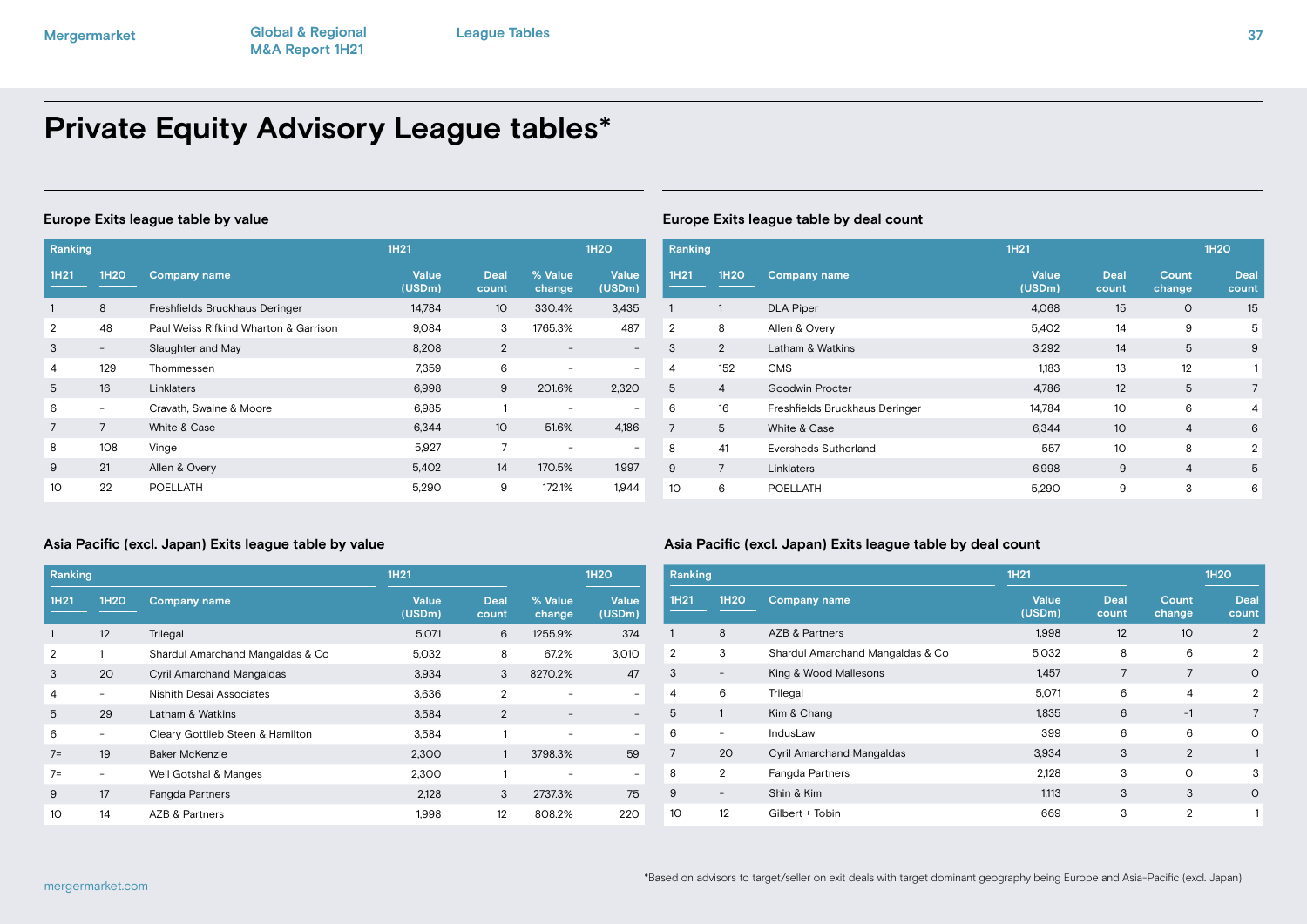# Private Equity Advisory League tables*

### Europe Exits league table by value

| Ranking | | | 1H21 | | | 1H20 |
|---|---|---|---|---|---|---|
| 1H21 | 1H20 | Company name | Value (USDm) | Deal count | % Value change | Value (USDm) |
| 1 | 8 | Freshfields Bruckhaus Deringer | 14,784 | 10 | 330.4% | 3,435 |
| 2 | 48 | Paul Weiss Rifkind Wharton & Garrison | 9,084 | 3 | 1765.3% | 487 |
| 3 | - | Slaughter and May | 8,208 | 2 | - | - |
| 4 | 129 | Thommessen | 7,359 | 6 | - | - |
| 5 | 16 | Linklaters | 6,998 | 9 | 201.6% | 2,320 |
| 6 | - | Cravath, Swaine & Moore | 6,985 | 1 | - | - |
| 7 | 7 | White & Case | 6,344 | 10 | 51.6% | 4,186 |
| 8 | 108 | Vinge | 5,927 | 7 | - | - |
| 9 | 21 | Allen & Overy | 5,402 | 14 | 170.5% | 1,997 |
| 10 | 22 | POELLATH | 5,290 | 9 | 172.1% | 1,944 |

### Europe Exits league table by deal count

| Ranking | | | 1H21 | | | 1H20 |
|---|---|---|---|---|---|---|
| 1H21 | 1H20 | Company name | Value (USDm) | Deal count | Count change | Deal count |
| 1 | 1 | DLA Piper | 4,068 | 15 | 0 | 15 |
| 2 | 8 | Allen & Overy | 5,402 | 14 | 9 | 5 |
| 3 | 2 | Latham & Watkins | 3,292 | 14 | 5 | 9 |
| 4 | 152 | CMS | 1,183 | 13 | 12 | 1 |
| 5 | 4 | Goodwin Procter | 4,786 | 12 | 5 | 7 |
| 6 | 16 | Freshfields Bruckhaus Deringer | 14,784 | 10 | 6 | 4 |
| 7 | 5 | White & Case | 6,344 | 10 | 4 | 6 |
| 8 | 41 | Eversheds Sutherland | 557 | 10 | 8 | 2 |
| 9 | 7 | Linklaters | 6,998 | 9 | 4 | 5 |
| 10 | 6 | POELLATH | 5,290 | 9 | 3 | 6 |

### Asia Pacific (excl. Japan) Exits league table by value

| Ranking | | | 1H21 | | | 1H20 |
|---|---|---|---|---|---|---|
| 1H21 | 1H20 | Company name | Value (USDm) | Deal count | % Value change | Value (USDm) |
| 1 | 12 | Trilegal | 5,071 | 6 | 1255.9% | 374 |
| 2 | 1 | Shardul Amarchand Mangaldas & Co | 5,032 | 8 | 67.2% | 3,010 |
| 3 | 20 | Cyril Amarchand Mangaldas | 3,934 | 3 | 8270.2% | 47 |
| 4 | - | Nishith Desai Associates | 3,636 | 2 | - | - |
| 5 | 29 | Latham & Watkins | 3,584 | 2 | - | - |
| 6 | - | Cleary Gottlieb Steen & Hamilton | 3,584 | 1 | - | - |
| 7= | 19 | Baker McKenzie | 2,300 | 1 | 3798.3% | 59 |
| 7= | - | Weil Gotshal & Manges | 2,300 | 1 | - | - |
| 9 | 17 | Fangda Partners | 2,128 | 3 | 2737.3% | 75 |
| 10 | 14 | AZB & Partners | 1,998 | 12 | 808.2% | 220 |

### Asia Pacific (excl. Japan) Exits league table by deal count

| Ranking | | | 1H21 | | | 1H20 |
|---|---|---|---|---|---|---|
| 1H21 | 1H20 | Company name | Value (USDm) | Deal count | Count change | Deal count |
| 1 | 8 | AZB & Partners | 1,998 | 12 | 10 | 2 |
| 2 | 3 | Shardul Amarchand Mangaldas & Co | 5,032 | 8 | 6 | 2 |
| 3 | - | King & Wood Mallesons | 1,457 | 7 | 7 | 0 |
| 4 | 6 | Trilegal | 5,071 | 6 | 4 | 2 |
| 5 | 1 | Kim & Chang | 1,835 | 6 | -1 | 7 |
| 6 | - | IndusLaw | 399 | 6 | 6 | 0 |
| 7 | 20 | Cyril Amarchand Mangaldas | 3,934 | 3 | 2 | 1 |
| 8 | 2 | Fangda Partners | 2,128 | 3 | 0 | 3 |
| 9 | - | Shin & Kim | 1,113 | 3 | 3 | 0 |
| 10 | 12 | Gilbert + Tobin | 669 | 3 | 2 | 1 |

*Based on advisors to target/seller on exit deals with target dominant geography being Europe and Asia-Pacific (excl. Japan)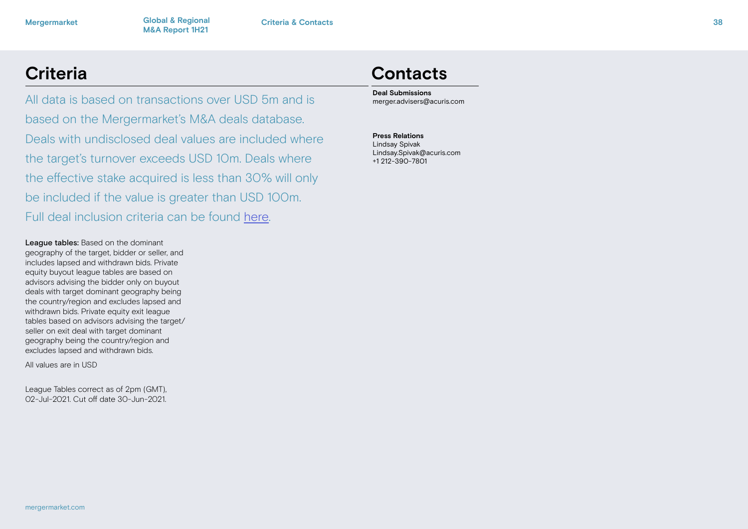# Criteria

All data is based on transactions over USD 5m and is based on the Mergermarket's M&A deals database. Deals with undisclosed deal values are included where the target's turnover exceeds USD 10m. Deals where the effective stake acquired is less than 30% will only be included if the value is greater than USD 100m. Full deal inclusion criteria can be found here.

**League tables:** Based on the dominant geography of the target, bidder or seller, and includes lapsed and withdrawn bids. Private equity buyout league tables are based on advisors advising the bidder only on buyout deals with target dominant geography being the country/region and excludes lapsed and withdrawn bids. Private equity exit league tables based on advisors advising the target/seller on exit deal with target dominant geography being the country/region and excludes lapsed and withdrawn bids.

All values are in USD

League Tables correct as of 2pm (GMT), 02-Jul-2021. Cut off date 30-Jun-2021.

# Contacts

**Deal Submissions**
merger.advisers@acuris.com

**Press Relations**
Lindsay Spivak
Lindsay.Spivak@acuris.com
+1 212-390-7801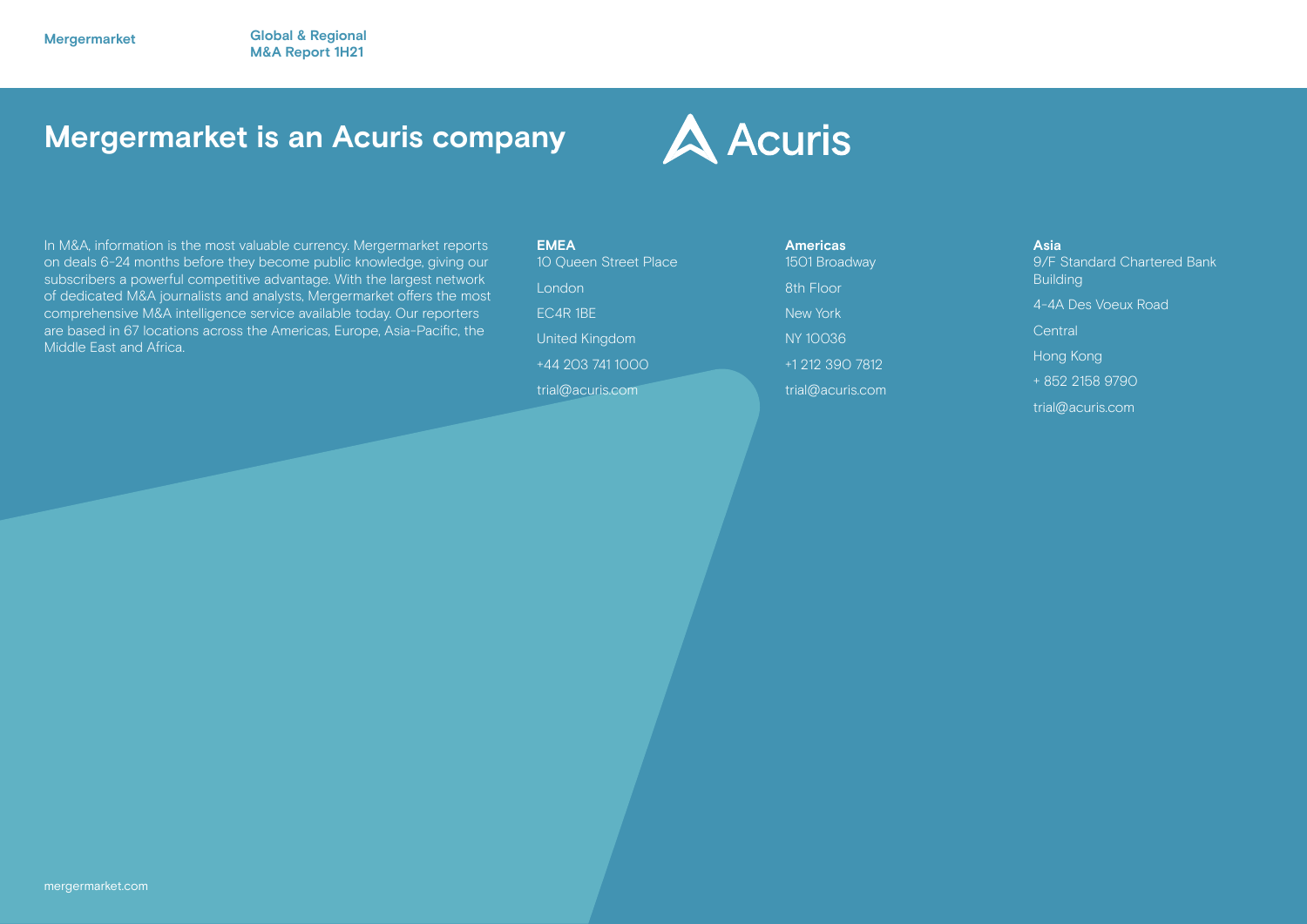# Mergermarket is an Acuris company

Acuris

In M&A, information is the most valuable currency. Mergermarket reports on deals 6-24 months before they become public knowledge, giving our subscribers a powerful competitive advantage. With the largest network of dedicated M&A journalists and analysts, Mergermarket offers the most comprehensive M&A intelligence service available today. Our reporters are based in 67 locations across the Americas, Europe, Asia-Pacific, the Middle East and Africa.

**EMEA**
10 Queen Street Place
London
EC4R 1BE
United Kingdom
+44 203 741 1000
trial@acuris.com

**Americas**
1501 Broadway
8th Floor
New York
NY 10036
+1 212 390 7812
trial@acuris.com

**Asia**
9/F Standard Chartered Bank Building
4-4A Des Voeux Road
Central
Hong Kong
+ 852 2158 9790
trial@acuris.com

mergermarket.com